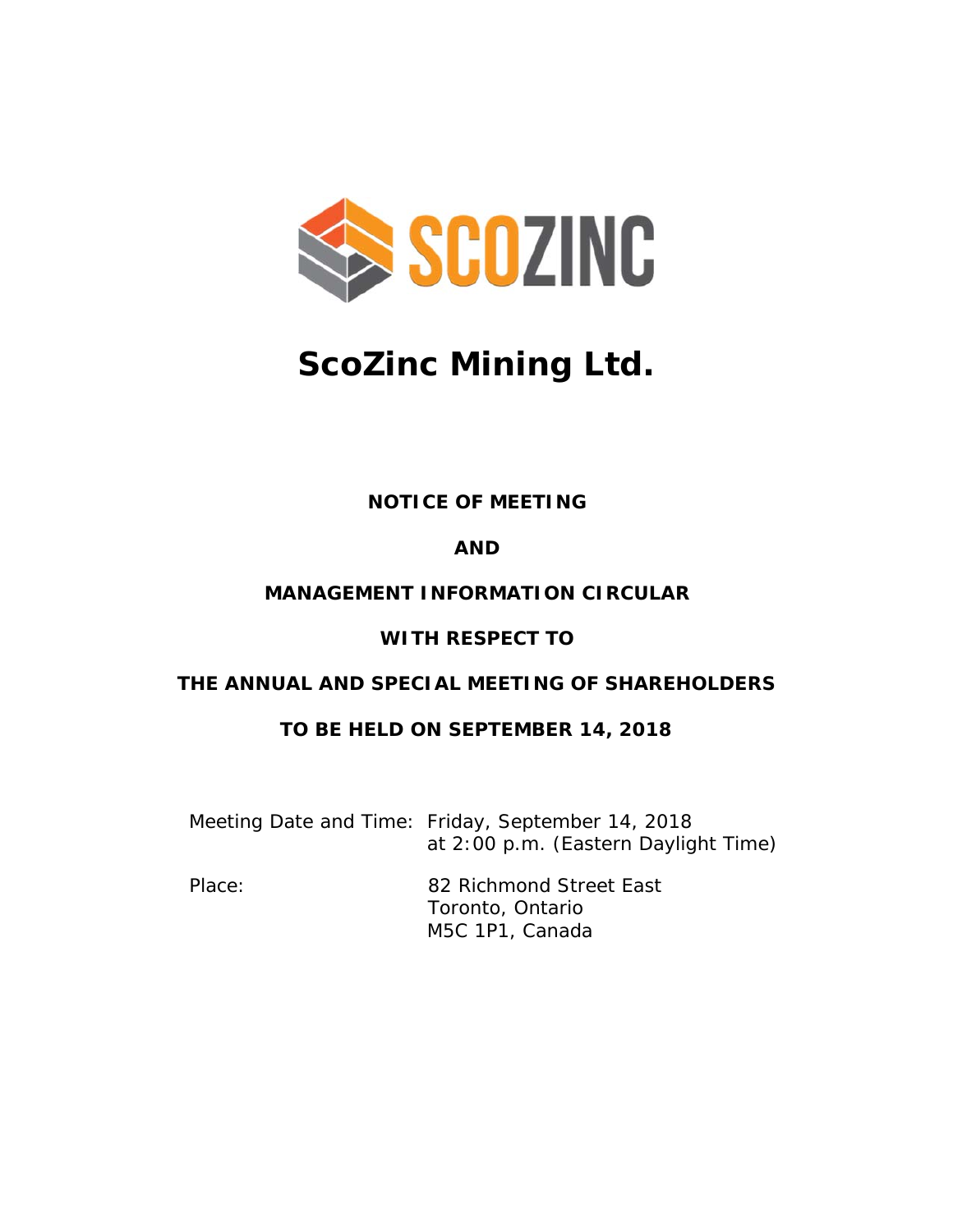# ScoZinc Mining Ltd.

**NOTICE OF MEETING**

**AND**

**MANAGEMENT INFORMATION CIRCULAR**

**WITH RESPECT TO**

**THE ANNUAL AND SPECIAL MEETING OF SHAREHOLDERS**

**TO BE HELD ON SEPTEMBER 14, 2018**

| | |
|---|---|
| Meeting Date and Time: | Friday, September 14, 2018<br>at 2:00 p.m. (Eastern Daylight Time) |
| Place: | 82 Richmond Street East<br>Toronto, Ontario<br>M5C 1P1, Canada |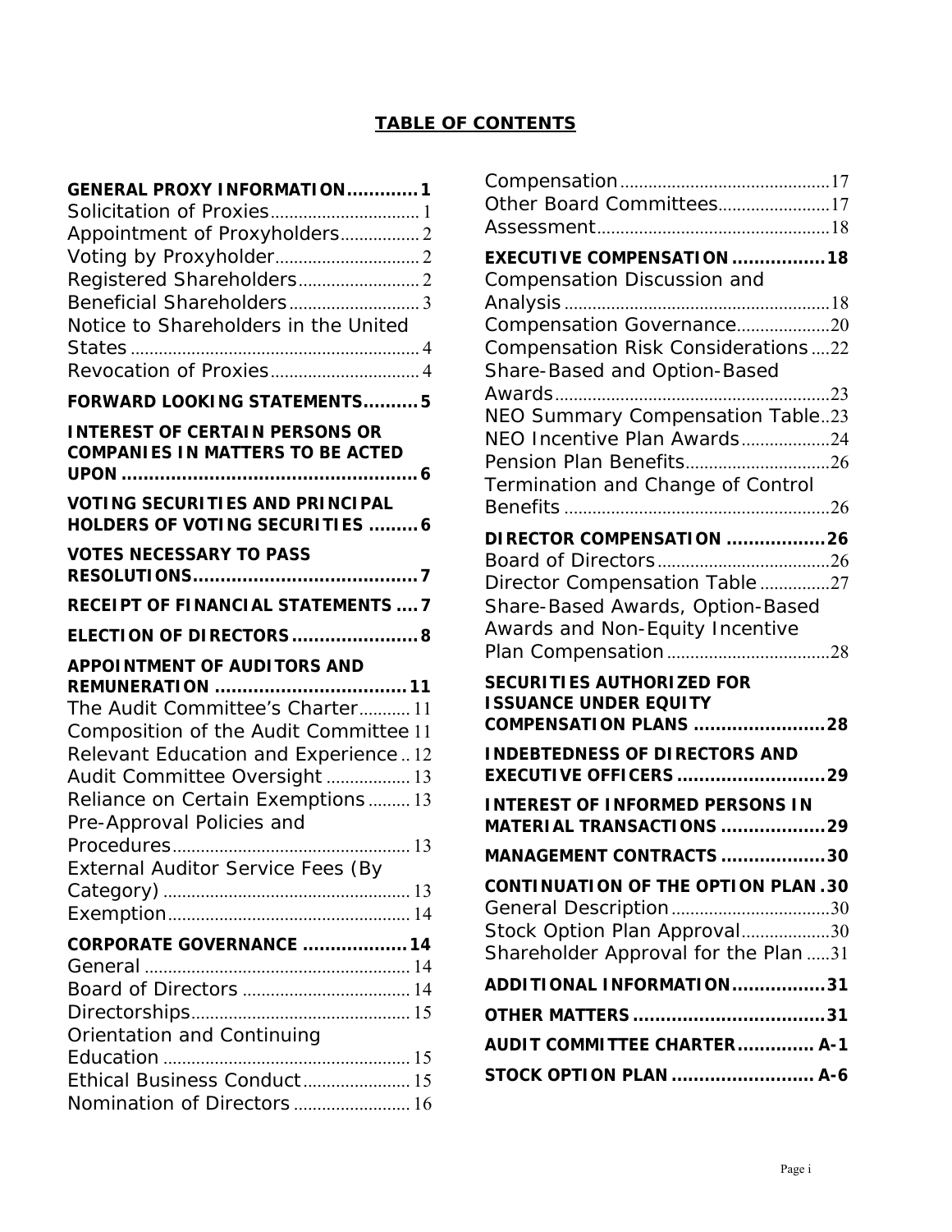# TABLE OF CONTENTS

**GENERAL PROXY INFORMATION............1**
Solicitation of Proxies................................ 1
Appointment of Proxyholders................. 2
Voting by Proxyholder............................... 2
Registered Shareholders.......................... 2
Beneficial Shareholders............................ 3
Notice to Shareholders in the United States.............................................................. 4
Revocation of Proxies................................ 4

**FORWARD LOOKING STATEMENTS..........5**

**INTEREST OF CERTAIN PERSONS OR COMPANIES IN MATTERS TO BE ACTED UPON ......................................................6**

**VOTING SECURITIES AND PRINCIPAL HOLDERS OF VOTING SECURITIES .........6**

**VOTES NECESSARY TO PASS RESOLUTIONS.........................................7**

**RECEIPT OF FINANCIAL STATEMENTS ....7**

**ELECTION OF DIRECTORS.......................8**

**APPOINTMENT OF AUDITORS AND REMUNERATION ...................................11**
The Audit Committee's Charter........... 11
Composition of the Audit Committee 11
Relevant Education and Experience .. 12
Audit Committee Oversight .................. 13
Reliance on Certain Exemptions ......... 13
Pre-Approval Policies and Procedures................................................... 13
External Auditor Service Fees (By Category) ..................................................... 13
Exemption.................................................... 14

**CORPORATE GOVERNANCE ...................14**
General .......................................................... 14
Board of Directors .................................... 14
Directorships............................................... 15
Orientation and Continuing Education ..................................................... 15
Ethical Business Conduct....................... 15
Nomination of Directors ......................... 16
Compensation.............................................17
Other Board Committees........................17
Assessment..................................................18

**EXECUTIVE COMPENSATION .................18**
Compensation Discussion and Analysis.........................................................18
Compensation Governance....................20
Compensation Risk Considerations....22
Share-Based and Option-Based Awards...........................................................23
NEO Summary Compensation Table..23
NEO Incentive Plan Awards...................24
Pension Plan Benefits...............................26
Termination and Change of Control Benefits .........................................................26

**DIRECTOR COMPENSATION ..................26**
Board of Directors.....................................26
Director Compensation Table ...............27
Share-Based Awards, Option-Based Awards and Non-Equity Incentive Plan Compensation...................................28

**SECURITIES AUTHORIZED FOR ISSUANCE UNDER EQUITY COMPENSATION PLANS ........................28**

**INDEBTEDNESS OF DIRECTORS AND EXECUTIVE OFFICERS ...........................29**

**INTEREST OF INFORMED PERSONS IN MATERIAL TRANSACTIONS ...................29**

**MANAGEMENT CONTRACTS ...................30**

**CONTINUATION OF THE OPTION PLAN.30**
General Description..................................30
Stock Option Plan Approval...................30
Shareholder Approval for the Plan .....31

**ADDITIONAL INFORMATION.................31**

**OTHER MATTERS ...................................31**

**AUDIT COMMITTEE CHARTER............. A-1**

**STOCK OPTION PLAN .......................... A-6**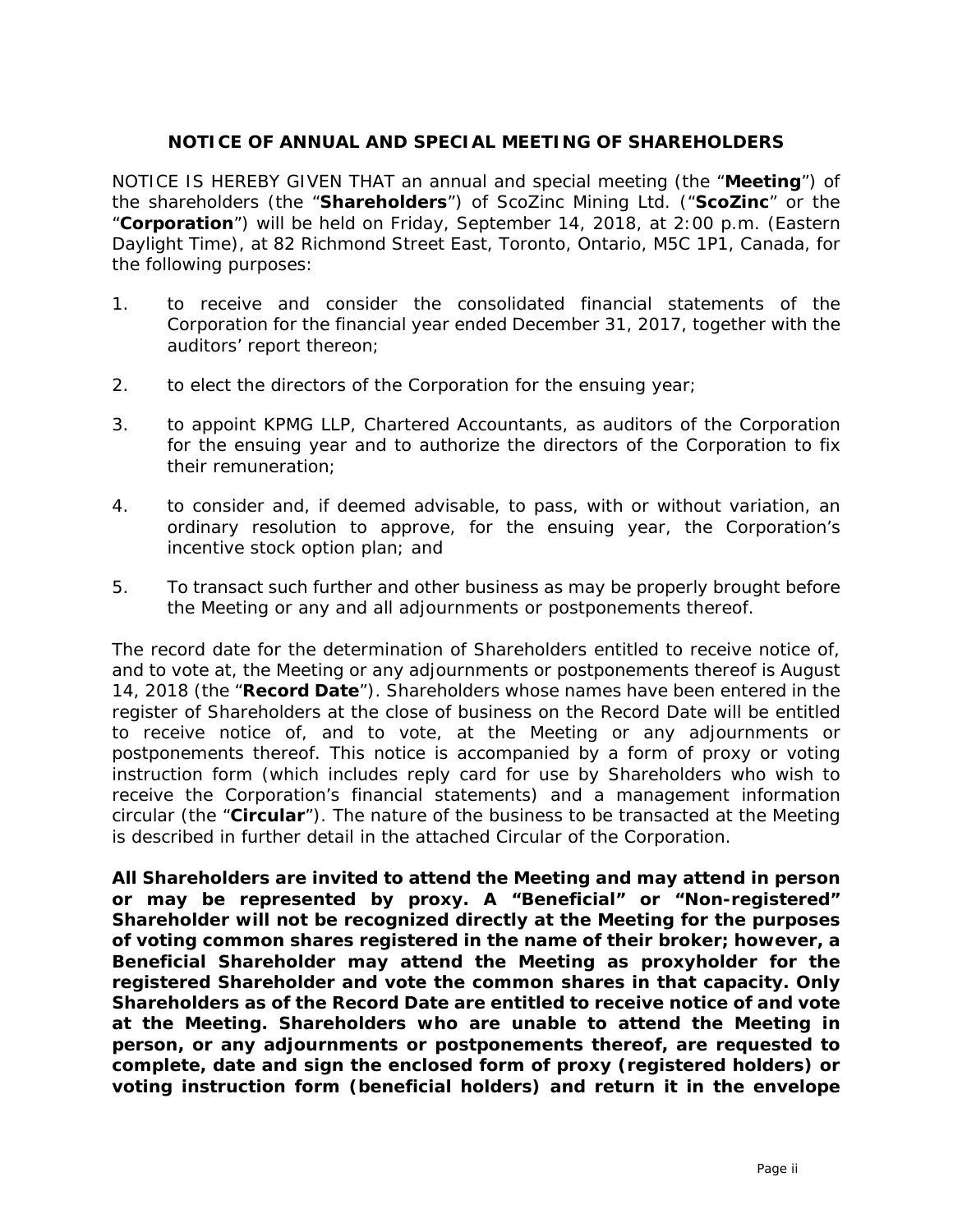## NOTICE OF ANNUAL AND SPECIAL MEETING OF SHAREHOLDERS

NOTICE IS HEREBY GIVEN THAT an annual and special meeting (the "**Meeting**") of the shareholders (the "**Shareholders**") of ScoZinc Mining Ltd. ("**ScoZinc**" or the "**Corporation**") will be held on Friday, September 14, 2018, at 2:00 p.m. (Eastern Daylight Time), at 82 Richmond Street East, Toronto, Ontario, M5C 1P1, Canada, for the following purposes:

1. to receive and consider the consolidated financial statements of the Corporation for the financial year ended December 31, 2017, together with the auditors' report thereon;

2. to elect the directors of the Corporation for the ensuing year;

3. to appoint KPMG LLP, Chartered Accountants, as auditors of the Corporation for the ensuing year and to authorize the directors of the Corporation to fix their remuneration;

4. to consider and, if deemed advisable, to pass, with or without variation, an ordinary resolution to approve, for the ensuing year, the Corporation's incentive stock option plan; and

5. To transact such further and other business as may be properly brought before the Meeting or any and all adjournments or postponements thereof.

The record date for the determination of Shareholders entitled to receive notice of, and to vote at, the Meeting or any adjournments or postponements thereof is August 14, 2018 (the "**Record Date**"). Shareholders whose names have been entered in the register of Shareholders at the close of business on the Record Date will be entitled to receive notice of, and to vote, at the Meeting or any adjournments or postponements thereof. This notice is accompanied by a form of proxy or voting instruction form (which includes reply card for use by Shareholders who wish to receive the Corporation's financial statements) and a management information circular (the "**Circular**"). The nature of the business to be transacted at the Meeting is described in further detail in the attached Circular of the Corporation.

**All Shareholders are invited to attend the Meeting and may attend in person or may be represented by proxy. A "Beneficial" or "Non-registered" Shareholder will not be recognized directly at the Meeting for the purposes of voting common shares registered in the name of their broker; however, a Beneficial Shareholder may attend the Meeting as proxyholder for the registered Shareholder and vote the common shares in that capacity. Only Shareholders as of the Record Date are entitled to receive notice of and vote at the Meeting. Shareholders who are unable to attend the Meeting in person, or any adjournments or postponements thereof, are requested to complete, date and sign the enclosed form of proxy (registered holders) or voting instruction form (beneficial holders) and return it in the envelope**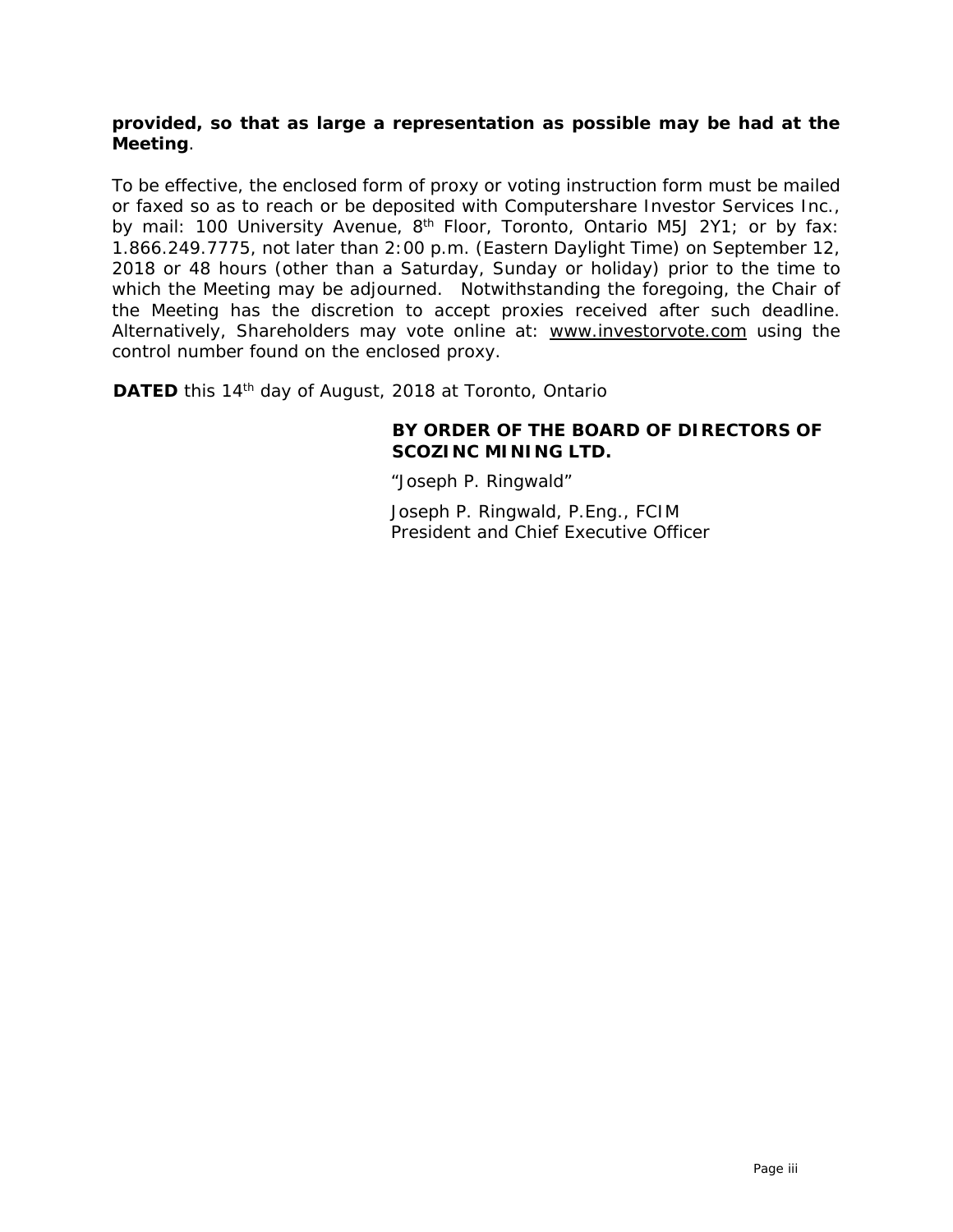**provided, so that as large a representation as possible may be had at the Meeting**.

To be effective, the enclosed form of proxy or voting instruction form must be mailed or faxed so as to reach or be deposited with Computershare Investor Services Inc., by mail: 100 University Avenue, 8th Floor, Toronto, Ontario M5J 2Y1; or by fax: 1.866.249.7775, not later than 2:00 p.m. (Eastern Daylight Time) on September 12, 2018 or 48 hours (other than a Saturday, Sunday or holiday) prior to the time to which the Meeting may be adjourned. Notwithstanding the foregoing, the Chair of the Meeting has the discretion to accept proxies received after such deadline. Alternatively, Shareholders may vote online at: www.investorvote.com using the control number found on the enclosed proxy.

**DATED** this 14th day of August, 2018 at Toronto, Ontario

**BY ORDER OF THE BOARD OF DIRECTORS OF SCOZINC MINING LTD.**

"Joseph P. Ringwald"

Joseph P. Ringwald, P.Eng., FCIM
President and Chief Executive Officer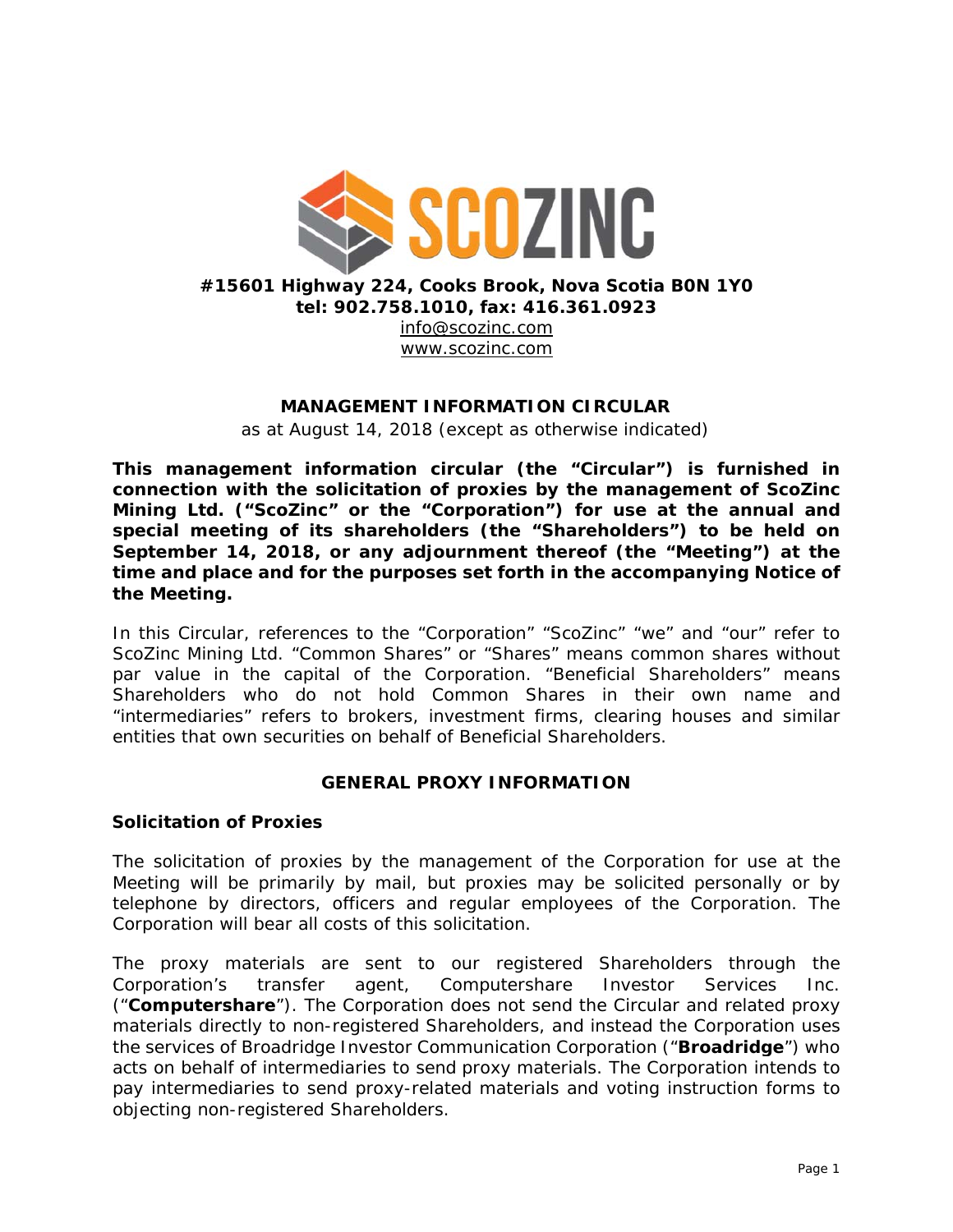**#15601 Highway 224, Cooks Brook, Nova Scotia B0N 1Y0**
**tel: 902.758.1010, fax: 416.361.0923**
info@scozinc.com
www.scozinc.com

# MANAGEMENT INFORMATION CIRCULAR

as at August 14, 2018 (except as otherwise indicated)

**This management information circular (the "Circular") is furnished in connection with the solicitation of proxies by the management of ScoZinc Mining Ltd. ("ScoZinc" or the "Corporation") for use at the annual and special meeting of its shareholders (the "Shareholders") to be held on September 14, 2018, or any adjournment thereof (the "Meeting") at the time and place and for the purposes set forth in the accompanying Notice of the Meeting.**

In this Circular, references to the "Corporation" "ScoZinc" "we" and "our" refer to ScoZinc Mining Ltd. "Common Shares" or "Shares" means common shares without par value in the capital of the Corporation. "Beneficial Shareholders" means Shareholders who do not hold Common Shares in their own name and "intermediaries" refers to brokers, investment firms, clearing houses and similar entities that own securities on behalf of Beneficial Shareholders.

## GENERAL PROXY INFORMATION

### Solicitation of Proxies

The solicitation of proxies by the management of the Corporation for use at the Meeting will be primarily by mail, but proxies may be solicited personally or by telephone by directors, officers and regular employees of the Corporation. The Corporation will bear all costs of this solicitation.

The proxy materials are sent to our registered Shareholders through the Corporation's transfer agent, Computershare Investor Services Inc. ("**Computershare**"). The Corporation does not send the Circular and related proxy materials directly to non-registered Shareholders, and instead the Corporation uses the services of Broadridge Investor Communication Corporation ("**Broadridge**") who acts on behalf of intermediaries to send proxy materials. The Corporation intends to pay intermediaries to send proxy-related materials and voting instruction forms to objecting non-registered Shareholders.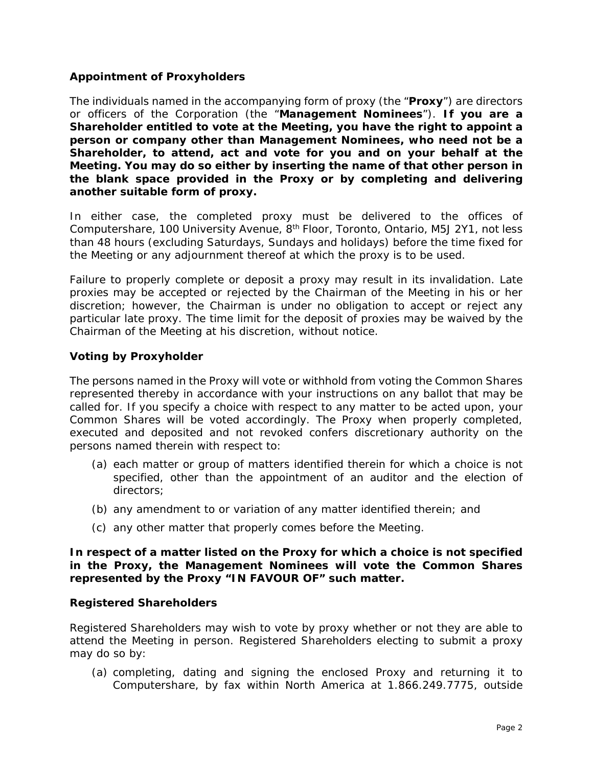### Appointment of Proxyholders

The individuals named in the accompanying form of proxy (the "**Proxy**") are directors or officers of the Corporation (the "**Management Nominees**"). **If you are a Shareholder entitled to vote at the Meeting, you have the right to appoint a person or company other than Management Nominees, who need not be a Shareholder, to attend, act and vote for you and on your behalf at the Meeting. You may do so either by inserting the name of that other person in the blank space provided in the Proxy or by completing and delivering another suitable form of proxy.**

In either case, the completed proxy must be delivered to the offices of Computershare, 100 University Avenue, 8th Floor, Toronto, Ontario, M5J 2Y1, not less than 48 hours (excluding Saturdays, Sundays and holidays) before the time fixed for the Meeting or any adjournment thereof at which the proxy is to be used.

Failure to properly complete or deposit a proxy may result in its invalidation. Late proxies may be accepted or rejected by the Chairman of the Meeting in his or her discretion; however, the Chairman is under no obligation to accept or reject any particular late proxy. The time limit for the deposit of proxies may be waived by the Chairman of the Meeting at his discretion, without notice.

### Voting by Proxyholder

The persons named in the Proxy will vote or withhold from voting the Common Shares represented thereby in accordance with your instructions on any ballot that may be called for. If you specify a choice with respect to any matter to be acted upon, your Common Shares will be voted accordingly. The Proxy when properly completed, executed and deposited and not revoked confers discretionary authority on the persons named therein with respect to:

(a) each matter or group of matters identified therein for which a choice is not specified, other than the appointment of an auditor and the election of directors;

(b) any amendment to or variation of any matter identified therein; and

(c) any other matter that properly comes before the Meeting.

**In respect of a matter listed on the Proxy for which a choice is not specified in the Proxy, the Management Nominees will vote the Common Shares represented by the Proxy "IN FAVOUR OF" such matter.**

### Registered Shareholders

Registered Shareholders may wish to vote by proxy whether or not they are able to attend the Meeting in person. Registered Shareholders electing to submit a proxy may do so by:

(a) completing, dating and signing the enclosed Proxy and returning it to Computershare, by fax within North America at 1.866.249.7775, outside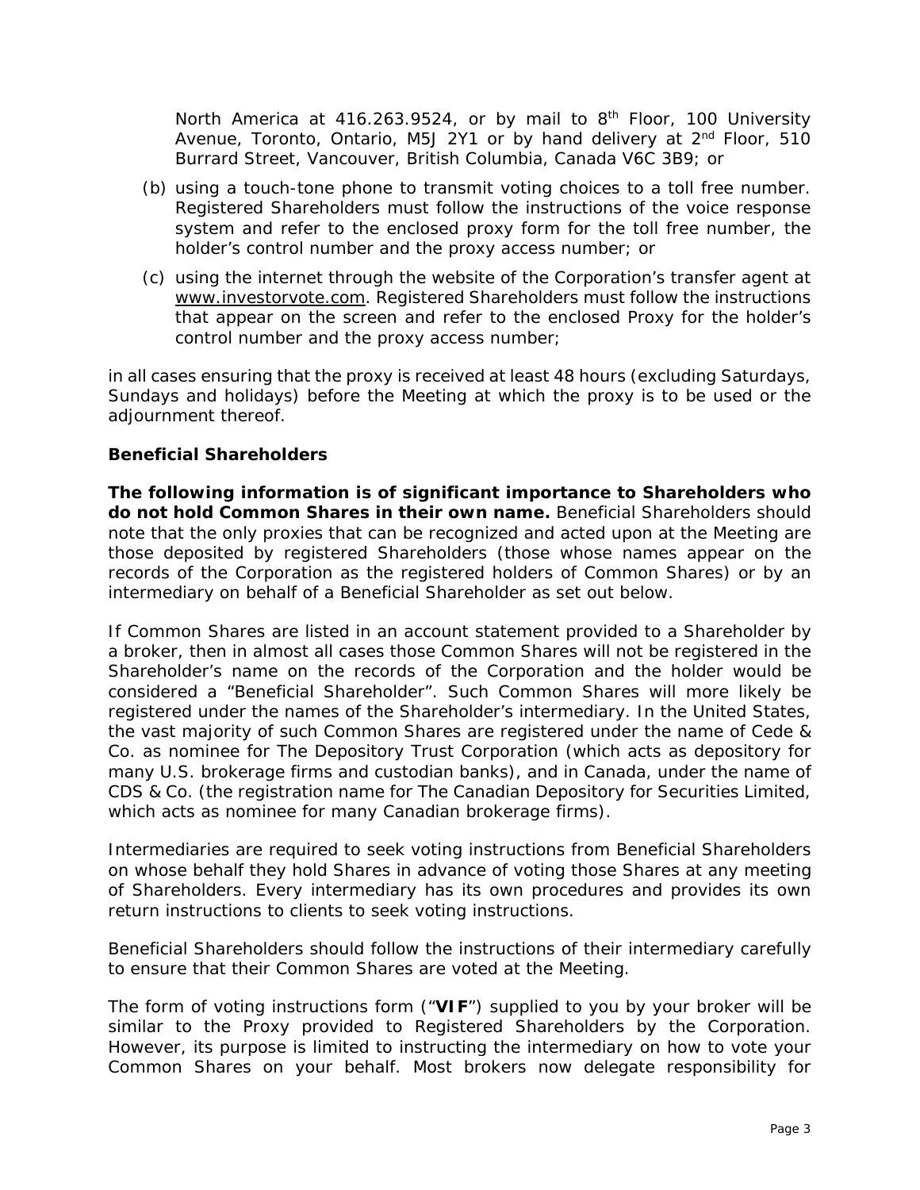North America at 416.263.9524, or by mail to 8th Floor, 100 University Avenue, Toronto, Ontario, M5J 2Y1 or by hand delivery at 2nd Floor, 510 Burrard Street, Vancouver, British Columbia, Canada V6C 3B9; or

(b) using a touch-tone phone to transmit voting choices to a toll free number. Registered Shareholders must follow the instructions of the voice response system and refer to the enclosed proxy form for the toll free number, the holder's control number and the proxy access number; or

(c) using the internet through the website of the Corporation's transfer agent at www.investorvote.com. Registered Shareholders must follow the instructions that appear on the screen and refer to the enclosed Proxy for the holder's control number and the proxy access number;

in all cases ensuring that the proxy is received at least 48 hours (excluding Saturdays, Sundays and holidays) before the Meeting at which the proxy is to be used or the adjournment thereof.

**Beneficial Shareholders**

**The following information is of significant importance to Shareholders who do not hold Common Shares in their own name.** Beneficial Shareholders should note that the only proxies that can be recognized and acted upon at the Meeting are those deposited by registered Shareholders (those whose names appear on the records of the Corporation as the registered holders of Common Shares) or by an intermediary on behalf of a Beneficial Shareholder as set out below.

If Common Shares are listed in an account statement provided to a Shareholder by a broker, then in almost all cases those Common Shares will not be registered in the Shareholder's name on the records of the Corporation and the holder would be considered a "Beneficial Shareholder". Such Common Shares will more likely be registered under the names of the Shareholder's intermediary. In the United States, the vast majority of such Common Shares are registered under the name of Cede & Co. as nominee for The Depository Trust Corporation (which acts as depository for many U.S. brokerage firms and custodian banks), and in Canada, under the name of CDS & Co. (the registration name for The Canadian Depository for Securities Limited, which acts as nominee for many Canadian brokerage firms).

Intermediaries are required to seek voting instructions from Beneficial Shareholders on whose behalf they hold Shares in advance of voting those Shares at any meeting of Shareholders. Every intermediary has its own procedures and provides its own return instructions to clients to seek voting instructions.

Beneficial Shareholders should follow the instructions of their intermediary carefully to ensure that their Common Shares are voted at the Meeting.

The form of voting instructions form ("**VIF**") supplied to you by your broker will be similar to the Proxy provided to Registered Shareholders by the Corporation. However, its purpose is limited to instructing the intermediary on how to vote your Common Shares on your behalf. Most brokers now delegate responsibility for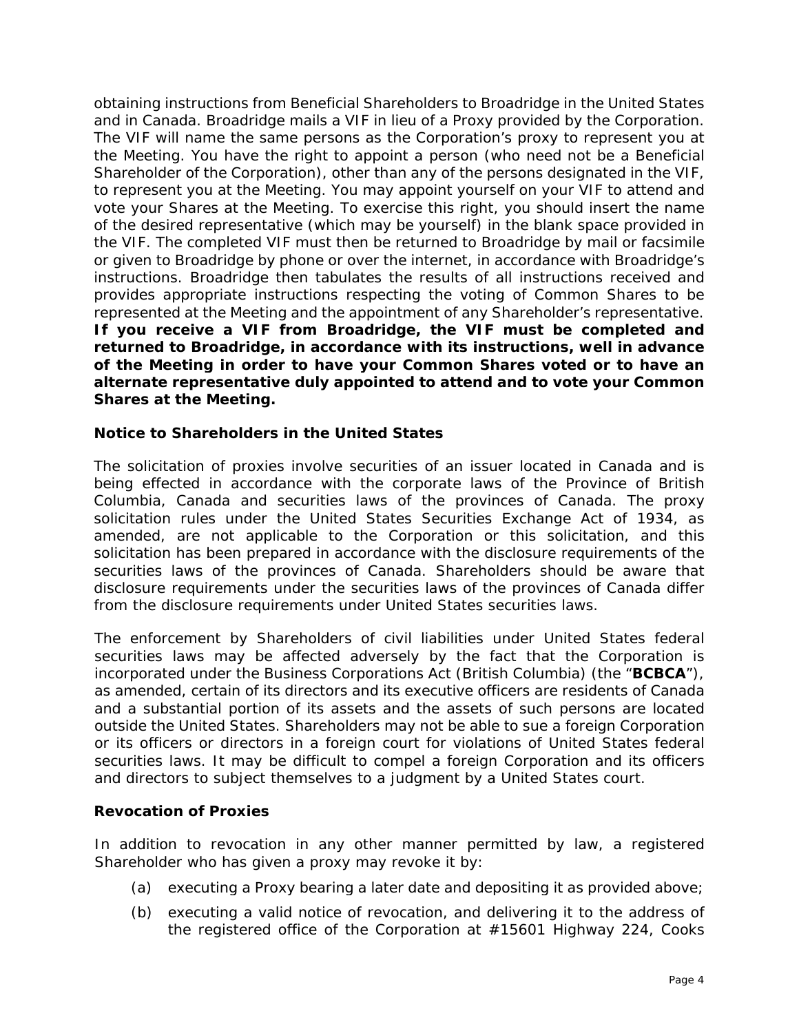obtaining instructions from Beneficial Shareholders to Broadridge in the United States and in Canada. Broadridge mails a VIF in lieu of a Proxy provided by the Corporation. The VIF will name the same persons as the Corporation's proxy to represent you at the Meeting. You have the right to appoint a person (who need not be a Beneficial Shareholder of the Corporation), other than any of the persons designated in the VIF, to represent you at the Meeting. You may appoint yourself on your VIF to attend and vote your Shares at the Meeting. To exercise this right, you should insert the name of the desired representative (which may be yourself) in the blank space provided in the VIF. The completed VIF must then be returned to Broadridge by mail or facsimile or given to Broadridge by phone or over the internet, in accordance with Broadridge's instructions. Broadridge then tabulates the results of all instructions received and provides appropriate instructions respecting the voting of Common Shares to be represented at the Meeting and the appointment of any Shareholder's representative. **If you receive a VIF from Broadridge, the VIF must be completed and returned to Broadridge, in accordance with its instructions, well in advance of the Meeting in order to have your Common Shares voted or to have an alternate representative duly appointed to attend and to vote your Common Shares at the Meeting.**

**Notice to Shareholders in the United States**

The solicitation of proxies involve securities of an issuer located in Canada and is being effected in accordance with the corporate laws of the Province of British Columbia, Canada and securities laws of the provinces of Canada. The proxy solicitation rules under the United States Securities Exchange Act of 1934, as amended, are not applicable to the Corporation or this solicitation, and this solicitation has been prepared in accordance with the disclosure requirements of the securities laws of the provinces of Canada. Shareholders should be aware that disclosure requirements under the securities laws of the provinces of Canada differ from the disclosure requirements under United States securities laws.

The enforcement by Shareholders of civil liabilities under United States federal securities laws may be affected adversely by the fact that the Corporation is incorporated under the Business Corporations Act (British Columbia) (the "**BCBCA**"), as amended, certain of its directors and its executive officers are residents of Canada and a substantial portion of its assets and the assets of such persons are located outside the United States. Shareholders may not be able to sue a foreign Corporation or its officers or directors in a foreign court for violations of United States federal securities laws. It may be difficult to compel a foreign Corporation and its officers and directors to subject themselves to a judgment by a United States court.

**Revocation of Proxies**

In addition to revocation in any other manner permitted by law, a registered Shareholder who has given a proxy may revoke it by:

(a) executing a Proxy bearing a later date and depositing it as provided above;

(b) executing a valid notice of revocation, and delivering it to the address of the registered office of the Corporation at #15601 Highway 224, Cooks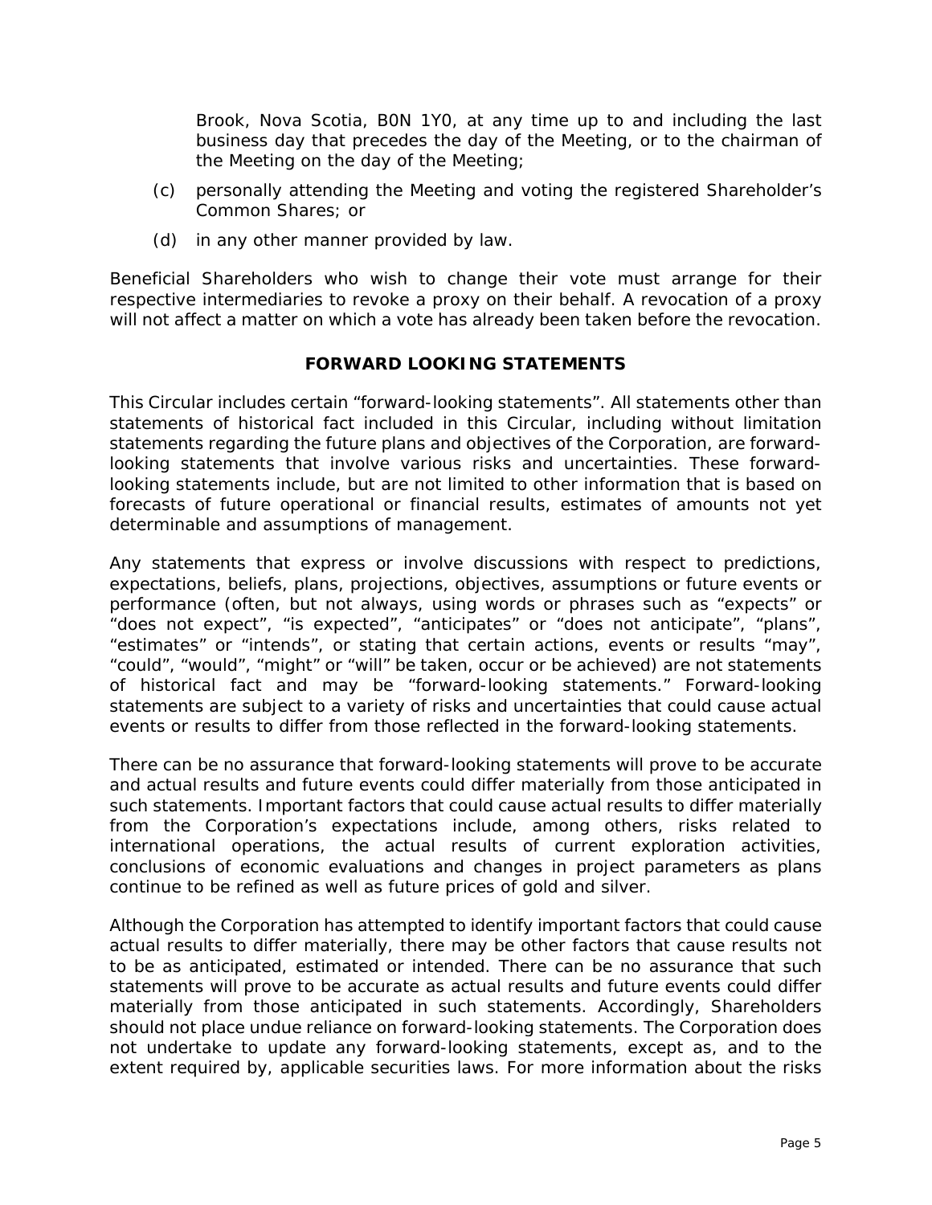Brook, Nova Scotia, B0N 1Y0, at any time up to and including the last business day that precedes the day of the Meeting, or to the chairman of the Meeting on the day of the Meeting;

(c) personally attending the Meeting and voting the registered Shareholder's Common Shares; or

(d) in any other manner provided by law.

Beneficial Shareholders who wish to change their vote must arrange for their respective intermediaries to revoke a proxy on their behalf. A revocation of a proxy will not affect a matter on which a vote has already been taken before the revocation.

## FORWARD LOOKING STATEMENTS

This Circular includes certain "forward-looking statements". All statements other than statements of historical fact included in this Circular, including without limitation statements regarding the future plans and objectives of the Corporation, are forward-looking statements that involve various risks and uncertainties. These forward-looking statements include, but are not limited to other information that is based on forecasts of future operational or financial results, estimates of amounts not yet determinable and assumptions of management.

Any statements that express or involve discussions with respect to predictions, expectations, beliefs, plans, projections, objectives, assumptions or future events or performance (often, but not always, using words or phrases such as "expects" or "does not expect", "is expected", "anticipates" or "does not anticipate", "plans", "estimates" or "intends", or stating that certain actions, events or results "may", "could", "would", "might" or "will" be taken, occur or be achieved) are not statements of historical fact and may be "forward-looking statements." Forward-looking statements are subject to a variety of risks and uncertainties that could cause actual events or results to differ from those reflected in the forward-looking statements.

There can be no assurance that forward-looking statements will prove to be accurate and actual results and future events could differ materially from those anticipated in such statements. Important factors that could cause actual results to differ materially from the Corporation's expectations include, among others, risks related to international operations, the actual results of current exploration activities, conclusions of economic evaluations and changes in project parameters as plans continue to be refined as well as future prices of gold and silver.

Although the Corporation has attempted to identify important factors that could cause actual results to differ materially, there may be other factors that cause results not to be as anticipated, estimated or intended. There can be no assurance that such statements will prove to be accurate as actual results and future events could differ materially from those anticipated in such statements. Accordingly, Shareholders should not place undue reliance on forward-looking statements. The Corporation does not undertake to update any forward-looking statements, except as, and to the extent required by, applicable securities laws. For more information about the risks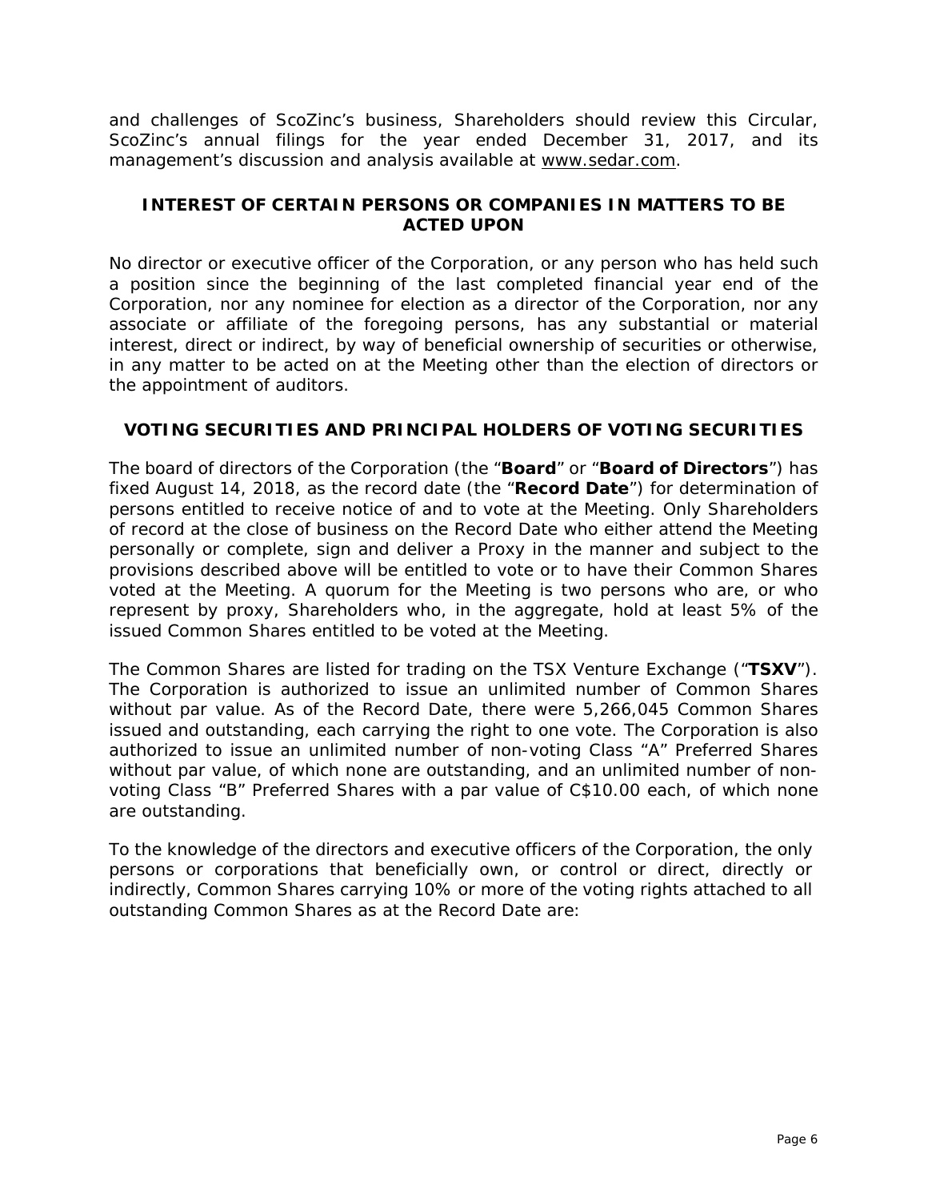and challenges of ScoZinc's business, Shareholders should review this Circular, ScoZinc's annual filings for the year ended December 31, 2017, and its management's discussion and analysis available at www.sedar.com.

## INTEREST OF CERTAIN PERSONS OR COMPANIES IN MATTERS TO BE ACTED UPON

No director or executive officer of the Corporation, or any person who has held such a position since the beginning of the last completed financial year end of the Corporation, nor any nominee for election as a director of the Corporation, nor any associate or affiliate of the foregoing persons, has any substantial or material interest, direct or indirect, by way of beneficial ownership of securities or otherwise, in any matter to be acted on at the Meeting other than the election of directors or the appointment of auditors.

## VOTING SECURITIES AND PRINCIPAL HOLDERS OF VOTING SECURITIES

The board of directors of the Corporation (the "**Board**" or "**Board of Directors**") has fixed August 14, 2018, as the record date (the "**Record Date**") for determination of persons entitled to receive notice of and to vote at the Meeting. Only Shareholders of record at the close of business on the Record Date who either attend the Meeting personally or complete, sign and deliver a Proxy in the manner and subject to the provisions described above will be entitled to vote or to have their Common Shares voted at the Meeting. A quorum for the Meeting is two persons who are, or who represent by proxy, Shareholders who, in the aggregate, hold at least 5% of the issued Common Shares entitled to be voted at the Meeting.

The Common Shares are listed for trading on the TSX Venture Exchange ("**TSXV**"). The Corporation is authorized to issue an unlimited number of Common Shares without par value. As of the Record Date, there were 5,266,045 Common Shares issued and outstanding, each carrying the right to one vote. The Corporation is also authorized to issue an unlimited number of non-voting Class "A" Preferred Shares without par value, of which none are outstanding, and an unlimited number of non-voting Class "B" Preferred Shares with a par value of C$10.00 each, of which none are outstanding.

To the knowledge of the directors and executive officers of the Corporation, the only persons or corporations that beneficially own, or control or direct, directly or indirectly, Common Shares carrying 10% or more of the voting rights attached to all outstanding Common Shares as at the Record Date are: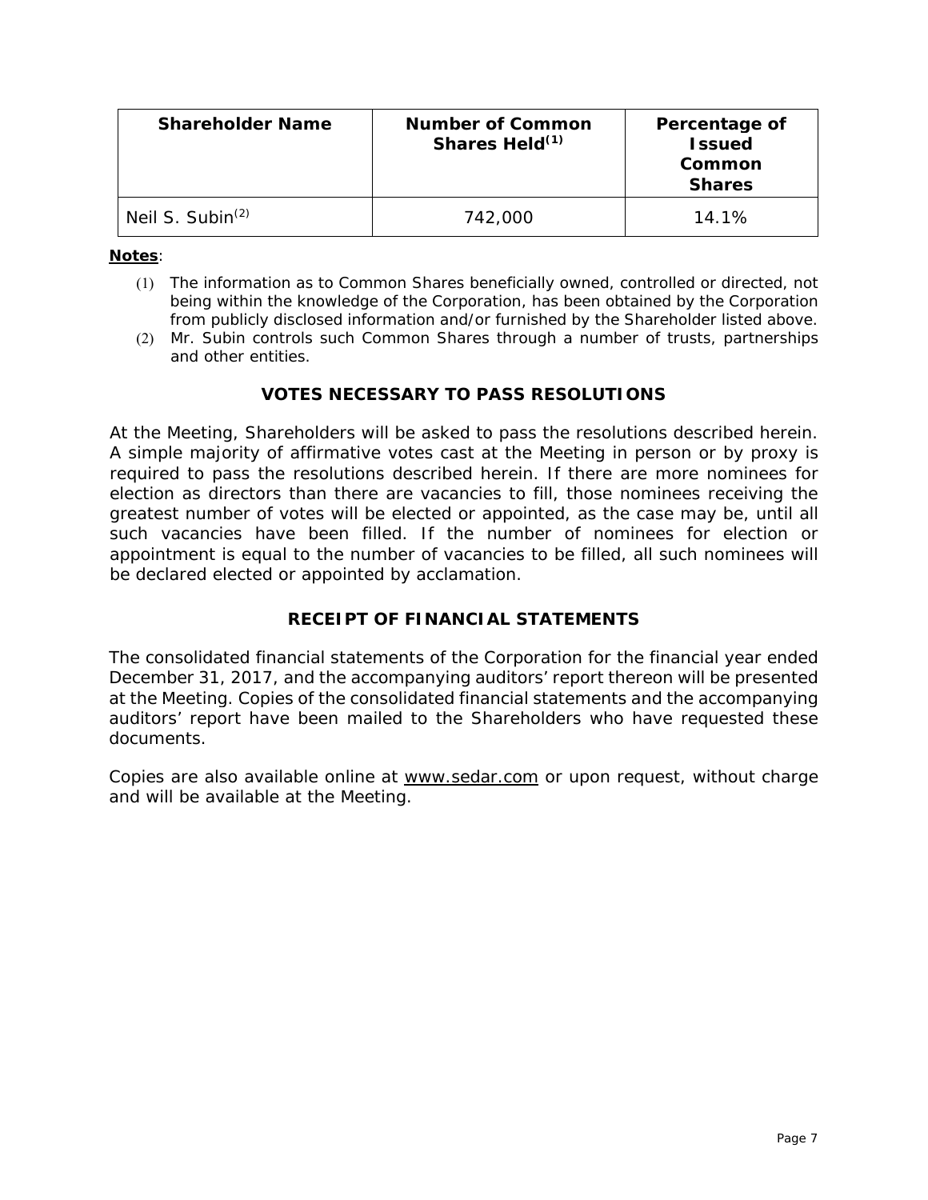| Shareholder Name | Number of Common Shares Held[(1)] | Percentage of Issued Common Shares |
| --- | --- | --- |
| Neil S. Subin[(2)] | 742,000 | 14.1% |

**Notes**:

(1) The information as to Common Shares beneficially owned, controlled or directed, not being within the knowledge of the Corporation, has been obtained by the Corporation from publicly disclosed information and/or furnished by the Shareholder listed above.

(2) Mr. Subin controls such Common Shares through a number of trusts, partnerships and other entities.

## VOTES NECESSARY TO PASS RESOLUTIONS

At the Meeting, Shareholders will be asked to pass the resolutions described herein. A simple majority of affirmative votes cast at the Meeting in person or by proxy is required to pass the resolutions described herein. If there are more nominees for election as directors than there are vacancies to fill, those nominees receiving the greatest number of votes will be elected or appointed, as the case may be, until all such vacancies have been filled. If the number of nominees for election or appointment is equal to the number of vacancies to be filled, all such nominees will be declared elected or appointed by acclamation.

## RECEIPT OF FINANCIAL STATEMENTS

The consolidated financial statements of the Corporation for the financial year ended December 31, 2017, and the accompanying auditors' report thereon will be presented at the Meeting. Copies of the consolidated financial statements and the accompanying auditors' report have been mailed to the Shareholders who have requested these documents.

Copies are also available online at www.sedar.com or upon request, without charge and will be available at the Meeting.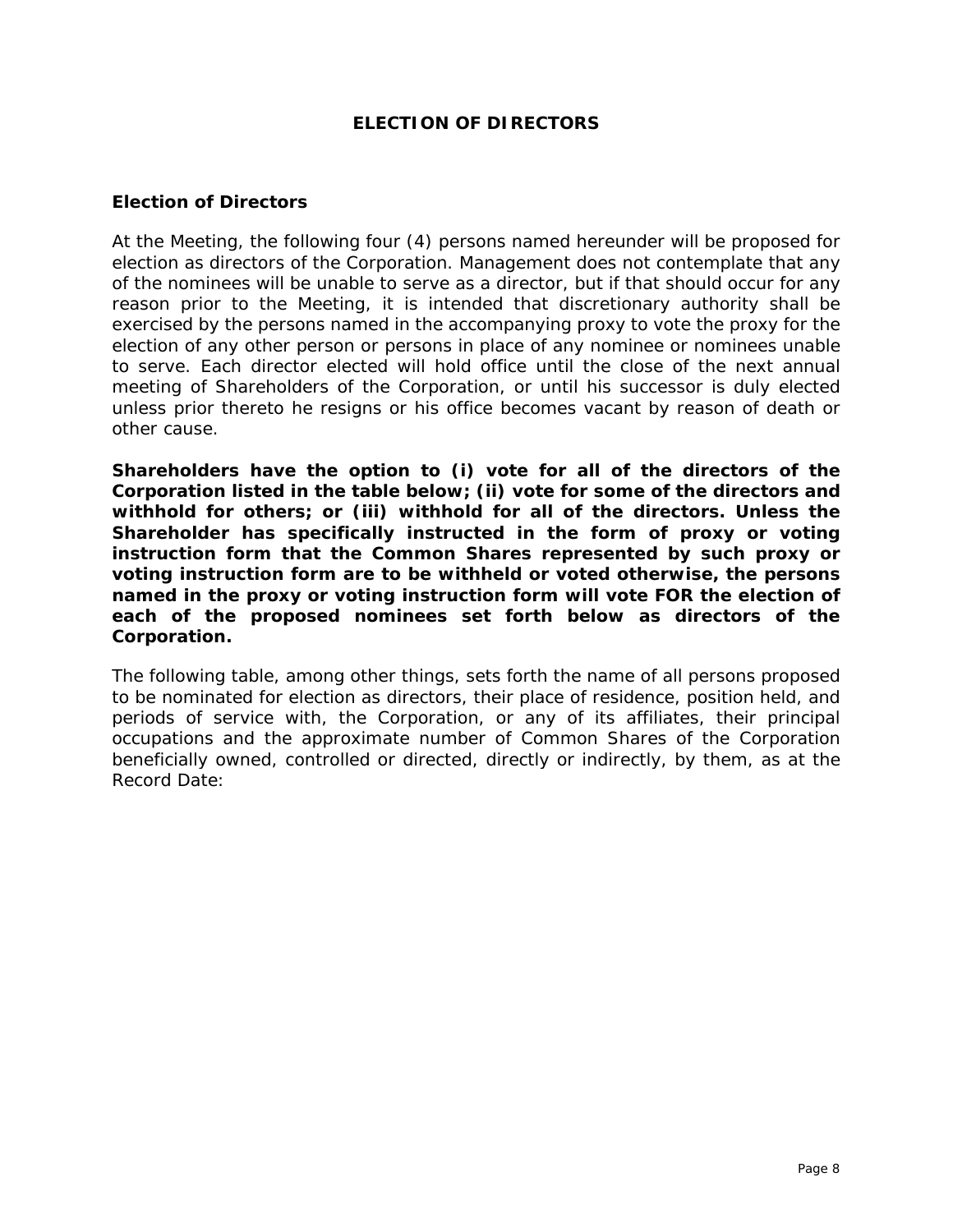# ELECTION OF DIRECTORS

## Election of Directors

At the Meeting, the following four (4) persons named hereunder will be proposed for election as directors of the Corporation. Management does not contemplate that any of the nominees will be unable to serve as a director, but if that should occur for any reason prior to the Meeting, it is intended that discretionary authority shall be exercised by the persons named in the accompanying proxy to vote the proxy for the election of any other person or persons in place of any nominee or nominees unable to serve. Each director elected will hold office until the close of the next annual meeting of Shareholders of the Corporation, or until his successor is duly elected unless prior thereto he resigns or his office becomes vacant by reason of death or other cause.

**Shareholders have the option to (i) vote for all of the directors of the Corporation listed in the table below; (ii) vote for some of the directors and withhold for others; or (iii) withhold for all of the directors. Unless the Shareholder has specifically instructed in the form of proxy or voting instruction form that the Common Shares represented by such proxy or voting instruction form are to be withheld or voted otherwise, the persons named in the proxy or voting instruction form will vote FOR the election of each of the proposed nominees set forth below as directors of the Corporation.**

The following table, among other things, sets forth the name of all persons proposed to be nominated for election as directors, their place of residence, position held, and periods of service with, the Corporation, or any of its affiliates, their principal occupations and the approximate number of Common Shares of the Corporation beneficially owned, controlled or directed, directly or indirectly, by them, as at the Record Date: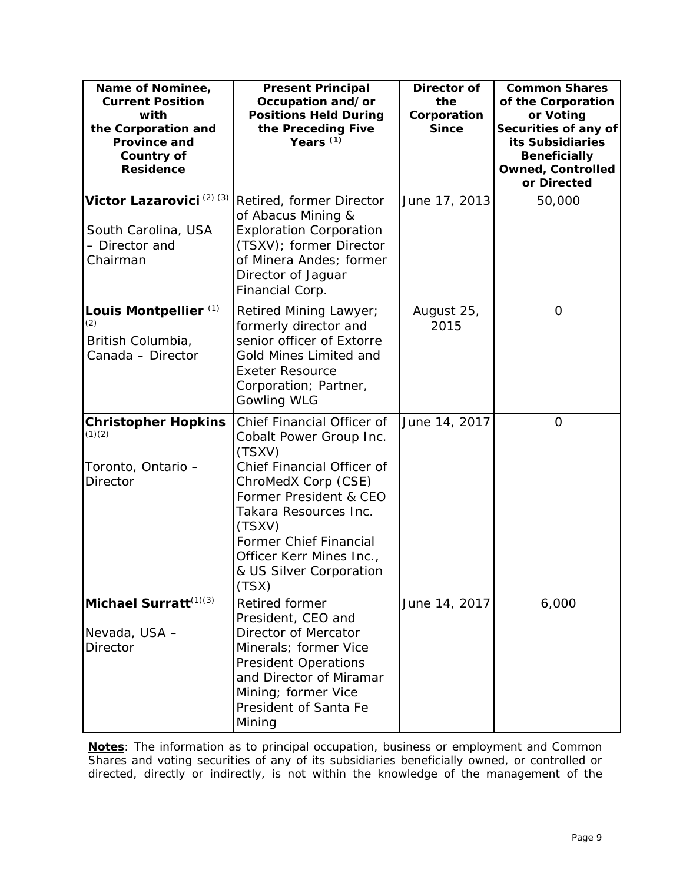| Name of Nominee, Current Position with the Corporation and Province and Country of Residence | Present Principal Occupation and/or Positions Held During the Preceding Five Years (1) | Director of the Corporation Since | Common Shares of the Corporation or Voting Securities of any of its Subsidiaries Beneficially Owned, Controlled or Directed |
|---|---|---|---|
| **Victor Lazarovici** (2) (3)<br><br>South Carolina, USA – Director and Chairman | Retired, former Director of Abacus Mining & Exploration Corporation (TSXV); former Director of Minera Andes; former Director of Jaguar Financial Corp. | June 17, 2013 | 50,000 |
| **Louis Montpellier** (1) (2)<br>British Columbia, Canada – Director | Retired Mining Lawyer; formerly director and senior officer of Extorre Gold Mines Limited and Exeter Resource Corporation; Partner, Gowling WLG | August 25, 2015 | 0 |
| **Christopher Hopkins** (1)(2)<br><br>Toronto, Ontario – Director | Chief Financial Officer of Cobalt Power Group Inc. (TSXV)<br>Chief Financial Officer of ChroMedX Corp (CSE)<br>Former President & CEO Takara Resources Inc. (TSXV)<br>Former Chief Financial Officer Kerr Mines Inc., & US Silver Corporation (TSX) | June 14, 2017 | 0 |
| **Michael Surratt** (1)(3)<br><br>Nevada, USA – Director | Retired former President, CEO and Director of Mercator Minerals; former Vice President Operations and Director of Miramar Mining; former Vice President of Santa Fe Mining | June 14, 2017 | 6,000 |

**Notes**: The information as to principal occupation, business or employment and Common Shares and voting securities of any of its subsidiaries beneficially owned, or controlled or directed, directly or indirectly, is not within the knowledge of the management of the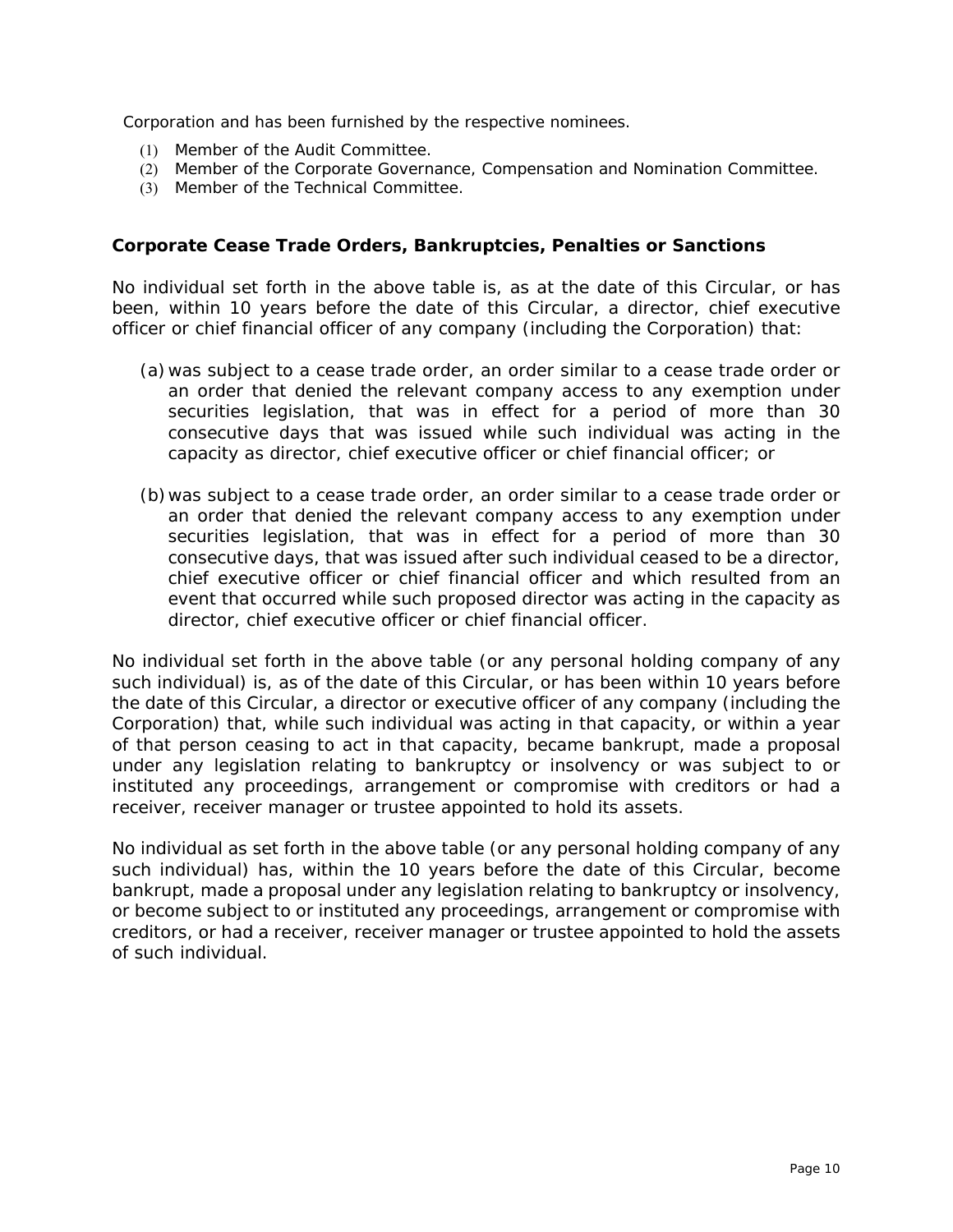Corporation and has been furnished by the respective nominees.

(1) Member of the Audit Committee.
(2) Member of the Corporate Governance, Compensation and Nomination Committee.
(3) Member of the Technical Committee.

### Corporate Cease Trade Orders, Bankruptcies, Penalties or Sanctions

No individual set forth in the above table is, as at the date of this Circular, or has been, within 10 years before the date of this Circular, a director, chief executive officer or chief financial officer of any company (including the Corporation) that:

(a) was subject to a cease trade order, an order similar to a cease trade order or an order that denied the relevant company access to any exemption under securities legislation, that was in effect for a period of more than 30 consecutive days that was issued while such individual was acting in the capacity as director, chief executive officer or chief financial officer; or

(b) was subject to a cease trade order, an order similar to a cease trade order or an order that denied the relevant company access to any exemption under securities legislation, that was in effect for a period of more than 30 consecutive days, that was issued after such individual ceased to be a director, chief executive officer or chief financial officer and which resulted from an event that occurred while such proposed director was acting in the capacity as director, chief executive officer or chief financial officer.

No individual set forth in the above table (or any personal holding company of any such individual) is, as of the date of this Circular, or has been within 10 years before the date of this Circular, a director or executive officer of any company (including the Corporation) that, while such individual was acting in that capacity, or within a year of that person ceasing to act in that capacity, became bankrupt, made a proposal under any legislation relating to bankruptcy or insolvency or was subject to or instituted any proceedings, arrangement or compromise with creditors or had a receiver, receiver manager or trustee appointed to hold its assets.

No individual as set forth in the above table (or any personal holding company of any such individual) has, within the 10 years before the date of this Circular, become bankrupt, made a proposal under any legislation relating to bankruptcy or insolvency, or become subject to or instituted any proceedings, arrangement or compromise with creditors, or had a receiver, receiver manager or trustee appointed to hold the assets of such individual.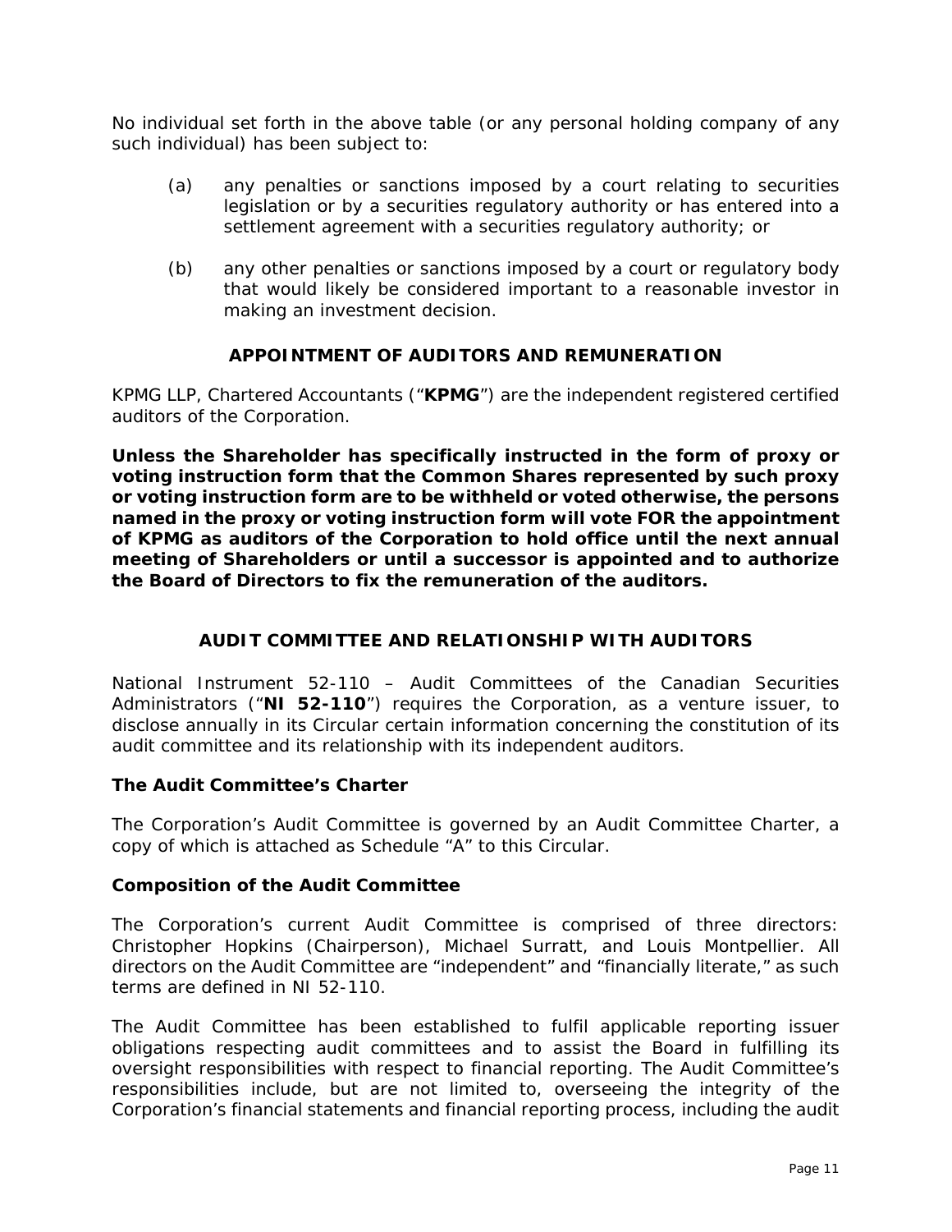No individual set forth in the above table (or any personal holding company of any such individual) has been subject to:

(a) any penalties or sanctions imposed by a court relating to securities legislation or by a securities regulatory authority or has entered into a settlement agreement with a securities regulatory authority; or

(b) any other penalties or sanctions imposed by a court or regulatory body that would likely be considered important to a reasonable investor in making an investment decision.

## APPOINTMENT OF AUDITORS AND REMUNERATION

KPMG LLP, Chartered Accountants ("**KPMG**") are the independent registered certified auditors of the Corporation.

**Unless the Shareholder has specifically instructed in the form of proxy or voting instruction form that the Common Shares represented by such proxy or voting instruction form are to be withheld or voted otherwise, the persons named in the proxy or voting instruction form will vote FOR the appointment of KPMG as auditors of the Corporation to hold office until the next annual meeting of Shareholders or until a successor is appointed and to authorize the Board of Directors to fix the remuneration of the auditors.**

## AUDIT COMMITTEE AND RELATIONSHIP WITH AUDITORS

National Instrument 52-110 – Audit Committees of the Canadian Securities Administrators ("**NI 52-110**") requires the Corporation, as a venture issuer, to disclose annually in its Circular certain information concerning the constitution of its audit committee and its relationship with its independent auditors.

### The Audit Committee's Charter

The Corporation's Audit Committee is governed by an Audit Committee Charter, a copy of which is attached as Schedule "A" to this Circular.

### Composition of the Audit Committee

The Corporation's current Audit Committee is comprised of three directors: Christopher Hopkins (Chairperson), Michael Surratt, and Louis Montpellier. All directors on the Audit Committee are "independent" and "financially literate," as such terms are defined in NI 52-110.

The Audit Committee has been established to fulfil applicable reporting issuer obligations respecting audit committees and to assist the Board in fulfilling its oversight responsibilities with respect to financial reporting. The Audit Committee's responsibilities include, but are not limited to, overseeing the integrity of the Corporation's financial statements and financial reporting process, including the audit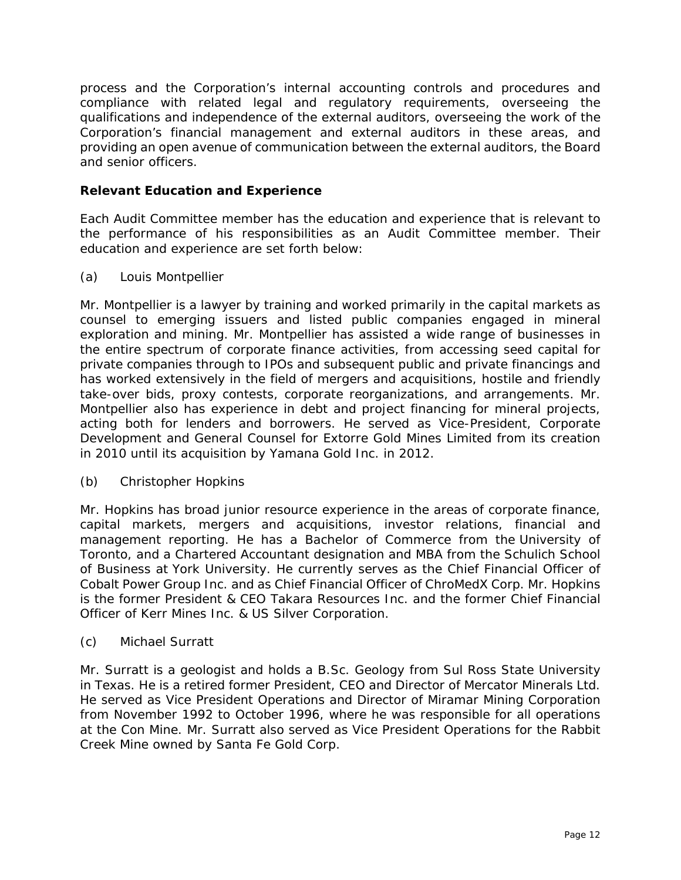process and the Corporation's internal accounting controls and procedures and compliance with related legal and regulatory requirements, overseeing the qualifications and independence of the external auditors, overseeing the work of the Corporation's financial management and external auditors in these areas, and providing an open avenue of communication between the external auditors, the Board and senior officers.

**Relevant Education and Experience**

Each Audit Committee member has the education and experience that is relevant to the performance of his responsibilities as an Audit Committee member. Their education and experience are set forth below:

(a) Louis Montpellier

Mr. Montpellier is a lawyer by training and worked primarily in the capital markets as counsel to emerging issuers and listed public companies engaged in mineral exploration and mining. Mr. Montpellier has assisted a wide range of businesses in the entire spectrum of corporate finance activities, from accessing seed capital for private companies through to IPOs and subsequent public and private financings and has worked extensively in the field of mergers and acquisitions, hostile and friendly take-over bids, proxy contests, corporate reorganizations, and arrangements. Mr. Montpellier also has experience in debt and project financing for mineral projects, acting both for lenders and borrowers. He served as Vice-President, Corporate Development and General Counsel for Extorre Gold Mines Limited from its creation in 2010 until its acquisition by Yamana Gold Inc. in 2012.

(b) Christopher Hopkins

Mr. Hopkins has broad junior resource experience in the areas of corporate finance, capital markets, mergers and acquisitions, investor relations, financial and management reporting. He has a Bachelor of Commerce from the University of Toronto, and a Chartered Accountant designation and MBA from the Schulich School of Business at York University. He currently serves as the Chief Financial Officer of Cobalt Power Group Inc. and as Chief Financial Officer of ChroMedX Corp. Mr. Hopkins is the former President & CEO Takara Resources Inc. and the former Chief Financial Officer of Kerr Mines Inc. & US Silver Corporation.

(c) Michael Surratt

Mr. Surratt is a geologist and holds a B.Sc. Geology from Sul Ross State University in Texas. He is a retired former President, CEO and Director of Mercator Minerals Ltd. He served as Vice President Operations and Director of Miramar Mining Corporation from November 1992 to October 1996, where he was responsible for all operations at the Con Mine. Mr. Surratt also served as Vice President Operations for the Rabbit Creek Mine owned by Santa Fe Gold Corp.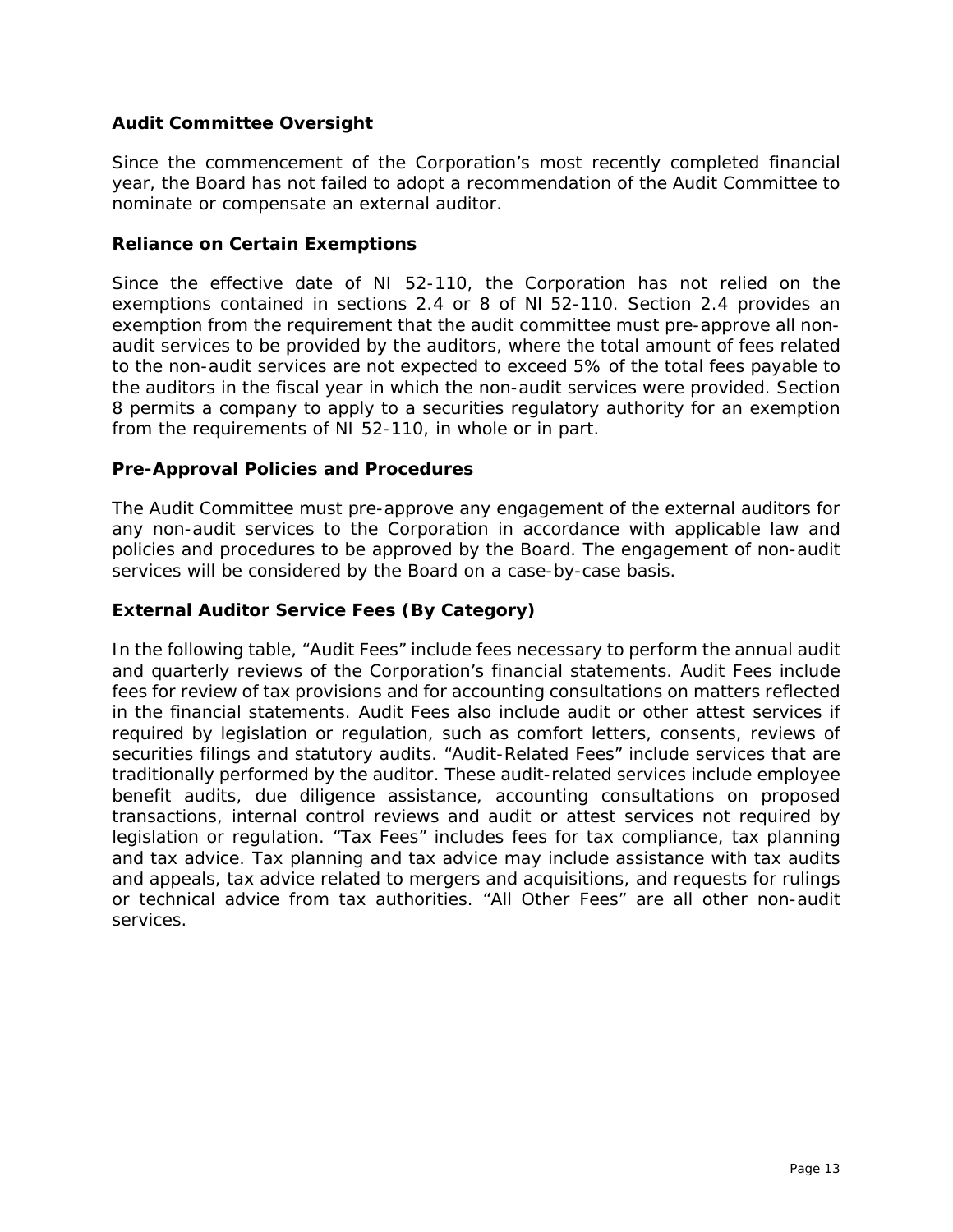### Audit Committee Oversight

Since the commencement of the Corporation's most recently completed financial year, the Board has not failed to adopt a recommendation of the Audit Committee to nominate or compensate an external auditor.

### Reliance on Certain Exemptions

Since the effective date of NI 52-110, the Corporation has not relied on the exemptions contained in sections 2.4 or 8 of NI 52-110. Section 2.4 provides an exemption from the requirement that the audit committee must pre-approve all non-audit services to be provided by the auditors, where the total amount of fees related to the non-audit services are not expected to exceed 5% of the total fees payable to the auditors in the fiscal year in which the non-audit services were provided. Section 8 permits a company to apply to a securities regulatory authority for an exemption from the requirements of NI 52-110, in whole or in part.

### Pre-Approval Policies and Procedures

The Audit Committee must pre-approve any engagement of the external auditors for any non-audit services to the Corporation in accordance with applicable law and policies and procedures to be approved by the Board. The engagement of non-audit services will be considered by the Board on a case-by-case basis.

### External Auditor Service Fees (By Category)

In the following table, "Audit Fees" include fees necessary to perform the annual audit and quarterly reviews of the Corporation's financial statements. Audit Fees include fees for review of tax provisions and for accounting consultations on matters reflected in the financial statements. Audit Fees also include audit or other attest services if required by legislation or regulation, such as comfort letters, consents, reviews of securities filings and statutory audits. "Audit-Related Fees" include services that are traditionally performed by the auditor. These audit-related services include employee benefit audits, due diligence assistance, accounting consultations on proposed transactions, internal control reviews and audit or attest services not required by legislation or regulation. "Tax Fees" includes fees for tax compliance, tax planning and tax advice. Tax planning and tax advice may include assistance with tax audits and appeals, tax advice related to mergers and acquisitions, and requests for rulings or technical advice from tax authorities. "All Other Fees" are all other non-audit services.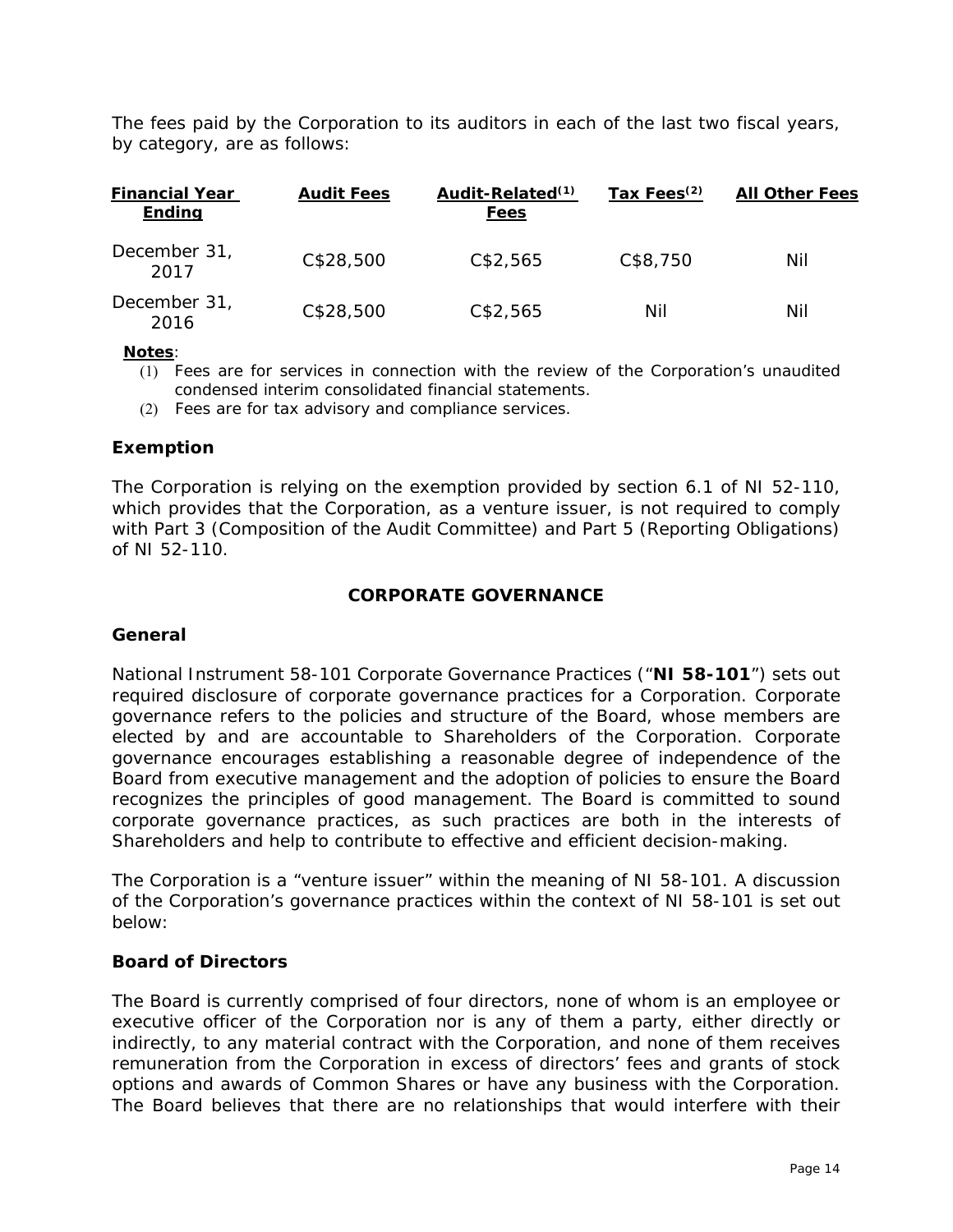The fees paid by the Corporation to its auditors in each of the last two fiscal years, by category, are as follows:

| Financial Year Ending | Audit Fees | Audit-Related[(1)] Fees | Tax Fees[(2)] | All Other Fees |
| --- | --- | --- | --- | --- |
| December 31, 2017 | C$28,500 | C$2,565 | C$8,750 | Nil |
| December 31, 2016 | C$28,500 | C$2,565 | Nil | Nil |

**Notes**:

(1) Fees are for services in connection with the review of the Corporation's unaudited condensed interim consolidated financial statements.

(2) Fees are for tax advisory and compliance services.

### Exemption

The Corporation is relying on the exemption provided by section 6.1 of NI 52-110, which provides that the Corporation, as a venture issuer, is not required to comply with Part 3 (Composition of the Audit Committee) and Part 5 (Reporting Obligations) of NI 52-110.

## CORPORATE GOVERNANCE

### General

National Instrument 58-101 Corporate Governance Practices ("**NI 58-101**") sets out required disclosure of corporate governance practices for a Corporation. Corporate governance refers to the policies and structure of the Board, whose members are elected by and are accountable to Shareholders of the Corporation. Corporate governance encourages establishing a reasonable degree of independence of the Board from executive management and the adoption of policies to ensure the Board recognizes the principles of good management. The Board is committed to sound corporate governance practices, as such practices are both in the interests of Shareholders and help to contribute to effective and efficient decision-making.

The Corporation is a "venture issuer" within the meaning of NI 58-101. A discussion of the Corporation's governance practices within the context of NI 58-101 is set out below:

### Board of Directors

The Board is currently comprised of four directors, none of whom is an employee or executive officer of the Corporation nor is any of them a party, either directly or indirectly, to any material contract with the Corporation, and none of them receives remuneration from the Corporation in excess of directors' fees and grants of stock options and awards of Common Shares or have any business with the Corporation. The Board believes that there are no relationships that would interfere with their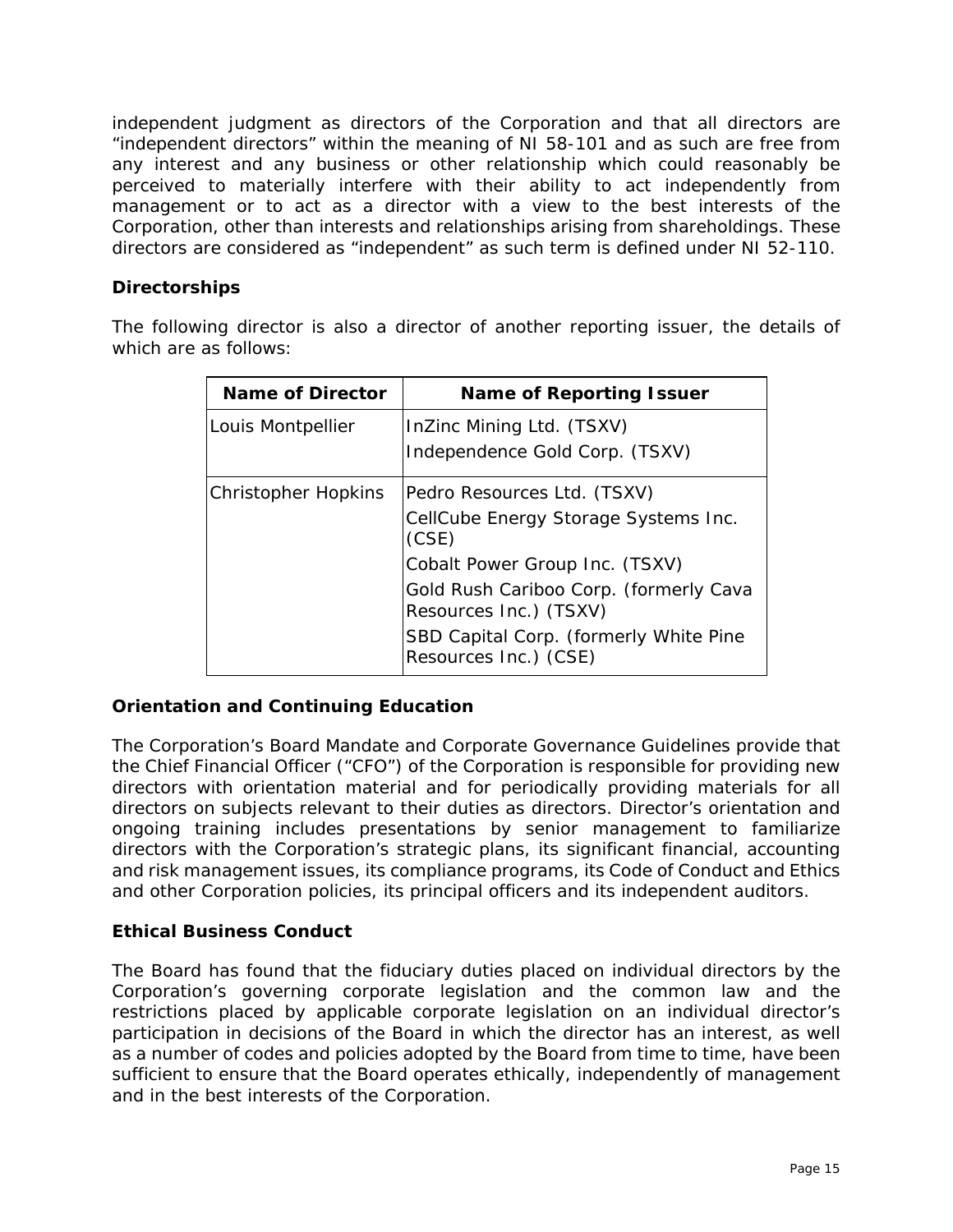independent judgment as directors of the Corporation and that all directors are "independent directors" within the meaning of NI 58-101 and as such are free from any interest and any business or other relationship which could reasonably be perceived to materially interfere with their ability to act independently from management or to act as a director with a view to the best interests of the Corporation, other than interests and relationships arising from shareholdings. These directors are considered as "independent" as such term is defined under NI 52-110.

**Directorships**

The following director is also a director of another reporting issuer, the details of which are as follows:

| Name of Director | Name of Reporting Issuer |
|---|---|
| Louis Montpellier | InZinc Mining Ltd. (TSXV)<br>Independence Gold Corp. (TSXV) |
| Christopher Hopkins | Pedro Resources Ltd. (TSXV)<br>CellCube Energy Storage Systems Inc. (CSE)<br>Cobalt Power Group Inc. (TSXV)<br>Gold Rush Cariboo Corp. (formerly Cava Resources Inc.) (TSXV)<br>SBD Capital Corp. (formerly White Pine Resources Inc.) (CSE) |

**Orientation and Continuing Education**

The Corporation's Board Mandate and Corporate Governance Guidelines provide that the Chief Financial Officer ("CFO") of the Corporation is responsible for providing new directors with orientation material and for periodically providing materials for all directors on subjects relevant to their duties as directors. Director's orientation and ongoing training includes presentations by senior management to familiarize directors with the Corporation's strategic plans, its significant financial, accounting and risk management issues, its compliance programs, its Code of Conduct and Ethics and other Corporation policies, its principal officers and its independent auditors.

**Ethical Business Conduct**

The Board has found that the fiduciary duties placed on individual directors by the Corporation's governing corporate legislation and the common law and the restrictions placed by applicable corporate legislation on an individual director's participation in decisions of the Board in which the director has an interest, as well as a number of codes and policies adopted by the Board from time to time, have been sufficient to ensure that the Board operates ethically, independently of management and in the best interests of the Corporation.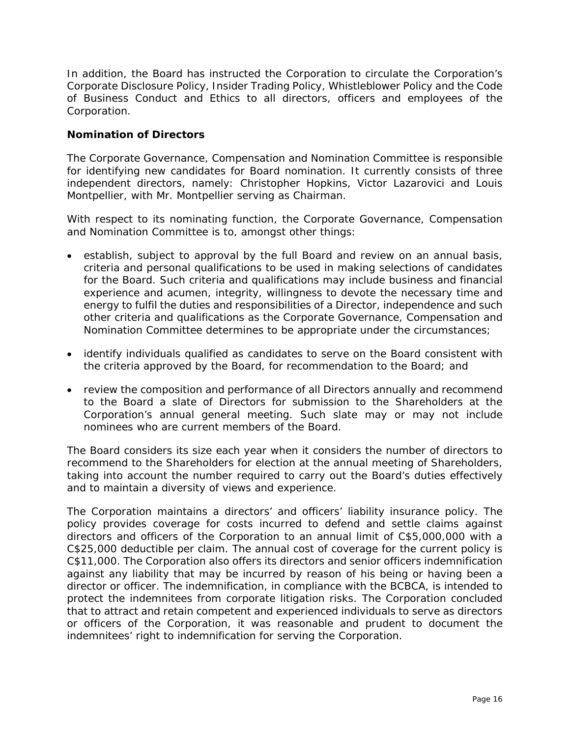In addition, the Board has instructed the Corporation to circulate the Corporation's Corporate Disclosure Policy, Insider Trading Policy, Whistleblower Policy and the Code of Business Conduct and Ethics to all directors, officers and employees of the Corporation.

**Nomination of Directors**

The Corporate Governance, Compensation and Nomination Committee is responsible for identifying new candidates for Board nomination. It currently consists of three independent directors, namely: Christopher Hopkins, Victor Lazarovici and Louis Montpellier, with Mr. Montpellier serving as Chairman.

With respect to its nominating function, the Corporate Governance, Compensation and Nomination Committee is to, amongst other things:

- establish, subject to approval by the full Board and review on an annual basis, criteria and personal qualifications to be used in making selections of candidates for the Board. Such criteria and qualifications may include business and financial experience and acumen, integrity, willingness to devote the necessary time and energy to fulfil the duties and responsibilities of a Director, independence and such other criteria and qualifications as the Corporate Governance, Compensation and Nomination Committee determines to be appropriate under the circumstances;

- identify individuals qualified as candidates to serve on the Board consistent with the criteria approved by the Board, for recommendation to the Board; and

- review the composition and performance of all Directors annually and recommend to the Board a slate of Directors for submission to the Shareholders at the Corporation's annual general meeting. Such slate may or may not include nominees who are current members of the Board.

The Board considers its size each year when it considers the number of directors to recommend to the Shareholders for election at the annual meeting of Shareholders, taking into account the number required to carry out the Board's duties effectively and to maintain a diversity of views and experience.

The Corporation maintains a directors' and officers' liability insurance policy. The policy provides coverage for costs incurred to defend and settle claims against directors and officers of the Corporation to an annual limit of C$5,000,000 with a C$25,000 deductible per claim. The annual cost of coverage for the current policy is C$11,000. The Corporation also offers its directors and senior officers indemnification against any liability that may be incurred by reason of his being or having been a director or officer. The indemnification, in compliance with the BCBCA, is intended to protect the indemnitees from corporate litigation risks. The Corporation concluded that to attract and retain competent and experienced individuals to serve as directors or officers of the Corporation, it was reasonable and prudent to document the indemnitees' right to indemnification for serving the Corporation.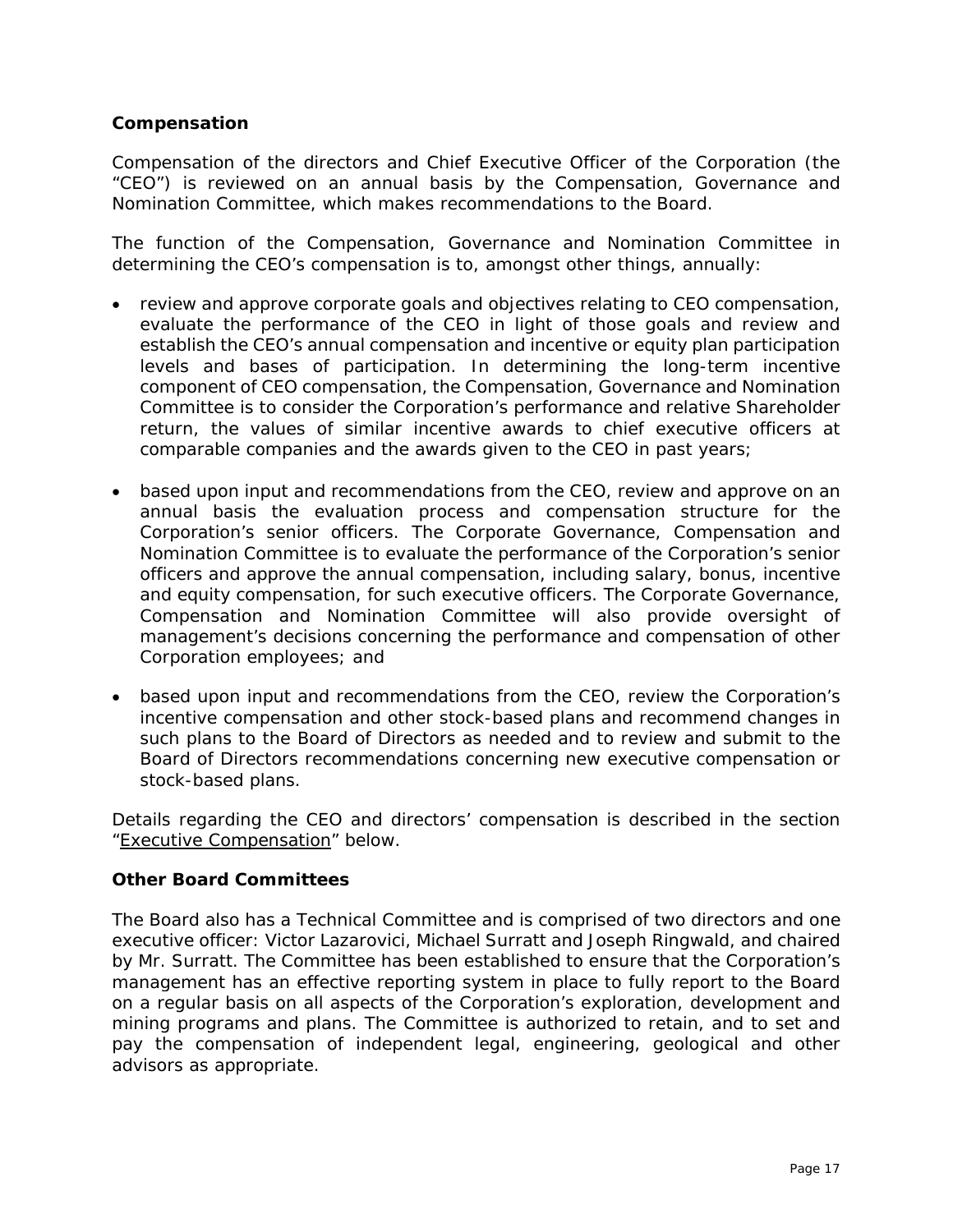### Compensation

Compensation of the directors and Chief Executive Officer of the Corporation (the "CEO") is reviewed on an annual basis by the Compensation, Governance and Nomination Committee, which makes recommendations to the Board.

The function of the Compensation, Governance and Nomination Committee in determining the CEO's compensation is to, amongst other things, annually:

- review and approve corporate goals and objectives relating to CEO compensation, evaluate the performance of the CEO in light of those goals and review and establish the CEO's annual compensation and incentive or equity plan participation levels and bases of participation. In determining the long-term incentive component of CEO compensation, the Compensation, Governance and Nomination Committee is to consider the Corporation's performance and relative Shareholder return, the values of similar incentive awards to chief executive officers at comparable companies and the awards given to the CEO in past years;

- based upon input and recommendations from the CEO, review and approve on an annual basis the evaluation process and compensation structure for the Corporation's senior officers. The Corporate Governance, Compensation and Nomination Committee is to evaluate the performance of the Corporation's senior officers and approve the annual compensation, including salary, bonus, incentive and equity compensation, for such executive officers. The Corporate Governance, Compensation and Nomination Committee will also provide oversight of management's decisions concerning the performance and compensation of other Corporation employees; and

- based upon input and recommendations from the CEO, review the Corporation's incentive compensation and other stock-based plans and recommend changes in such plans to the Board of Directors as needed and to review and submit to the Board of Directors recommendations concerning new executive compensation or stock-based plans.

Details regarding the CEO and directors' compensation is described in the section "Executive Compensation" below.

### Other Board Committees

The Board also has a Technical Committee and is comprised of two directors and one executive officer: Victor Lazarovici, Michael Surratt and Joseph Ringwald, and chaired by Mr. Surratt. The Committee has been established to ensure that the Corporation's management has an effective reporting system in place to fully report to the Board on a regular basis on all aspects of the Corporation's exploration, development and mining programs and plans. The Committee is authorized to retain, and to set and pay the compensation of independent legal, engineering, geological and other advisors as appropriate.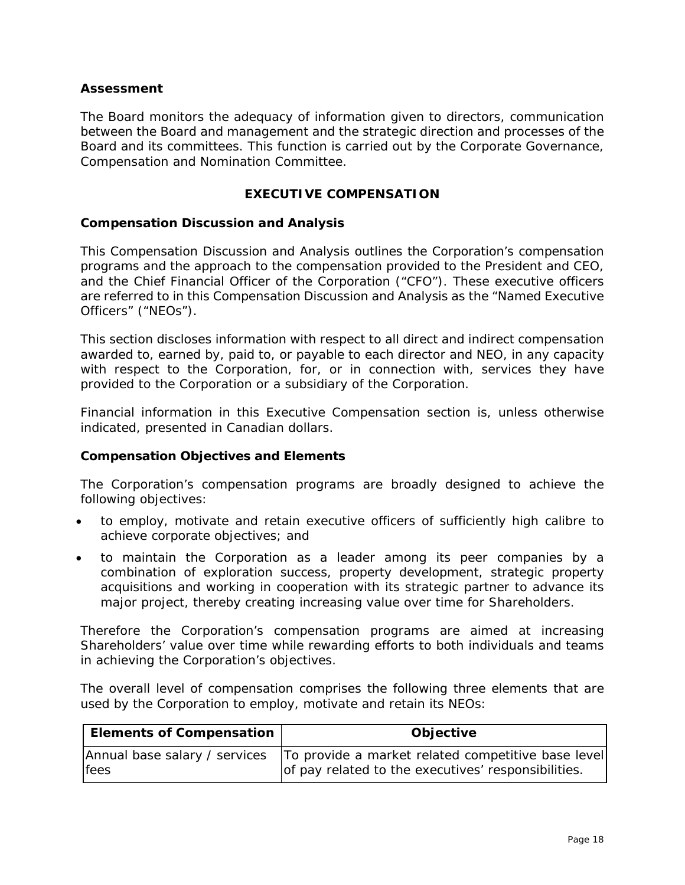### Assessment

The Board monitors the adequacy of information given to directors, communication between the Board and management and the strategic direction and processes of the Board and its committees. This function is carried out by the Corporate Governance, Compensation and Nomination Committee.

## EXECUTIVE COMPENSATION

### Compensation Discussion and Analysis

This Compensation Discussion and Analysis outlines the Corporation's compensation programs and the approach to the compensation provided to the President and CEO, and the Chief Financial Officer of the Corporation ("CFO"). These executive officers are referred to in this Compensation Discussion and Analysis as the "Named Executive Officers" ("NEOs").

This section discloses information with respect to all direct and indirect compensation awarded to, earned by, paid to, or payable to each director and NEO, in any capacity with respect to the Corporation, for, or in connection with, services they have provided to the Corporation or a subsidiary of the Corporation.

Financial information in this Executive Compensation section is, unless otherwise indicated, presented in Canadian dollars.

### Compensation Objectives and Elements

The Corporation's compensation programs are broadly designed to achieve the following objectives:

- to employ, motivate and retain executive officers of sufficiently high calibre to achieve corporate objectives; and
- to maintain the Corporation as a leader among its peer companies by a combination of exploration success, property development, strategic property acquisitions and working in cooperation with its strategic partner to advance its major project, thereby creating increasing value over time for Shareholders.

Therefore the Corporation's compensation programs are aimed at increasing Shareholders' value over time while rewarding efforts to both individuals and teams in achieving the Corporation's objectives.

The overall level of compensation comprises the following three elements that are used by the Corporation to employ, motivate and retain its NEOs:

| Elements of Compensation | Objective |
|---|---|
| Annual base salary / services fees | To provide a market related competitive base level of pay related to the executives' responsibilities. |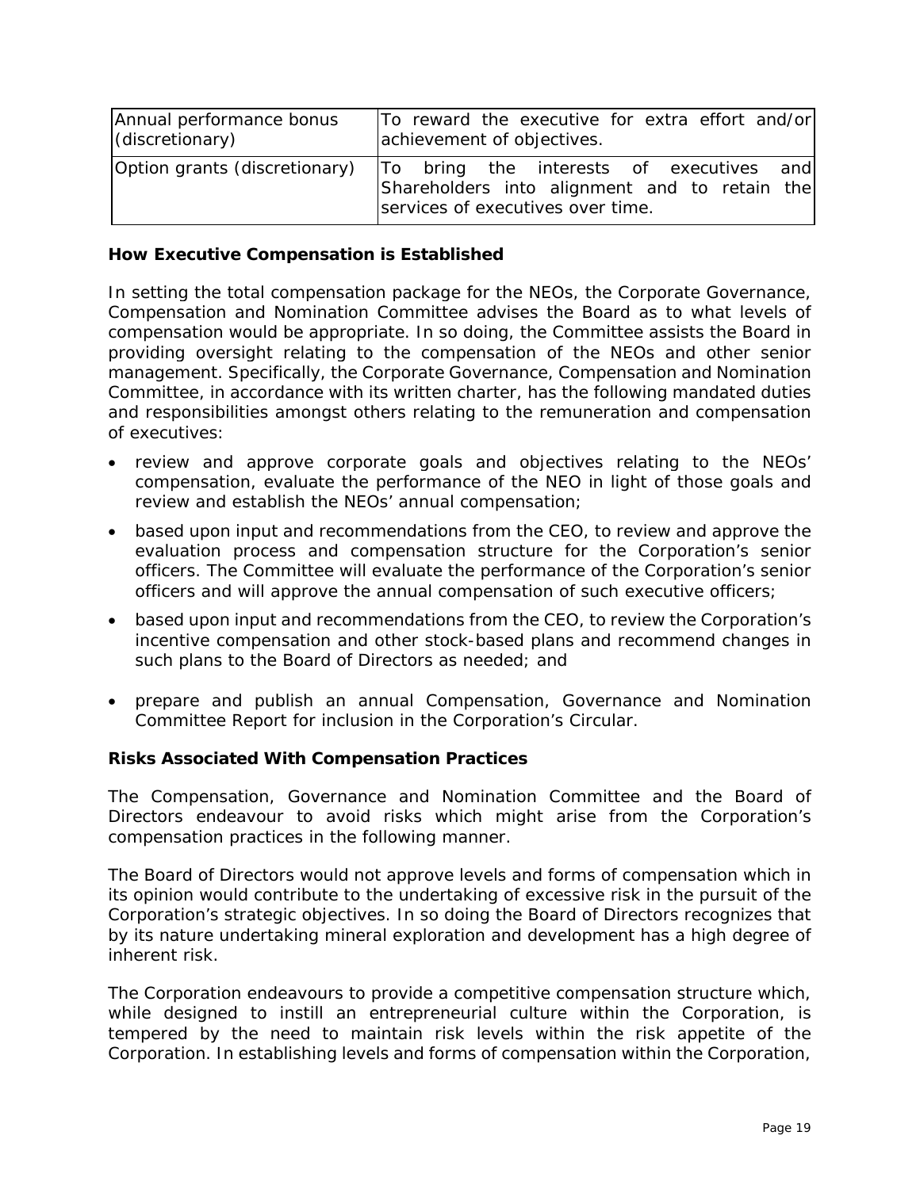| Annual performance bonus (discretionary) | To reward the executive for extra effort and/or achievement of objectives. |
|---|---|
| Option grants (discretionary) | To bring the interests of executives and Shareholders into alignment and to retain the services of executives over time. |

**How Executive Compensation is Established**

In setting the total compensation package for the NEOs, the Corporate Governance, Compensation and Nomination Committee advises the Board as to what levels of compensation would be appropriate. In so doing, the Committee assists the Board in providing oversight relating to the compensation of the NEOs and other senior management. Specifically, the Corporate Governance, Compensation and Nomination Committee, in accordance with its written charter, has the following mandated duties and responsibilities amongst others relating to the remuneration and compensation of executives:

- review and approve corporate goals and objectives relating to the NEOs' compensation, evaluate the performance of the NEO in light of those goals and review and establish the NEOs' annual compensation;
- based upon input and recommendations from the CEO, to review and approve the evaluation process and compensation structure for the Corporation's senior officers. The Committee will evaluate the performance of the Corporation's senior officers and will approve the annual compensation of such executive officers;
- based upon input and recommendations from the CEO, to review the Corporation's incentive compensation and other stock-based plans and recommend changes in such plans to the Board of Directors as needed; and
- prepare and publish an annual Compensation, Governance and Nomination Committee Report for inclusion in the Corporation's Circular.

**Risks Associated With Compensation Practices**

The Compensation, Governance and Nomination Committee and the Board of Directors endeavour to avoid risks which might arise from the Corporation's compensation practices in the following manner.

The Board of Directors would not approve levels and forms of compensation which in its opinion would contribute to the undertaking of excessive risk in the pursuit of the Corporation's strategic objectives. In so doing the Board of Directors recognizes that by its nature undertaking mineral exploration and development has a high degree of inherent risk.

The Corporation endeavours to provide a competitive compensation structure which, while designed to instill an entrepreneurial culture within the Corporation, is tempered by the need to maintain risk levels within the risk appetite of the Corporation. In establishing levels and forms of compensation within the Corporation,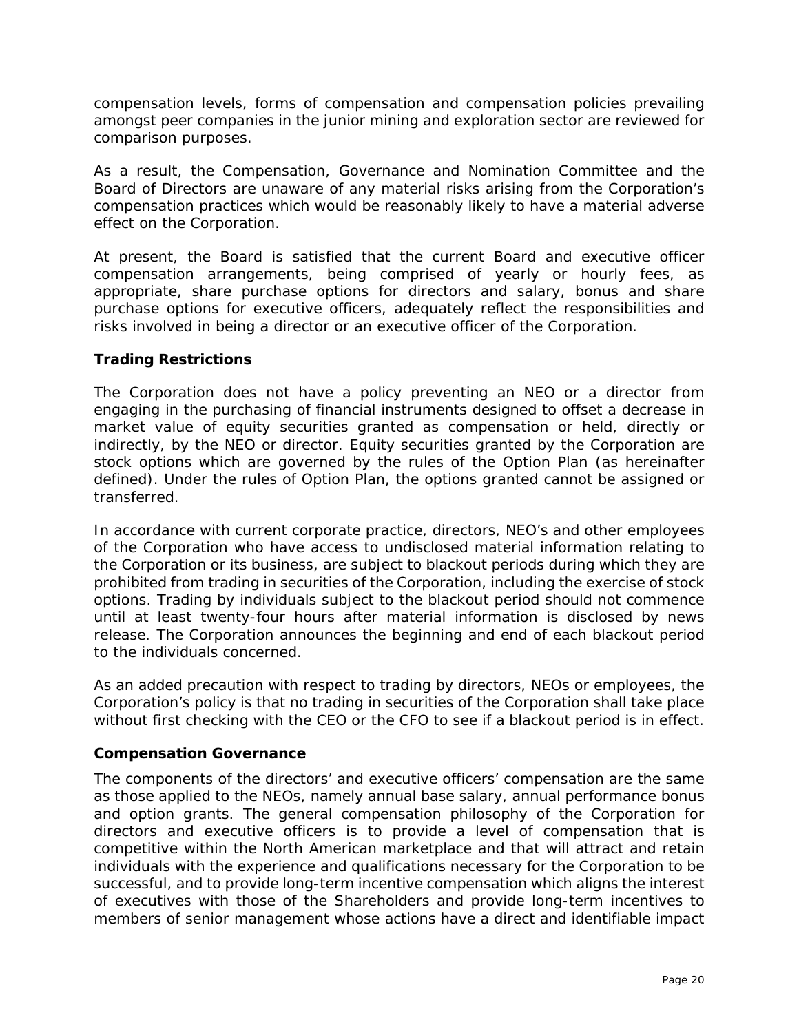compensation levels, forms of compensation and compensation policies prevailing amongst peer companies in the junior mining and exploration sector are reviewed for comparison purposes.

As a result, the Compensation, Governance and Nomination Committee and the Board of Directors are unaware of any material risks arising from the Corporation's compensation practices which would be reasonably likely to have a material adverse effect on the Corporation.

At present, the Board is satisfied that the current Board and executive officer compensation arrangements, being comprised of yearly or hourly fees, as appropriate, share purchase options for directors and salary, bonus and share purchase options for executive officers, adequately reflect the responsibilities and risks involved in being a director or an executive officer of the Corporation.

**Trading Restrictions**

The Corporation does not have a policy preventing an NEO or a director from engaging in the purchasing of financial instruments designed to offset a decrease in market value of equity securities granted as compensation or held, directly or indirectly, by the NEO or director. Equity securities granted by the Corporation are stock options which are governed by the rules of the Option Plan (as hereinafter defined). Under the rules of Option Plan, the options granted cannot be assigned or transferred.

In accordance with current corporate practice, directors, NEO's and other employees of the Corporation who have access to undisclosed material information relating to the Corporation or its business, are subject to blackout periods during which they are prohibited from trading in securities of the Corporation, including the exercise of stock options. Trading by individuals subject to the blackout period should not commence until at least twenty-four hours after material information is disclosed by news release. The Corporation announces the beginning and end of each blackout period to the individuals concerned.

As an added precaution with respect to trading by directors, NEOs or employees, the Corporation's policy is that no trading in securities of the Corporation shall take place without first checking with the CEO or the CFO to see if a blackout period is in effect.

**Compensation Governance**

The components of the directors' and executive officers' compensation are the same as those applied to the NEOs, namely annual base salary, annual performance bonus and option grants. The general compensation philosophy of the Corporation for directors and executive officers is to provide a level of compensation that is competitive within the North American marketplace and that will attract and retain individuals with the experience and qualifications necessary for the Corporation to be successful, and to provide long-term incentive compensation which aligns the interest of executives with those of the Shareholders and provide long-term incentives to members of senior management whose actions have a direct and identifiable impact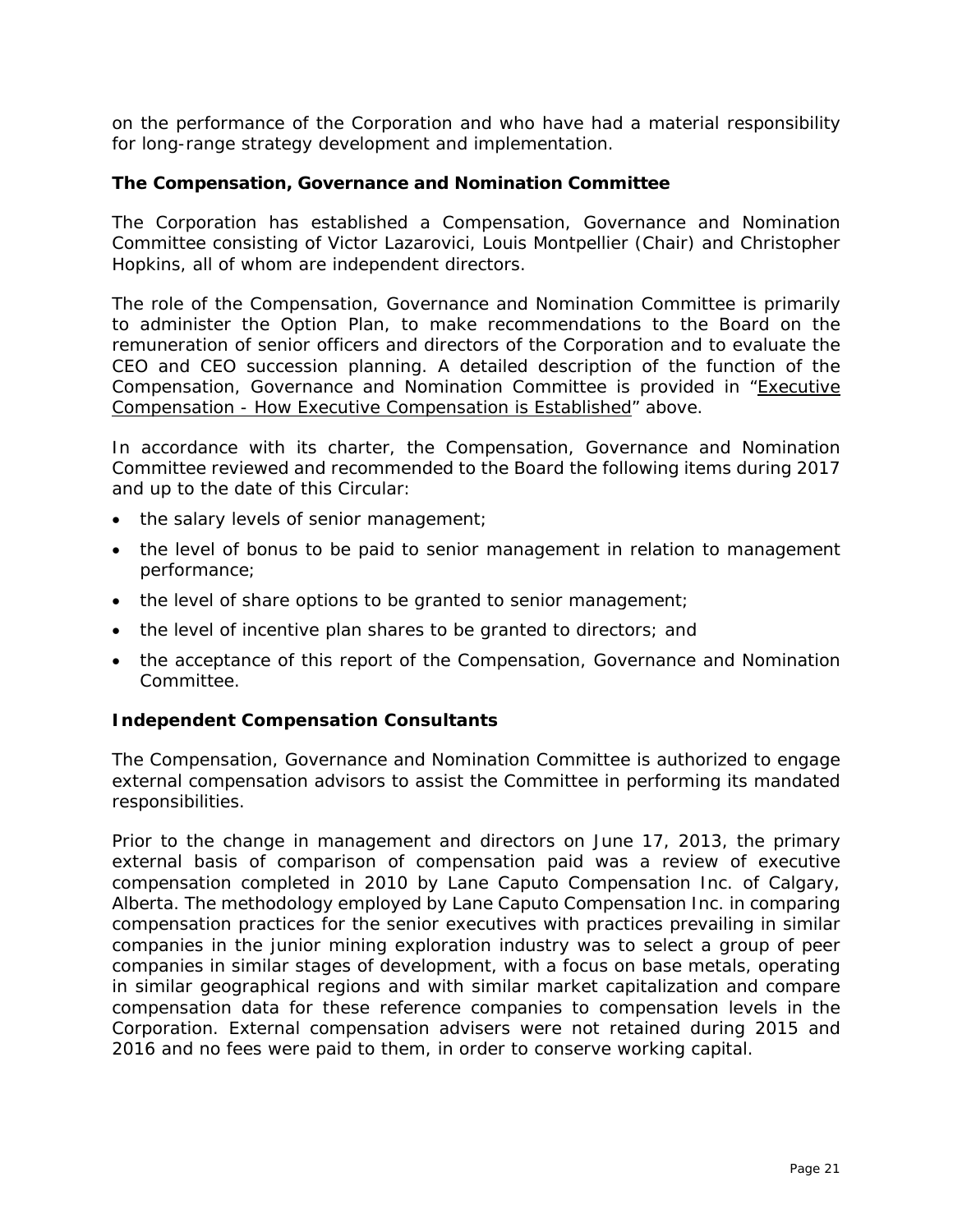on the performance of the Corporation and who have had a material responsibility for long-range strategy development and implementation.

### The Compensation, Governance and Nomination Committee

The Corporation has established a Compensation, Governance and Nomination Committee consisting of Victor Lazarovici, Louis Montpellier (Chair) and Christopher Hopkins, all of whom are independent directors.

The role of the Compensation, Governance and Nomination Committee is primarily to administer the Option Plan, to make recommendations to the Board on the remuneration of senior officers and directors of the Corporation and to evaluate the CEO and CEO succession planning. A detailed description of the function of the Compensation, Governance and Nomination Committee is provided in "Executive Compensation - How Executive Compensation is Established" above.

In accordance with its charter, the Compensation, Governance and Nomination Committee reviewed and recommended to the Board the following items during 2017 and up to the date of this Circular:

- the salary levels of senior management;
- the level of bonus to be paid to senior management in relation to management performance;
- the level of share options to be granted to senior management;
- the level of incentive plan shares to be granted to directors; and
- the acceptance of this report of the Compensation, Governance and Nomination Committee.

### Independent Compensation Consultants

The Compensation, Governance and Nomination Committee is authorized to engage external compensation advisors to assist the Committee in performing its mandated responsibilities.

Prior to the change in management and directors on June 17, 2013, the primary external basis of comparison of compensation paid was a review of executive compensation completed in 2010 by Lane Caputo Compensation Inc. of Calgary, Alberta. The methodology employed by Lane Caputo Compensation Inc. in comparing compensation practices for the senior executives with practices prevailing in similar companies in the junior mining exploration industry was to select a group of peer companies in similar stages of development, with a focus on base metals, operating in similar geographical regions and with similar market capitalization and compare compensation data for these reference companies to compensation levels in the Corporation. External compensation advisers were not retained during 2015 and 2016 and no fees were paid to them, in order to conserve working capital.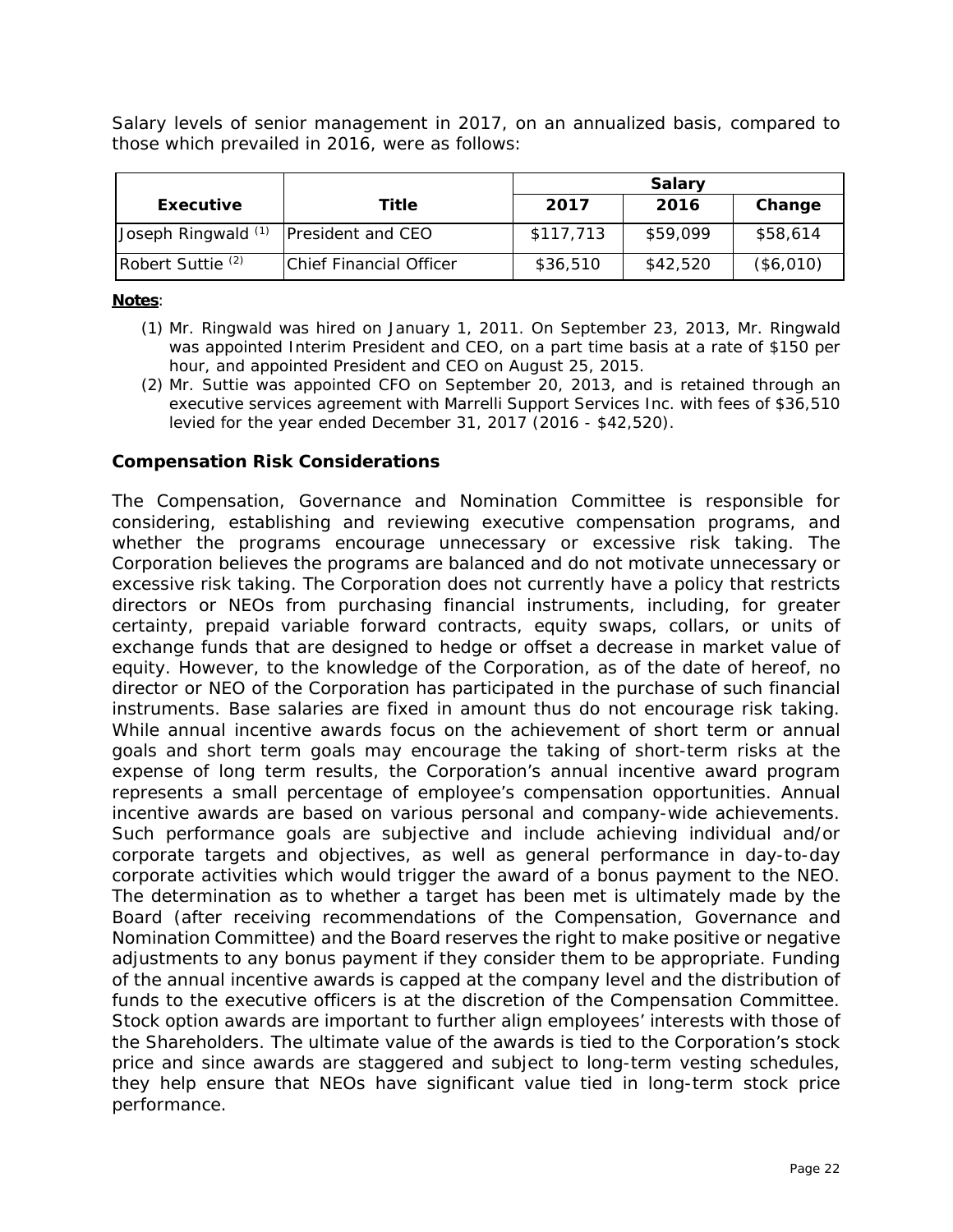Salary levels of senior management in 2017, on an annualized basis, compared to those which prevailed in 2016, were as follows:

| Executive | Title | Salary | | |
|---|---|---|---|---|
| | | 2017 | 2016 | Change |
| Joseph Ringwald [(1)] | President and CEO | $117,713 | $59,099 | $58,614 |
| Robert Suttie [(2)] | Chief Financial Officer | $36,510 | $42,520 | ($6,010) |

**Notes**:

(1) Mr. Ringwald was hired on January 1, 2011. On September 23, 2013, Mr. Ringwald was appointed Interim President and CEO, on a part time basis at a rate of $150 per hour, and appointed President and CEO on August 25, 2015.

(2) Mr. Suttie was appointed CFO on September 20, 2013, and is retained through an executive services agreement with Marrelli Support Services Inc. with fees of $36,510 levied for the year ended December 31, 2017 (2016 - $42,520).

### Compensation Risk Considerations

The Compensation, Governance and Nomination Committee is responsible for considering, establishing and reviewing executive compensation programs, and whether the programs encourage unnecessary or excessive risk taking. The Corporation believes the programs are balanced and do not motivate unnecessary or excessive risk taking. The Corporation does not currently have a policy that restricts directors or NEOs from purchasing financial instruments, including, for greater certainty, prepaid variable forward contracts, equity swaps, collars, or units of exchange funds that are designed to hedge or offset a decrease in market value of equity. However, to the knowledge of the Corporation, as of the date of hereof, no director or NEO of the Corporation has participated in the purchase of such financial instruments. Base salaries are fixed in amount thus do not encourage risk taking. While annual incentive awards focus on the achievement of short term or annual goals and short term goals may encourage the taking of short-term risks at the expense of long term results, the Corporation's annual incentive award program represents a small percentage of employee's compensation opportunities. Annual incentive awards are based on various personal and company-wide achievements. Such performance goals are subjective and include achieving individual and/or corporate targets and objectives, as well as general performance in day-to-day corporate activities which would trigger the award of a bonus payment to the NEO. The determination as to whether a target has been met is ultimately made by the Board (after receiving recommendations of the Compensation, Governance and Nomination Committee) and the Board reserves the right to make positive or negative adjustments to any bonus payment if they consider them to be appropriate. Funding of the annual incentive awards is capped at the company level and the distribution of funds to the executive officers is at the discretion of the Compensation Committee. Stock option awards are important to further align employees' interests with those of the Shareholders. The ultimate value of the awards is tied to the Corporation's stock price and since awards are staggered and subject to long-term vesting schedules, they help ensure that NEOs have significant value tied in long-term stock price performance.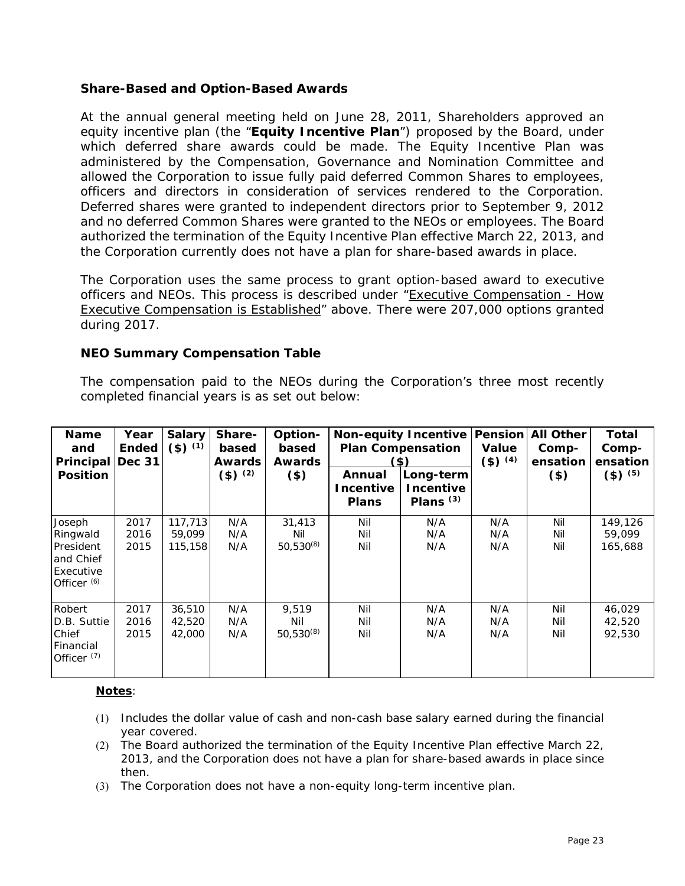### Share-Based and Option-Based Awards

At the annual general meeting held on June 28, 2011, Shareholders approved an equity incentive plan (the "**Equity Incentive Plan**") proposed by the Board, under which deferred share awards could be made. The Equity Incentive Plan was administered by the Compensation, Governance and Nomination Committee and allowed the Corporation to issue fully paid deferred Common Shares to employees, officers and directors in consideration of services rendered to the Corporation. Deferred shares were granted to independent directors prior to September 9, 2012 and no deferred Common Shares were granted to the NEOs or employees. The Board authorized the termination of the Equity Incentive Plan effective March 22, 2013, and the Corporation currently does not have a plan for share-based awards in place.

The Corporation uses the same process to grant option-based award to executive officers and NEOs. This process is described under "Executive Compensation - How Executive Compensation is Established" above. There were 207,000 options granted during 2017.

### NEO Summary Compensation Table

The compensation paid to the NEOs during the Corporation's three most recently completed financial years is as set out below:

| Name and Principal Position | Year Ended Dec 31 | Salary ($) (1) | Share-based Awards ($) (2) | Option-based Awards ($) | Non-equity Incentive Plan Compensation ($) | | Pension Value ($) (4) | All Other Comp-ensation ($) | Total Comp-ensation ($) (5) |
|---|---|---|---|---|---|---|---|---|---|
| | | | | | Annual Incentive Plans | Long-term Incentive Plans (3) | | | |
| Joseph Ringwald President and Chief Executive Officer (6) | 2017<br>2016<br>2015 | 117,713<br>59,099<br>115,158 | N/A<br>N/A<br>N/A | 31,413<br>Nil<br>50,530(8) | Nil<br>Nil<br>Nil | N/A<br>N/A<br>N/A | N/A<br>N/A<br>N/A | Nil<br>Nil<br>Nil | 149,126<br>59,099<br>165,688 |
| Robert D.B. Suttie Chief Financial Officer (7) | 2017<br>2016<br>2015 | 36,510<br>42,520<br>42,000 | N/A<br>N/A<br>N/A | 9,519<br>Nil<br>50,530(8) | Nil<br>Nil<br>Nil | N/A<br>N/A<br>N/A | N/A<br>N/A<br>N/A | Nil<br>Nil<br>Nil | 46,029<br>42,520<br>92,530 |

**Notes**:

(1) Includes the dollar value of cash and non-cash base salary earned during the financial year covered.
(2) The Board authorized the termination of the Equity Incentive Plan effective March 22, 2013, and the Corporation does not have a plan for share-based awards in place since then.
(3) The Corporation does not have a non-equity long-term incentive plan.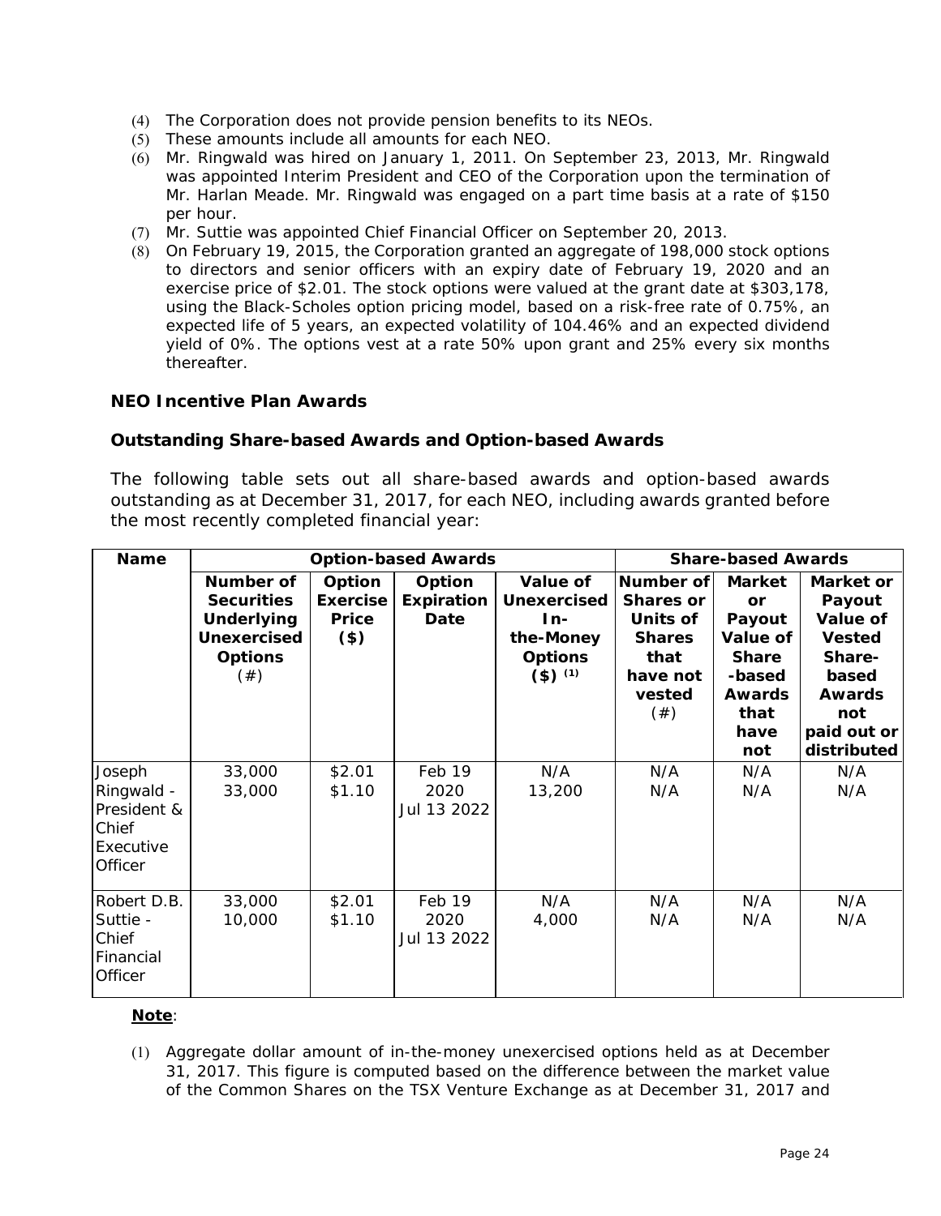(4) The Corporation does not provide pension benefits to its NEOs.
(5) These amounts include all amounts for each NEO.
(6) Mr. Ringwald was hired on January 1, 2011. On September 23, 2013, Mr. Ringwald was appointed Interim President and CEO of the Corporation upon the termination of Mr. Harlan Meade. Mr. Ringwald was engaged on a part time basis at a rate of $150 per hour.
(7) Mr. Suttie was appointed Chief Financial Officer on September 20, 2013.
(8) On February 19, 2015, the Corporation granted an aggregate of 198,000 stock options to directors and senior officers with an expiry date of February 19, 2020 and an exercise price of $2.01. The stock options were valued at the grant date at $303,178, using the Black-Scholes option pricing model, based on a risk-free rate of 0.75%, an expected life of 5 years, an expected volatility of 104.46% and an expected dividend yield of 0%. The options vest at a rate 50% upon grant and 25% every six months thereafter.

### NEO Incentive Plan Awards

### Outstanding Share-based Awards and Option-based Awards

The following table sets out all share-based awards and option-based awards outstanding as at December 31, 2017, for each NEO, including awards granted before the most recently completed financial year:

| Name | Option-based Awards | | | | Share-based Awards | | |
|---|---|---|---|---|---|---|---|
| | Number of Securities Underlying Unexercised Options (#) | Option Exercise Price ($) | Option Expiration Date | Value of Unexercised In-the-Money Options ($) (1) | Number of Shares or Units of Shares that have not vested (#) | Market or Payout Value of Share-based Awards that have not | Market or Payout Value of Vested Share-based Awards not paid out or distributed |
| Joseph Ringwald - President & Chief Executive Officer | 33,000<br>33,000 | $2.01<br>$1.10 | Feb 19 2020<br>Jul 13 2022 | N/A<br>13,200 | N/A<br>N/A | N/A<br>N/A | N/A<br>N/A |
| Robert D.B. Suttie - Chief Financial Officer | 33,000<br>10,000 | $2.01<br>$1.10 | Feb 19 2020<br>Jul 13 2022 | N/A<br>4,000 | N/A<br>N/A | N/A<br>N/A | N/A<br>N/A |

**Note**:

(1) Aggregate dollar amount of in-the-money unexercised options held as at December 31, 2017. This figure is computed based on the difference between the market value of the Common Shares on the TSX Venture Exchange as at December 31, 2017 and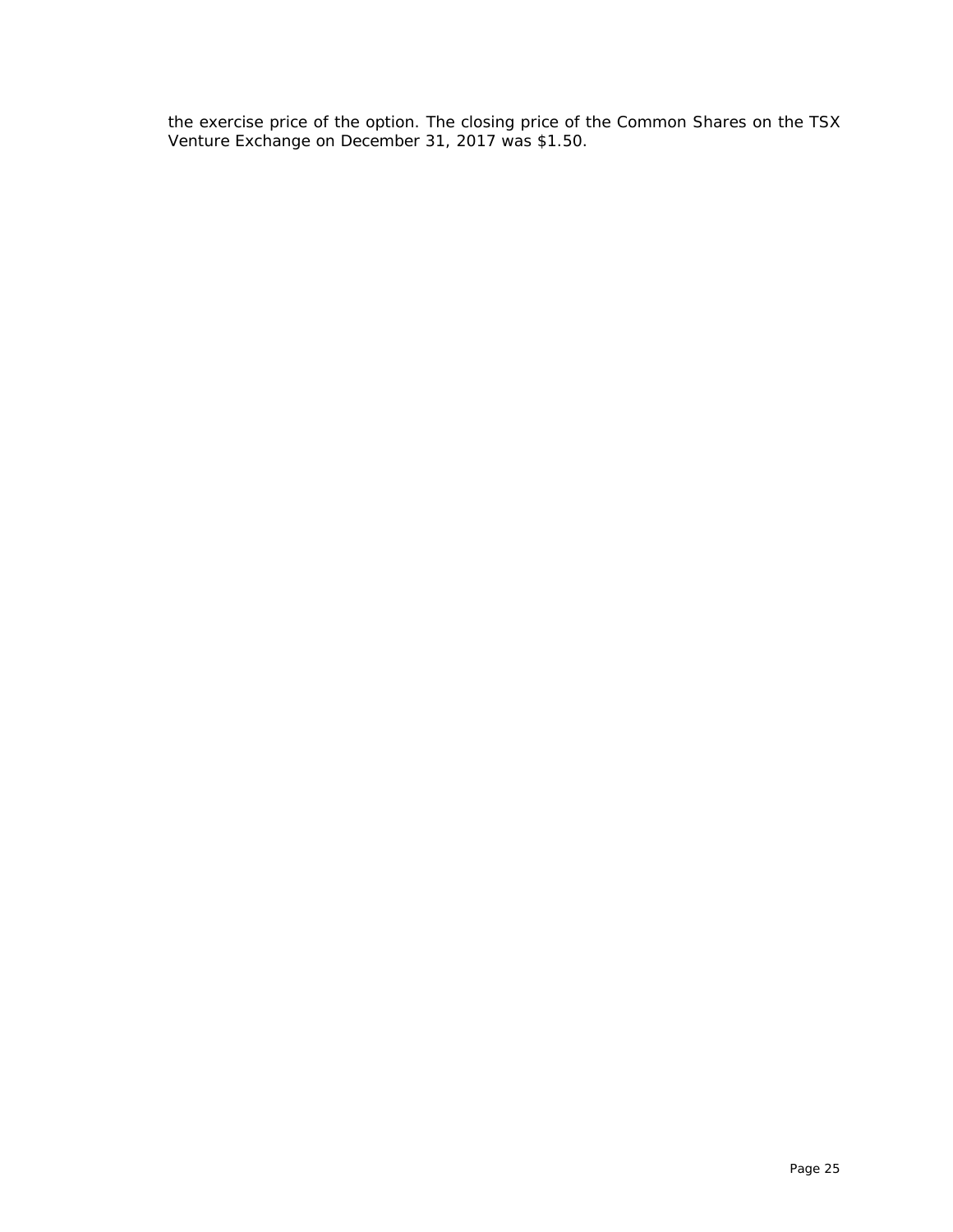the exercise price of the option. The closing price of the Common Shares on the TSX Venture Exchange on December 31, 2017 was $1.50.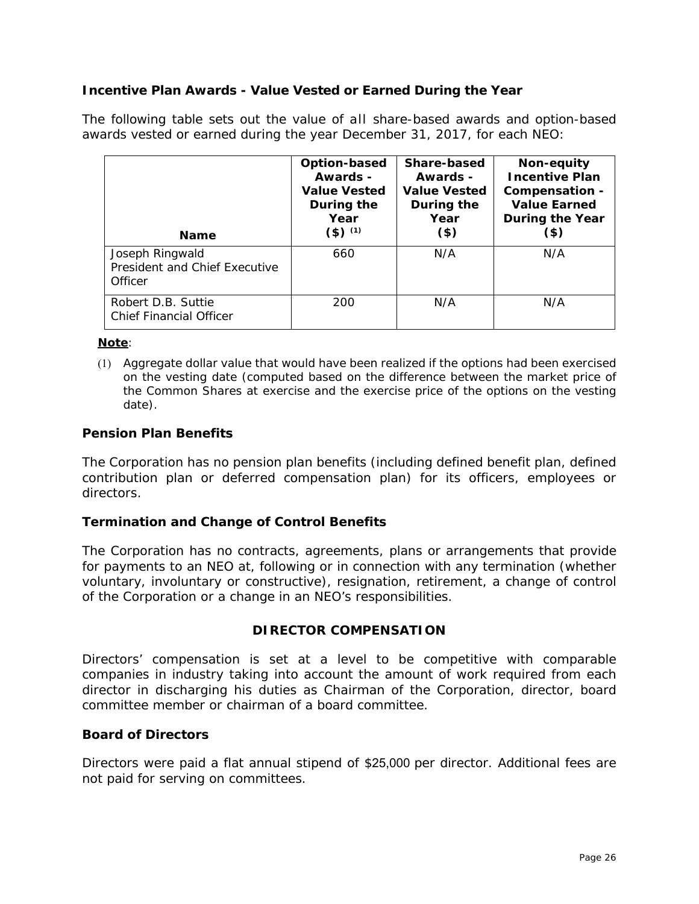### Incentive Plan Awards - Value Vested or Earned During the Year

The following table sets out the value of *all* share-based awards and option-based awards vested or earned during the year December 31, 2017, for each NEO:

| Name | Option-based Awards - Value Vested During the Year ($) (1) | Share-based Awards - Value Vested During the Year ($) | Non-equity Incentive Plan Compensation - Value Earned During the Year ($) |
|---|---|---|---|
| Joseph Ringwald<br>President and Chief Executive Officer | 660 | N/A | N/A |
| Robert D.B. Suttie<br>Chief Financial Officer | 200 | N/A | N/A |

**Note**:

(1) Aggregate dollar value that would have been realized if the options had been exercised on the vesting date (computed based on the difference between the market price of the Common Shares at exercise and the exercise price of the options on the vesting date).

### Pension Plan Benefits

The Corporation has no pension plan benefits (including defined benefit plan, defined contribution plan or deferred compensation plan) for its officers, employees or directors.

### Termination and Change of Control Benefits

The Corporation has no contracts, agreements, plans or arrangements that provide for payments to an NEO at, following or in connection with any termination (whether voluntary, involuntary or constructive), resignation, retirement, a change of control of the Corporation or a change in an NEO's responsibilities.

## DIRECTOR COMPENSATION

Directors' compensation is set at a level to be competitive with comparable companies in industry taking into account the amount of work required from each director in discharging his duties as Chairman of the Corporation, director, board committee member or chairman of a board committee.

### Board of Directors

Directors were paid a flat annual stipend of $25,000 per director. Additional fees are not paid for serving on committees.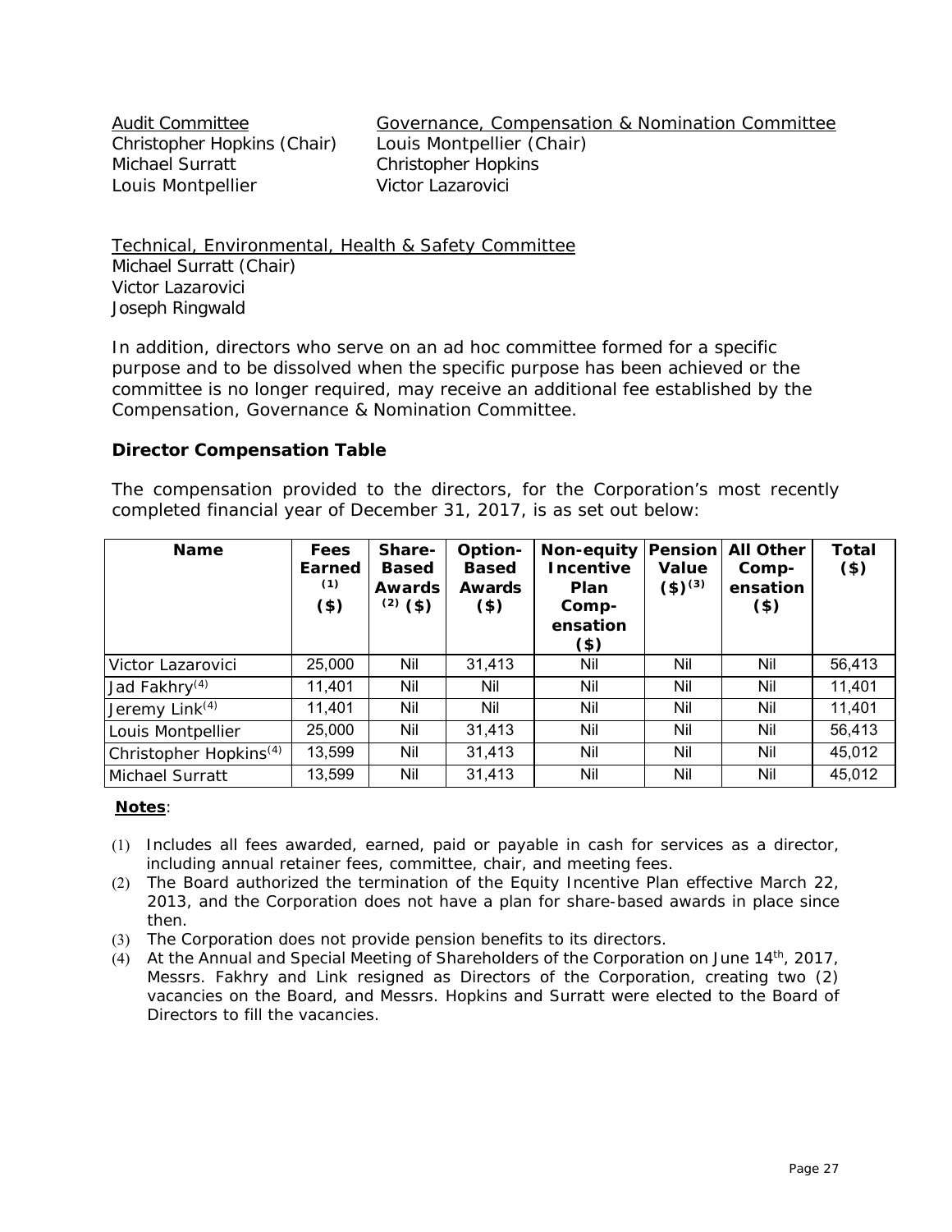Audit Committee
Christopher Hopkins (Chair)
Michael Surratt
Louis Montpellier

Governance, Compensation & Nomination Committee
Louis Montpellier (Chair)
Christopher Hopkins
Victor Lazarovici

Technical, Environmental, Health & Safety Committee
Michael Surratt (Chair)
Victor Lazarovici
Joseph Ringwald

In addition, directors who serve on an ad hoc committee formed for a specific purpose and to be dissolved when the specific purpose has been achieved or the committee is no longer required, may receive an additional fee established by the Compensation, Governance & Nomination Committee.

### Director Compensation Table

The compensation provided to the directors, for the Corporation's most recently completed financial year of December 31, 2017, is as set out below:

| Name | Fees Earned [(1)] ($) | Share-Based Awards [(2)] ($) | Option-Based Awards ($) | Non-equity Incentive Plan Comp-ensation ($) | Pension Value ($)[(3)] | All Other Comp-ensation ($) | Total ($) |
|---|---|---|---|---|---|---|---|
| Victor Lazarovici | 25,000 | Nil | 31,413 | Nil | Nil | Nil | 56,413 |
| Jad Fakhry[(4)] | 11,401 | Nil | Nil | Nil | Nil | Nil | 11,401 |
| Jeremy Link[(4)] | 11,401 | Nil | Nil | Nil | Nil | Nil | 11,401 |
| Louis Montpellier | 25,000 | Nil | 31,413 | Nil | Nil | Nil | 56,413 |
| Christopher Hopkins[(4)] | 13,599 | Nil | 31,413 | Nil | Nil | Nil | 45,012 |
| Michael Surratt | 13,599 | Nil | 31,413 | Nil | Nil | Nil | 45,012 |

**Notes**:

(1) Includes all fees awarded, earned, paid or payable in cash for services as a director, including annual retainer fees, committee, chair, and meeting fees.
(2) The Board authorized the termination of the Equity Incentive Plan effective March 22, 2013, and the Corporation does not have a plan for share-based awards in place since then.
(3) The Corporation does not provide pension benefits to its directors.
(4) At the Annual and Special Meeting of Shareholders of the Corporation on June 14th, 2017, Messrs. Fakhry and Link resigned as Directors of the Corporation, creating two (2) vacancies on the Board, and Messrs. Hopkins and Surratt were elected to the Board of Directors to fill the vacancies.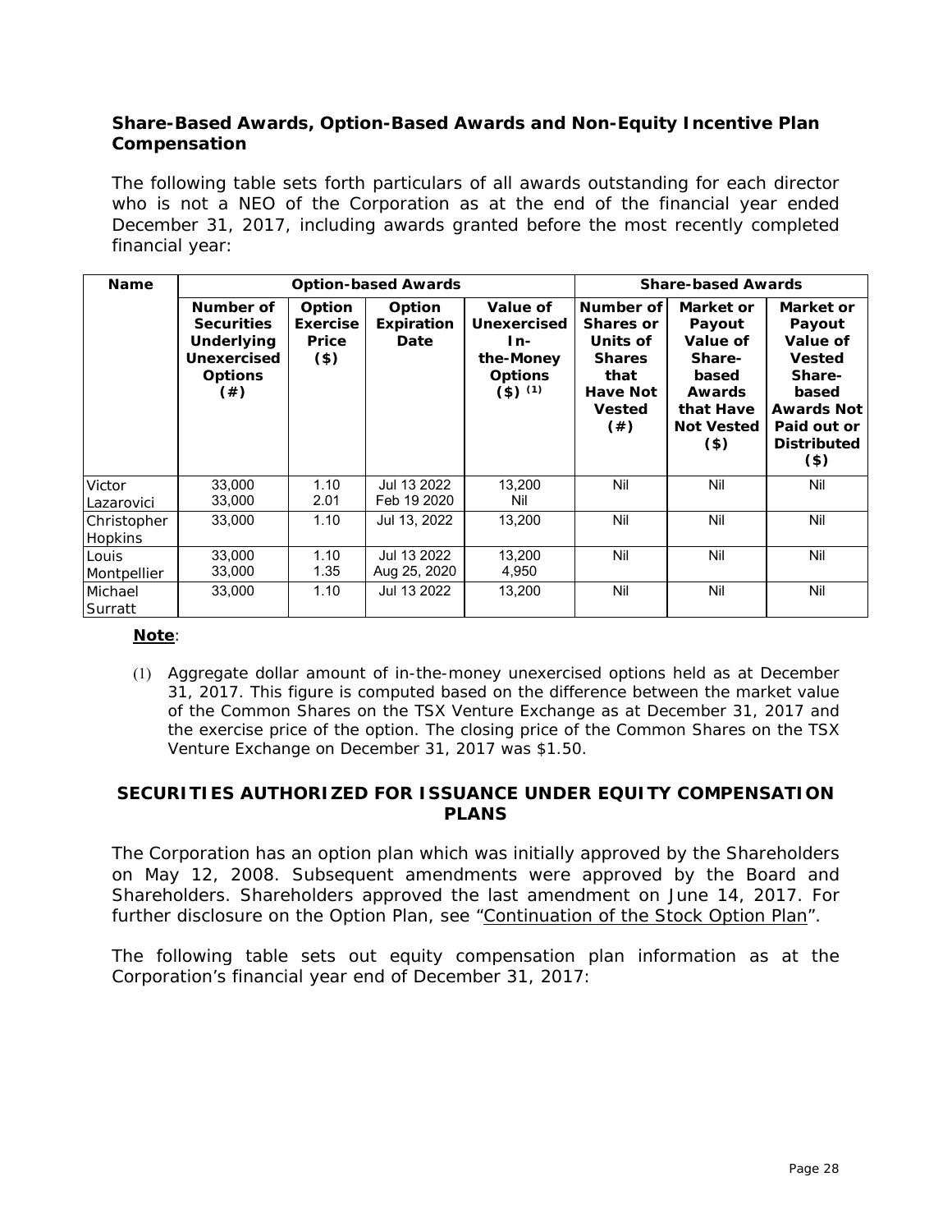### Share-Based Awards, Option-Based Awards and Non-Equity Incentive Plan Compensation

The following table sets forth particulars of all awards outstanding for each director who is not a NEO of the Corporation as at the end of the financial year ended December 31, 2017, including awards granted before the most recently completed financial year:

| Name | Option-based Awards | | | | Share-based Awards | | |
|---|---|---|---|---|---|---|---|
| | Number of Securities Underlying Unexercised Options (#) | Option Exercise Price ($) | Option Expiration Date | Value of Unexercised In-the-Money Options ($) (1) | Number of Shares or Units of Shares that Have Not Vested (#) | Market or Payout Value of Share-based Awards that Have Not Vested ($) | Market or Payout Value of Vested Share-based Awards Not Paid out or Distributed ($) |
| Victor Lazarovici | 33,000<br>33,000 | 1.10<br>2.01 | Jul 13 2022<br>Feb 19 2020 | 13,200<br>Nil | Nil | Nil | Nil |
| Christopher Hopkins | 33,000 | 1.10 | Jul 13, 2022 | 13,200 | Nil | Nil | Nil |
| Louis Montpellier | 33,000<br>33,000 | 1.10<br>1.35 | Jul 13 2022<br>Aug 25, 2020 | 13,200<br>4,950 | Nil | Nil | Nil |
| Michael Surratt | 33,000 | 1.10 | Jul 13 2022 | 13,200 | Nil | Nil | Nil |

**Note**:

(1) Aggregate dollar amount of in-the-money unexercised options held as at December 31, 2017. This figure is computed based on the difference between the market value of the Common Shares on the TSX Venture Exchange as at December 31, 2017 and the exercise price of the option. The closing price of the Common Shares on the TSX Venture Exchange on December 31, 2017 was $1.50.

## SECURITIES AUTHORIZED FOR ISSUANCE UNDER EQUITY COMPENSATION PLANS

The Corporation has an option plan which was initially approved by the Shareholders on May 12, 2008. Subsequent amendments were approved by the Board and Shareholders. Shareholders approved the last amendment on June 14, 2017. For further disclosure on the Option Plan, see "Continuation of the Stock Option Plan".

The following table sets out equity compensation plan information as at the Corporation's financial year end of December 31, 2017: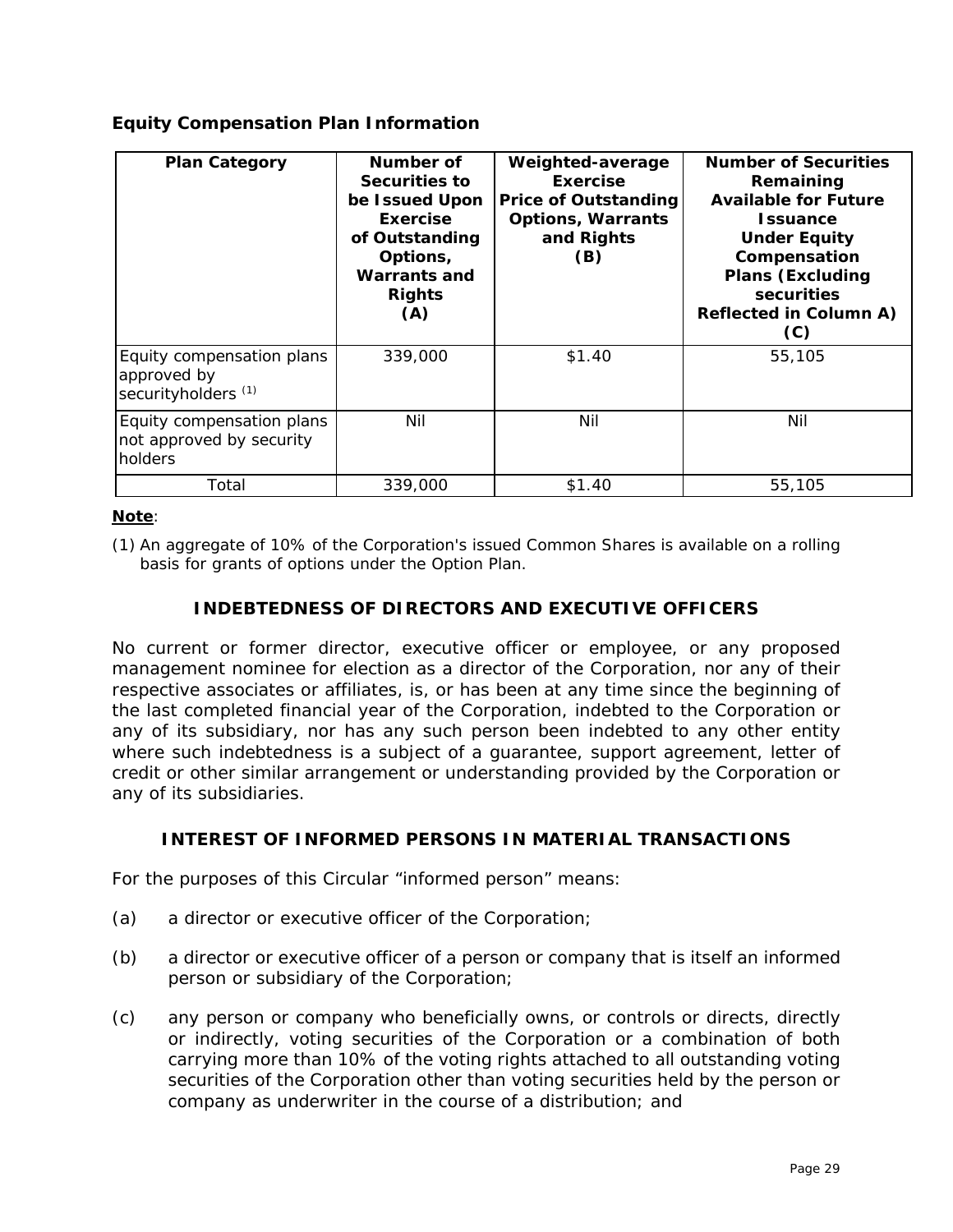**Equity Compensation Plan Information**

| Plan Category | Number of Securities to be Issued Upon Exercise of Outstanding Options, Warrants and Rights (A) | Weighted-average Exercise Price of Outstanding Options, Warrants and Rights (B) | Number of Securities Remaining Available for Future Issuance Under Equity Compensation Plans (Excluding securities Reflected in Column A) (C) |
|---|---|---|---|
| Equity compensation plans approved by securityholders (1) | 339,000 | $1.40 | 55,105 |
| Equity compensation plans not approved by security holders | Nil | Nil | Nil |
| Total | 339,000 | $1.40 | 55,105 |

**Note**:

(1) An aggregate of 10% of the Corporation's issued Common Shares is available on a rolling basis for grants of options under the Option Plan.

## INDEBTEDNESS OF DIRECTORS AND EXECUTIVE OFFICERS

No current or former director, executive officer or employee, or any proposed management nominee for election as a director of the Corporation, nor any of their respective associates or affiliates, is, or has been at any time since the beginning of the last completed financial year of the Corporation, indebted to the Corporation or any of its subsidiary, nor has any such person been indebted to any other entity where such indebtedness is a subject of a guarantee, support agreement, letter of credit or other similar arrangement or understanding provided by the Corporation or any of its subsidiaries.

## INTEREST OF INFORMED PERSONS IN MATERIAL TRANSACTIONS

For the purposes of this Circular "informed person" means:

(a) a director or executive officer of the Corporation;

(b) a director or executive officer of a person or company that is itself an informed person or subsidiary of the Corporation;

(c) any person or company who beneficially owns, or controls or directs, directly or indirectly, voting securities of the Corporation or a combination of both carrying more than 10% of the voting rights attached to all outstanding voting securities of the Corporation other than voting securities held by the person or company as underwriter in the course of a distribution; and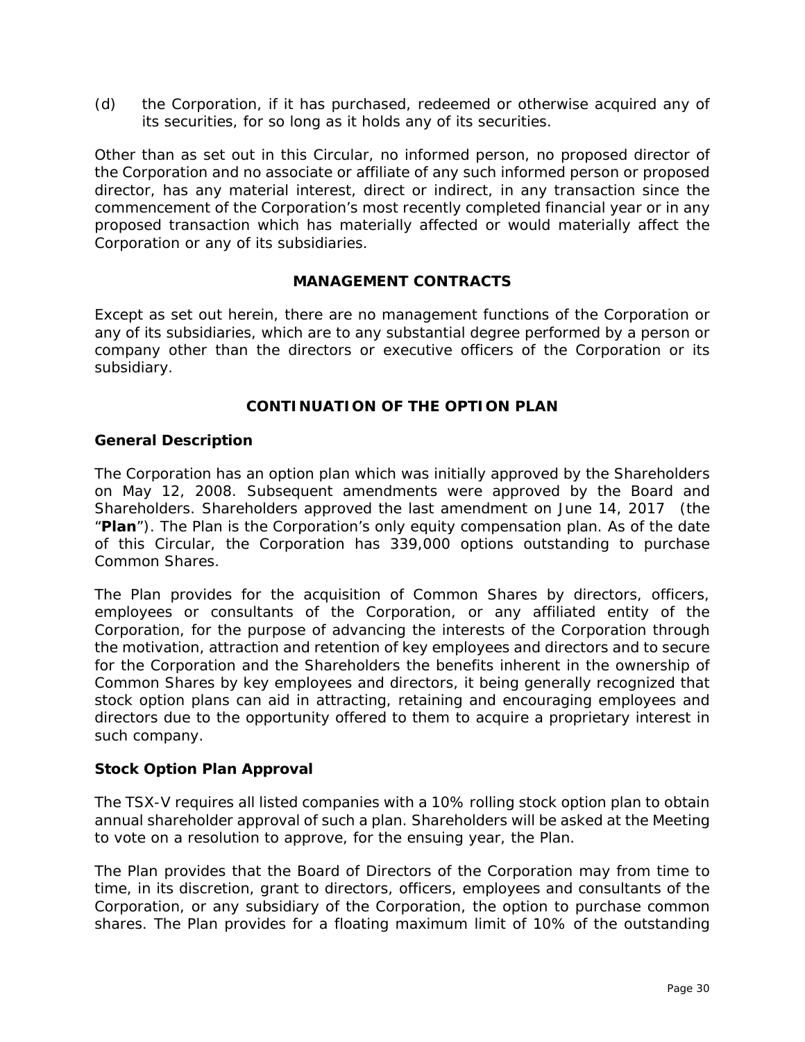(d) the Corporation, if it has purchased, redeemed or otherwise acquired any of its securities, for so long as it holds any of its securities.

Other than as set out in this Circular, no informed person, no proposed director of the Corporation and no associate or affiliate of any such informed person or proposed director, has any material interest, direct or indirect, in any transaction since the commencement of the Corporation's most recently completed financial year or in any proposed transaction which has materially affected or would materially affect the Corporation or any of its subsidiaries.

## MANAGEMENT CONTRACTS

Except as set out herein, there are no management functions of the Corporation or any of its subsidiaries, which are to any substantial degree performed by a person or company other than the directors or executive officers of the Corporation or its subsidiary.

## CONTINUATION OF THE OPTION PLAN

### General Description

The Corporation has an option plan which was initially approved by the Shareholders on May 12, 2008. Subsequent amendments were approved by the Board and Shareholders. Shareholders approved the last amendment on June 14, 2017 (the "**Plan**"). The Plan is the Corporation's only equity compensation plan. As of the date of this Circular, the Corporation has 339,000 options outstanding to purchase Common Shares.

The Plan provides for the acquisition of Common Shares by directors, officers, employees or consultants of the Corporation, or any affiliated entity of the Corporation, for the purpose of advancing the interests of the Corporation through the motivation, attraction and retention of key employees and directors and to secure for the Corporation and the Shareholders the benefits inherent in the ownership of Common Shares by key employees and directors, it being generally recognized that stock option plans can aid in attracting, retaining and encouraging employees and directors due to the opportunity offered to them to acquire a proprietary interest in such company.

### Stock Option Plan Approval

The TSX-V requires all listed companies with a 10% rolling stock option plan to obtain annual shareholder approval of such a plan. Shareholders will be asked at the Meeting to vote on a resolution to approve, for the ensuing year, the Plan.

The Plan provides that the Board of Directors of the Corporation may from time to time, in its discretion, grant to directors, officers, employees and consultants of the Corporation, or any subsidiary of the Corporation, the option to purchase common shares. The Plan provides for a floating maximum limit of 10% of the outstanding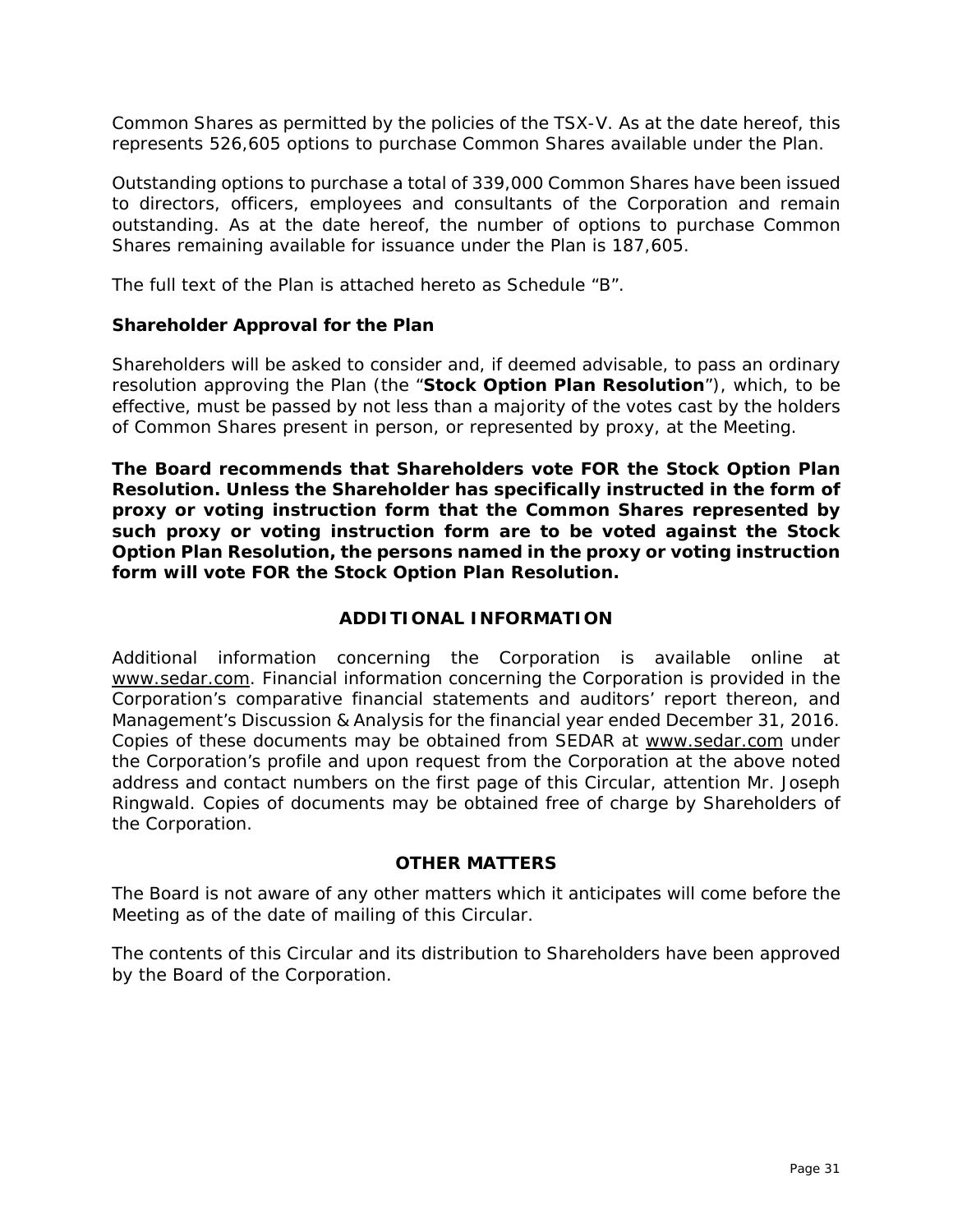Common Shares as permitted by the policies of the TSX-V. As at the date hereof, this represents 526,605 options to purchase Common Shares available under the Plan.

Outstanding options to purchase a total of 339,000 Common Shares have been issued to directors, officers, employees and consultants of the Corporation and remain outstanding. As at the date hereof, the number of options to purchase Common Shares remaining available for issuance under the Plan is 187,605.

The full text of the Plan is attached hereto as Schedule "B".

**Shareholder Approval for the Plan**

Shareholders will be asked to consider and, if deemed advisable, to pass an ordinary resolution approving the Plan (the "**Stock Option Plan Resolution**"), which, to be effective, must be passed by not less than a majority of the votes cast by the holders of Common Shares present in person, or represented by proxy, at the Meeting.

**The Board recommends that Shareholders vote FOR the Stock Option Plan Resolution. Unless the Shareholder has specifically instructed in the form of proxy or voting instruction form that the Common Shares represented by such proxy or voting instruction form are to be voted against the Stock Option Plan Resolution, the persons named in the proxy or voting instruction form will vote FOR the Stock Option Plan Resolution.**

## ADDITIONAL INFORMATION

Additional information concerning the Corporation is available online at www.sedar.com. Financial information concerning the Corporation is provided in the Corporation's comparative financial statements and auditors' report thereon, and Management's Discussion & Analysis for the financial year ended December 31, 2016. Copies of these documents may be obtained from SEDAR at www.sedar.com under the Corporation's profile and upon request from the Corporation at the above noted address and contact numbers on the first page of this Circular, attention Mr. Joseph Ringwald. Copies of documents may be obtained free of charge by Shareholders of the Corporation.

## OTHER MATTERS

The Board is not aware of any other matters which it anticipates will come before the Meeting as of the date of mailing of this Circular.

The contents of this Circular and its distribution to Shareholders have been approved by the Board of the Corporation.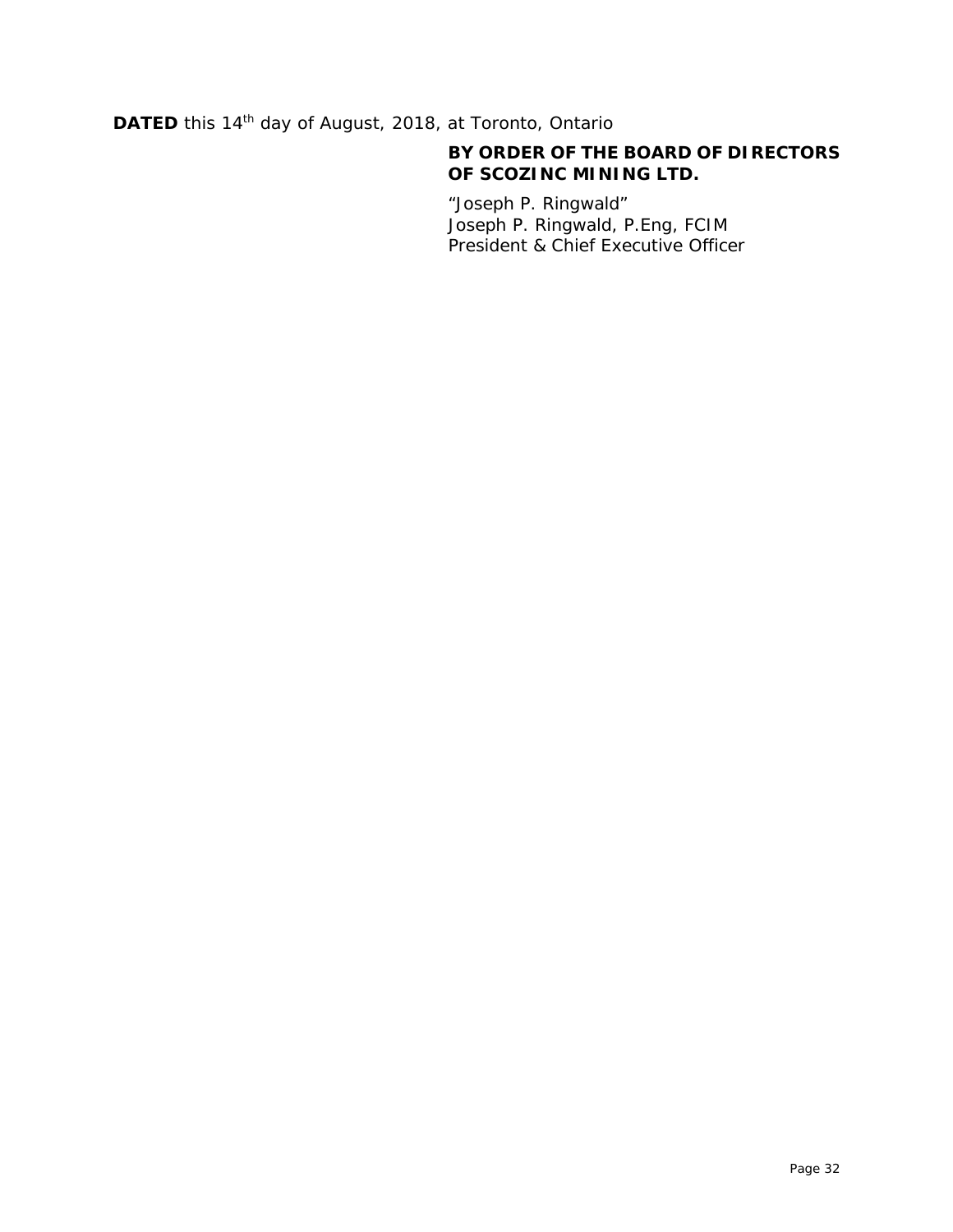**DATED** this 14th day of August, 2018, at Toronto, Ontario

**BY ORDER OF THE BOARD OF DIRECTORS OF SCOZINC MINING LTD.**

"Joseph P. Ringwald"
Joseph P. Ringwald, P.Eng, FCIM
President & Chief Executive Officer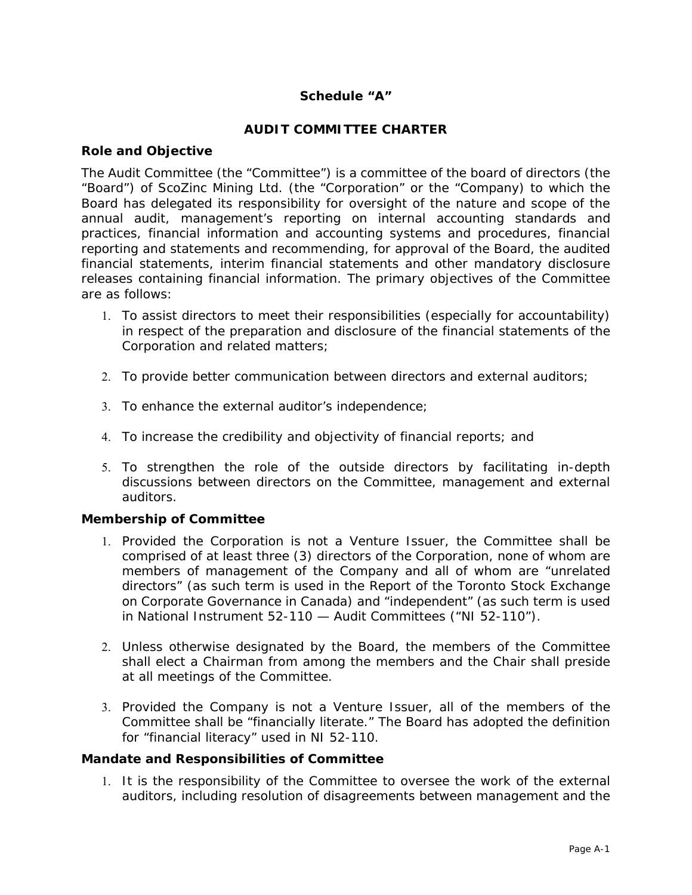**Schedule "A"**

**AUDIT COMMITTEE CHARTER**

### Role and Objective

The Audit Committee (the "Committee") is a committee of the board of directors (the "Board") of ScoZinc Mining Ltd. (the "Corporation" or the "Company) to which the Board has delegated its responsibility for oversight of the nature and scope of the annual audit, management's reporting on internal accounting standards and practices, financial information and accounting systems and procedures, financial reporting and statements and recommending, for approval of the Board, the audited financial statements, interim financial statements and other mandatory disclosure releases containing financial information. The primary objectives of the Committee are as follows:

1. To assist directors to meet their responsibilities (especially for accountability) in respect of the preparation and disclosure of the financial statements of the Corporation and related matters;

2. To provide better communication between directors and external auditors;

3. To enhance the external auditor's independence;

4. To increase the credibility and objectivity of financial reports; and

5. To strengthen the role of the outside directors by facilitating in-depth discussions between directors on the Committee, management and external auditors.

### Membership of Committee

1. Provided the Corporation is not a Venture Issuer, the Committee shall be comprised of at least three (3) directors of the Corporation, none of whom are members of management of the Company and all of whom are "unrelated directors" (as such term is used in the Report of the Toronto Stock Exchange on Corporate Governance in Canada) and "independent" (as such term is used in National Instrument 52-110 — Audit Committees ("NI 52-110").

2. Unless otherwise designated by the Board, the members of the Committee shall elect a Chairman from among the members and the Chair shall preside at all meetings of the Committee.

3. Provided the Company is not a Venture Issuer, all of the members of the Committee shall be "financially literate." The Board has adopted the definition for "financial literacy" used in NI 52-110.

### Mandate and Responsibilities of Committee

1. It is the responsibility of the Committee to oversee the work of the external auditors, including resolution of disagreements between management and the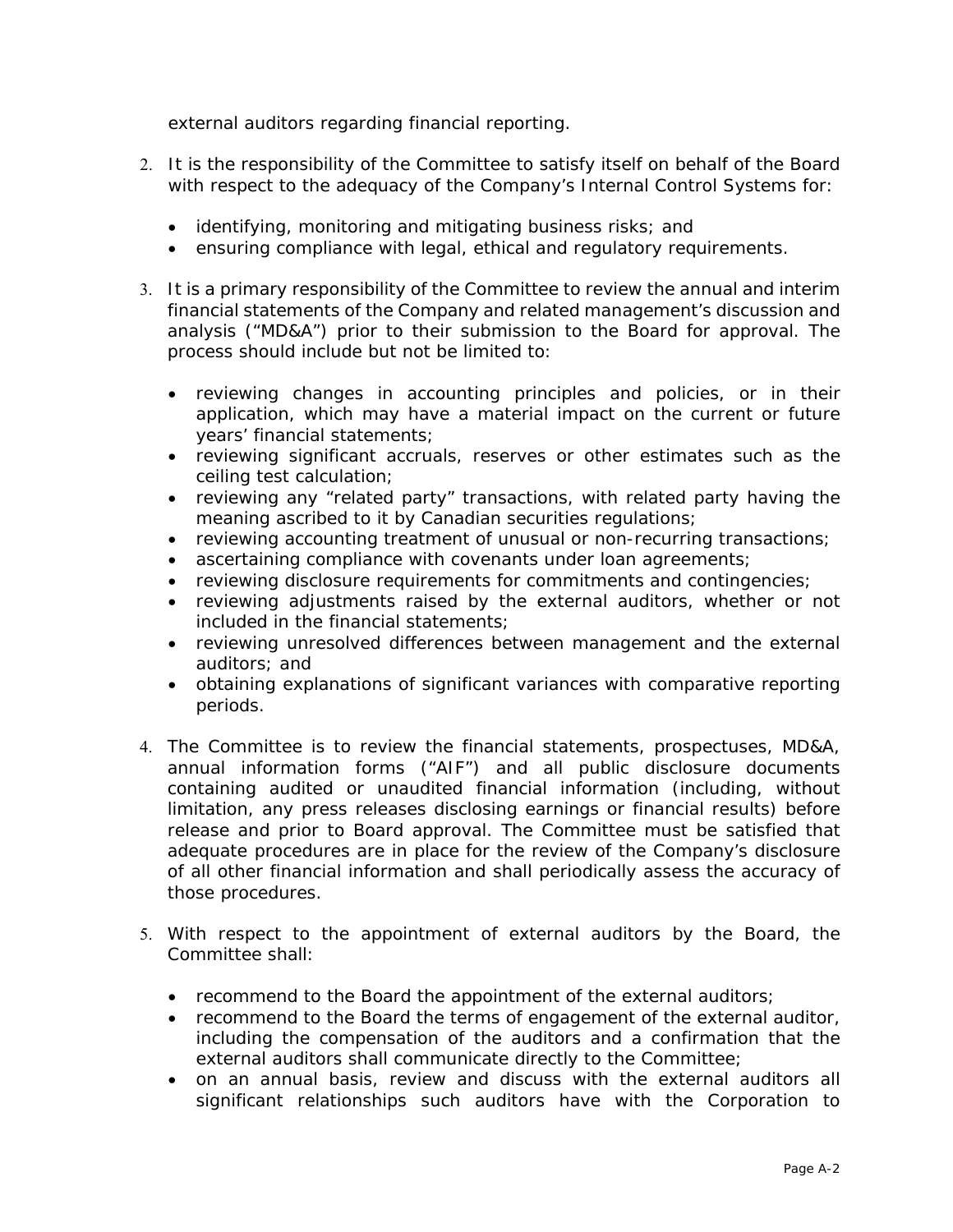external auditors regarding financial reporting.

2. It is the responsibility of the Committee to satisfy itself on behalf of the Board with respect to the adequacy of the Company's Internal Control Systems for:

   - identifying, monitoring and mitigating business risks; and
   - ensuring compliance with legal, ethical and regulatory requirements.

3. It is a primary responsibility of the Committee to review the annual and interim financial statements of the Company and related management's discussion and analysis ("MD&A") prior to their submission to the Board for approval. The process should include but not be limited to:

   - reviewing changes in accounting principles and policies, or in their application, which may have a material impact on the current or future years' financial statements;
   - reviewing significant accruals, reserves or other estimates such as the ceiling test calculation;
   - reviewing any "related party" transactions, with related party having the meaning ascribed to it by Canadian securities regulations;
   - reviewing accounting treatment of unusual or non-recurring transactions;
   - ascertaining compliance with covenants under loan agreements;
   - reviewing disclosure requirements for commitments and contingencies;
   - reviewing adjustments raised by the external auditors, whether or not included in the financial statements;
   - reviewing unresolved differences between management and the external auditors; and
   - obtaining explanations of significant variances with comparative reporting periods.

4. The Committee is to review the financial statements, prospectuses, MD&A, annual information forms ("AIF") and all public disclosure documents containing audited or unaudited financial information (including, without limitation, any press releases disclosing earnings or financial results) before release and prior to Board approval. The Committee must be satisfied that adequate procedures are in place for the review of the Company's disclosure of all other financial information and shall periodically assess the accuracy of those procedures.

5. With respect to the appointment of external auditors by the Board, the Committee shall:

   - recommend to the Board the appointment of the external auditors;
   - recommend to the Board the terms of engagement of the external auditor, including the compensation of the auditors and a confirmation that the external auditors shall communicate directly to the Committee;
   - on an annual basis, review and discuss with the external auditors all significant relationships such auditors have with the Corporation to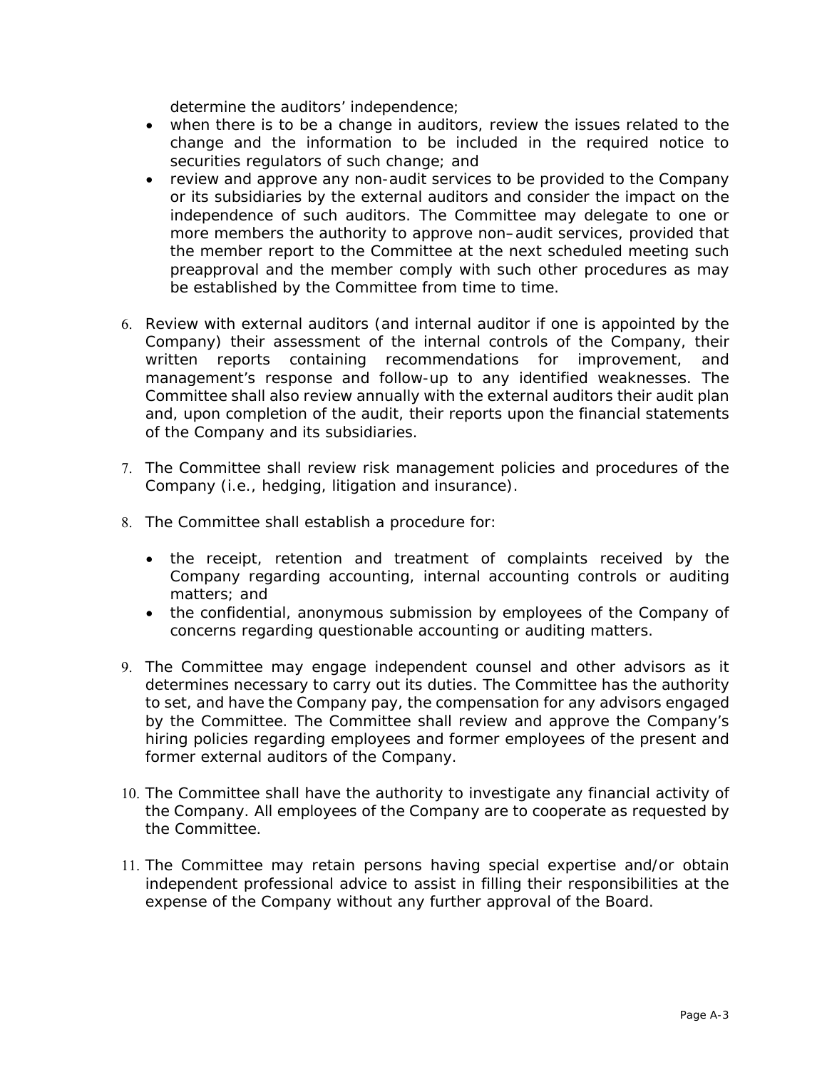determine the auditors' independence;

- when there is to be a change in auditors, review the issues related to the change and the information to be included in the required notice to securities regulators of such change; and
- review and approve any non-audit services to be provided to the Company or its subsidiaries by the external auditors and consider the impact on the independence of such auditors. The Committee may delegate to one or more members the authority to approve non–audit services, provided that the member report to the Committee at the next scheduled meeting such preapproval and the member comply with such other procedures as may be established by the Committee from time to time.

6. Review with external auditors (and internal auditor if one is appointed by the Company) their assessment of the internal controls of the Company, their written reports containing recommendations for improvement, and management's response and follow-up to any identified weaknesses. The Committee shall also review annually with the external auditors their audit plan and, upon completion of the audit, their reports upon the financial statements of the Company and its subsidiaries.

7. The Committee shall review risk management policies and procedures of the Company (i.e., hedging, litigation and insurance).

8. The Committee shall establish a procedure for:

   - the receipt, retention and treatment of complaints received by the Company regarding accounting, internal accounting controls or auditing matters; and
   - the confidential, anonymous submission by employees of the Company of concerns regarding questionable accounting or auditing matters.

9. The Committee may engage independent counsel and other advisors as it determines necessary to carry out its duties. The Committee has the authority to set, and have the Company pay, the compensation for any advisors engaged by the Committee. The Committee shall review and approve the Company's hiring policies regarding employees and former employees of the present and former external auditors of the Company.

10. The Committee shall have the authority to investigate any financial activity of the Company. All employees of the Company are to cooperate as requested by the Committee.

11. The Committee may retain persons having special expertise and/or obtain independent professional advice to assist in filling their responsibilities at the expense of the Company without any further approval of the Board.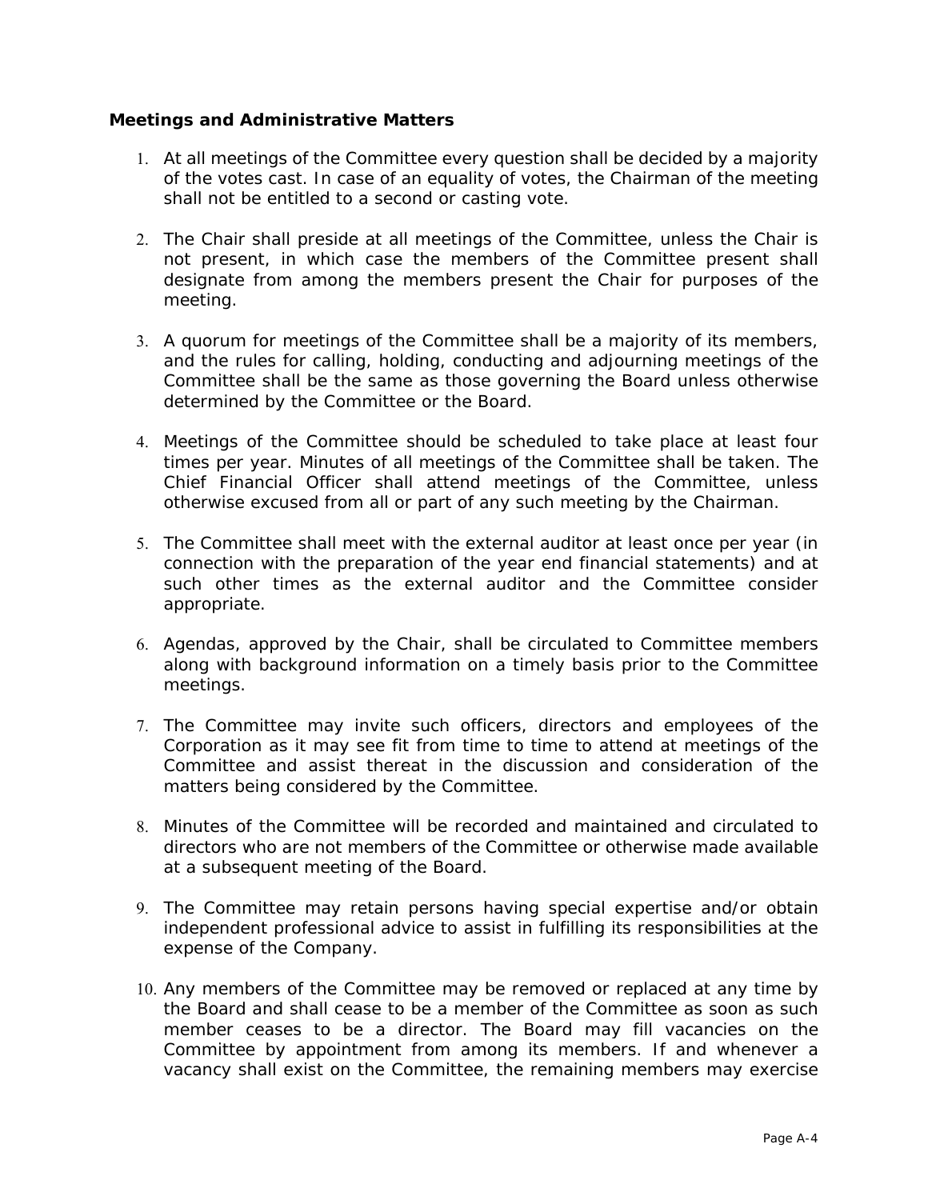**Meetings and Administrative Matters**

1. At all meetings of the Committee every question shall be decided by a majority of the votes cast. In case of an equality of votes, the Chairman of the meeting shall not be entitled to a second or casting vote.

2. The Chair shall preside at all meetings of the Committee, unless the Chair is not present, in which case the members of the Committee present shall designate from among the members present the Chair for purposes of the meeting.

3. A quorum for meetings of the Committee shall be a majority of its members, and the rules for calling, holding, conducting and adjourning meetings of the Committee shall be the same as those governing the Board unless otherwise determined by the Committee or the Board.

4. Meetings of the Committee should be scheduled to take place at least four times per year. Minutes of all meetings of the Committee shall be taken. The Chief Financial Officer shall attend meetings of the Committee, unless otherwise excused from all or part of any such meeting by the Chairman.

5. The Committee shall meet with the external auditor at least once per year (in connection with the preparation of the year end financial statements) and at such other times as the external auditor and the Committee consider appropriate.

6. Agendas, approved by the Chair, shall be circulated to Committee members along with background information on a timely basis prior to the Committee meetings.

7. The Committee may invite such officers, directors and employees of the Corporation as it may see fit from time to time to attend at meetings of the Committee and assist thereat in the discussion and consideration of the matters being considered by the Committee.

8. Minutes of the Committee will be recorded and maintained and circulated to directors who are not members of the Committee or otherwise made available at a subsequent meeting of the Board.

9. The Committee may retain persons having special expertise and/or obtain independent professional advice to assist in fulfilling its responsibilities at the expense of the Company.

10. Any members of the Committee may be removed or replaced at any time by the Board and shall cease to be a member of the Committee as soon as such member ceases to be a director. The Board may fill vacancies on the Committee by appointment from among its members. If and whenever a vacancy shall exist on the Committee, the remaining members may exercise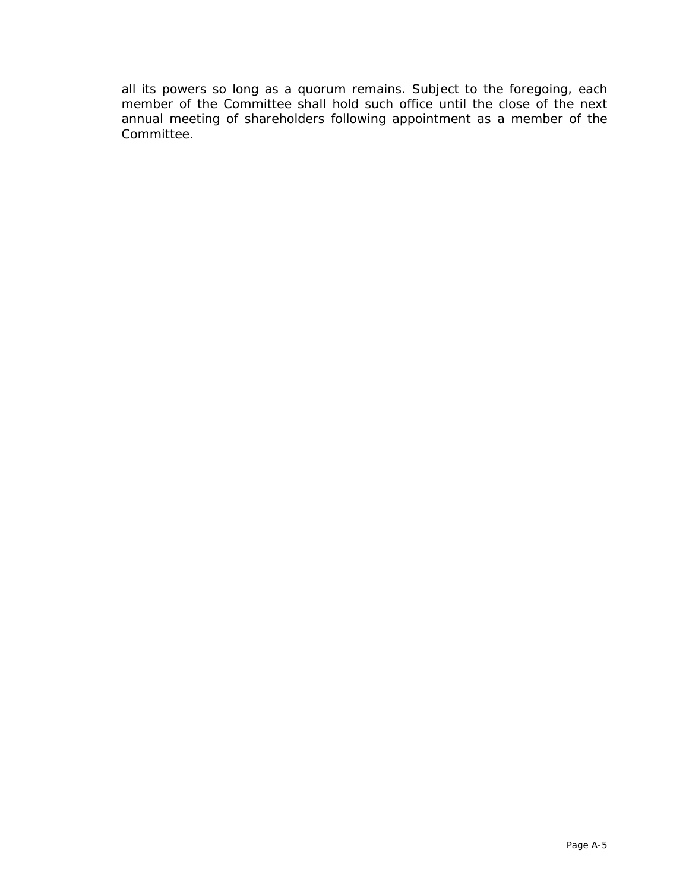all its powers so long as a quorum remains. Subject to the foregoing, each member of the Committee shall hold such office until the close of the next annual meeting of shareholders following appointment as a member of the Committee.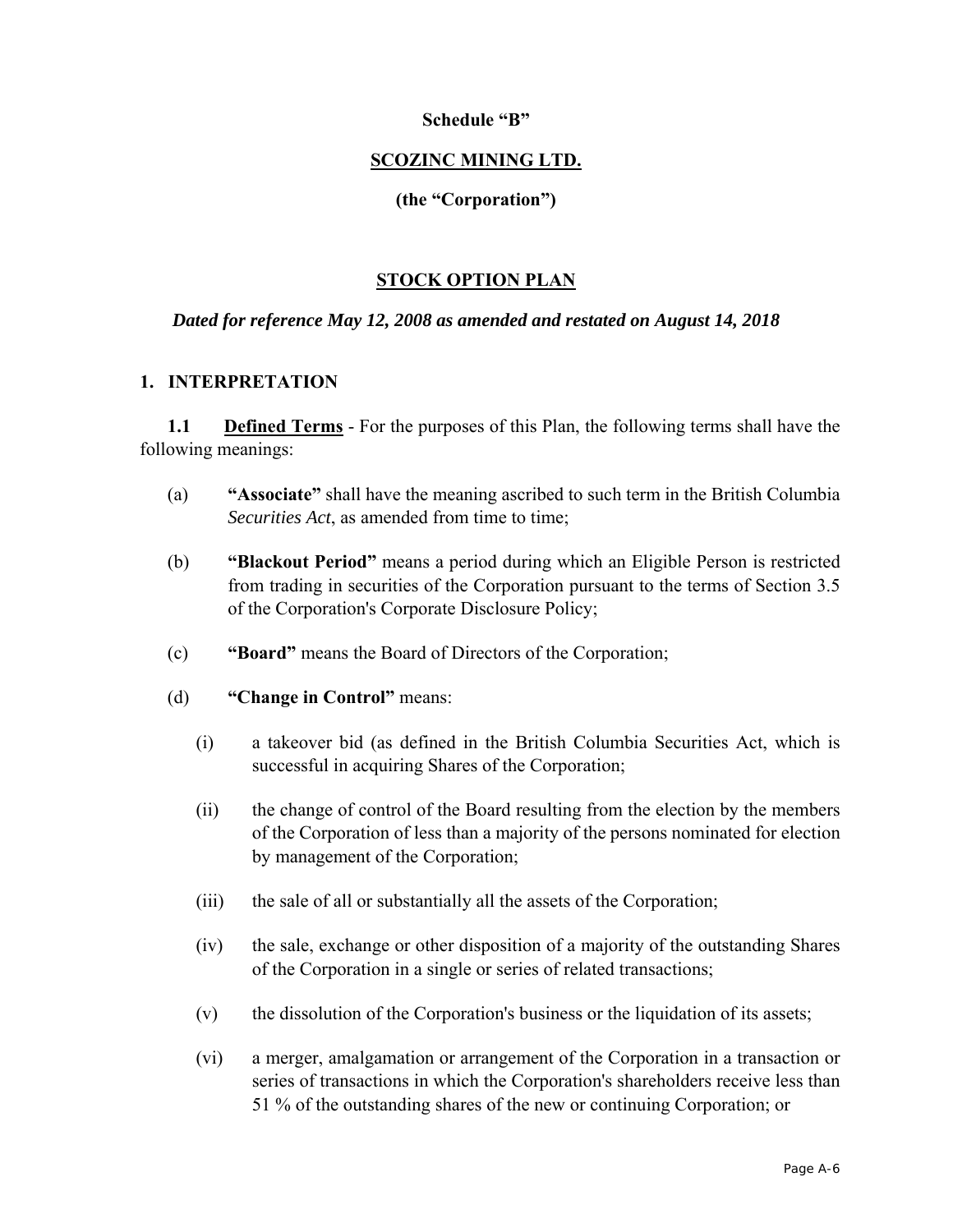**Schedule "B"**

**SCOZINC MINING LTD.**

**(the "Corporation")**

## STOCK OPTION PLAN

***Dated for reference May 12, 2008 as amended and restated on August 14, 2018***

### 1. INTERPRETATION

**1.1 Defined Terms** - For the purposes of this Plan, the following terms shall have the following meanings:

(a) **"Associate"** shall have the meaning ascribed to such term in the British Columbia *Securities Act*, as amended from time to time;

(b) **"Blackout Period"** means a period during which an Eligible Person is restricted from trading in securities of the Corporation pursuant to the terms of Section 3.5 of the Corporation's Corporate Disclosure Policy;

(c) **"Board"** means the Board of Directors of the Corporation;

(d) **"Change in Control"** means:

(i) a takeover bid (as defined in the British Columbia Securities Act, which is successful in acquiring Shares of the Corporation;

(ii) the change of control of the Board resulting from the election by the members of the Corporation of less than a majority of the persons nominated for election by management of the Corporation;

(iii) the sale of all or substantially all the assets of the Corporation;

(iv) the sale, exchange or other disposition of a majority of the outstanding Shares of the Corporation in a single or series of related transactions;

(v) the dissolution of the Corporation's business or the liquidation of its assets;

(vi) a merger, amalgamation or arrangement of the Corporation in a transaction or series of transactions in which the Corporation's shareholders receive less than 51 % of the outstanding shares of the new or continuing Corporation; or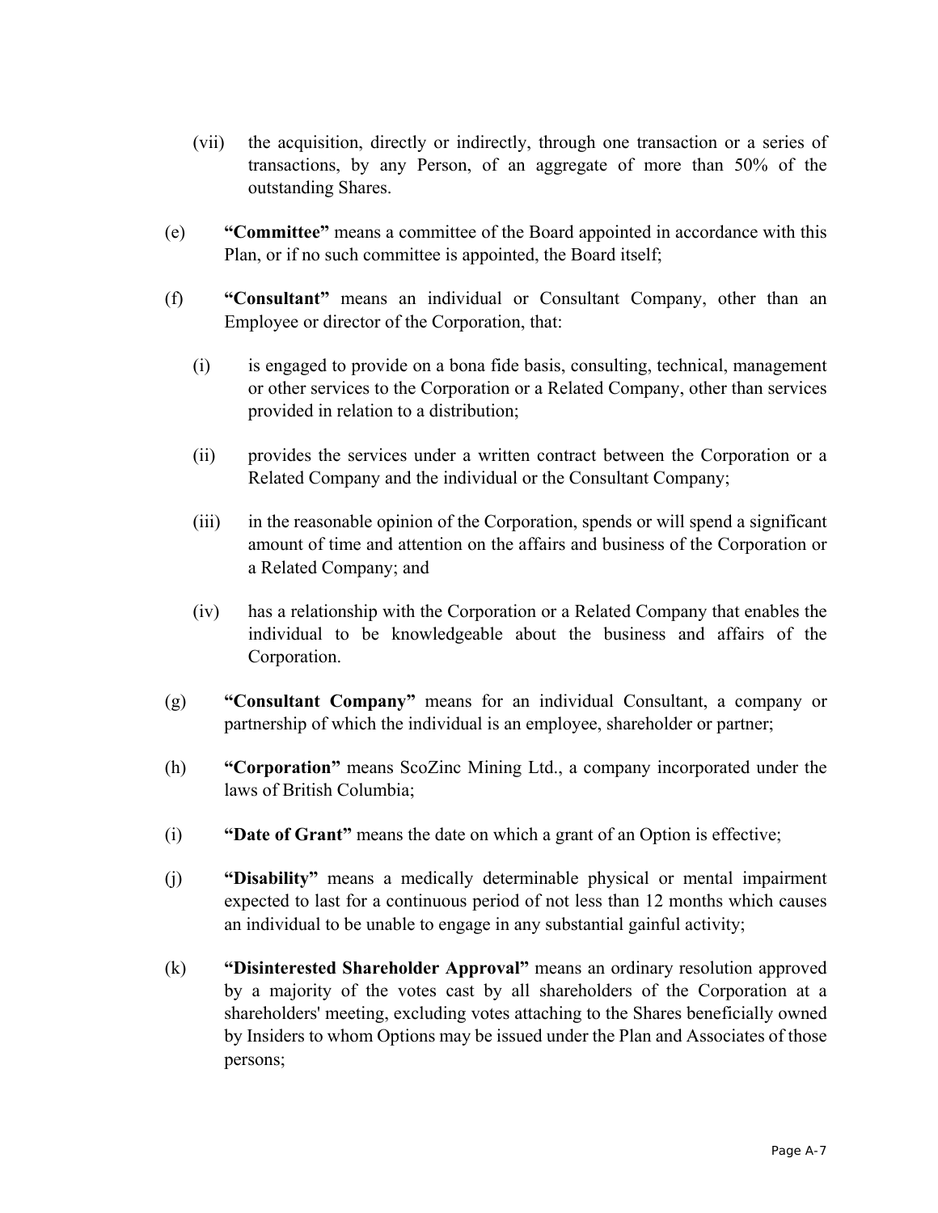(vii) the acquisition, directly or indirectly, through one transaction or a series of transactions, by any Person, of an aggregate of more than 50% of the outstanding Shares.

(e) **"Committee"** means a committee of the Board appointed in accordance with this Plan, or if no such committee is appointed, the Board itself;

(f) **"Consultant"** means an individual or Consultant Company, other than an Employee or director of the Corporation, that:

(i) is engaged to provide on a bona fide basis, consulting, technical, management or other services to the Corporation or a Related Company, other than services provided in relation to a distribution;

(ii) provides the services under a written contract between the Corporation or a Related Company and the individual or the Consultant Company;

(iii) in the reasonable opinion of the Corporation, spends or will spend a significant amount of time and attention on the affairs and business of the Corporation or a Related Company; and

(iv) has a relationship with the Corporation or a Related Company that enables the individual to be knowledgeable about the business and affairs of the Corporation.

(g) **"Consultant Company"** means for an individual Consultant, a company or partnership of which the individual is an employee, shareholder or partner;

(h) **"Corporation"** means ScoZinc Mining Ltd., a company incorporated under the laws of British Columbia;

(i) **"Date of Grant"** means the date on which a grant of an Option is effective;

(j) **"Disability"** means a medically determinable physical or mental impairment expected to last for a continuous period of not less than 12 months which causes an individual to be unable to engage in any substantial gainful activity;

(k) **"Disinterested Shareholder Approval"** means an ordinary resolution approved by a majority of the votes cast by all shareholders of the Corporation at a shareholders' meeting, excluding votes attaching to the Shares beneficially owned by Insiders to whom Options may be issued under the Plan and Associates of those persons;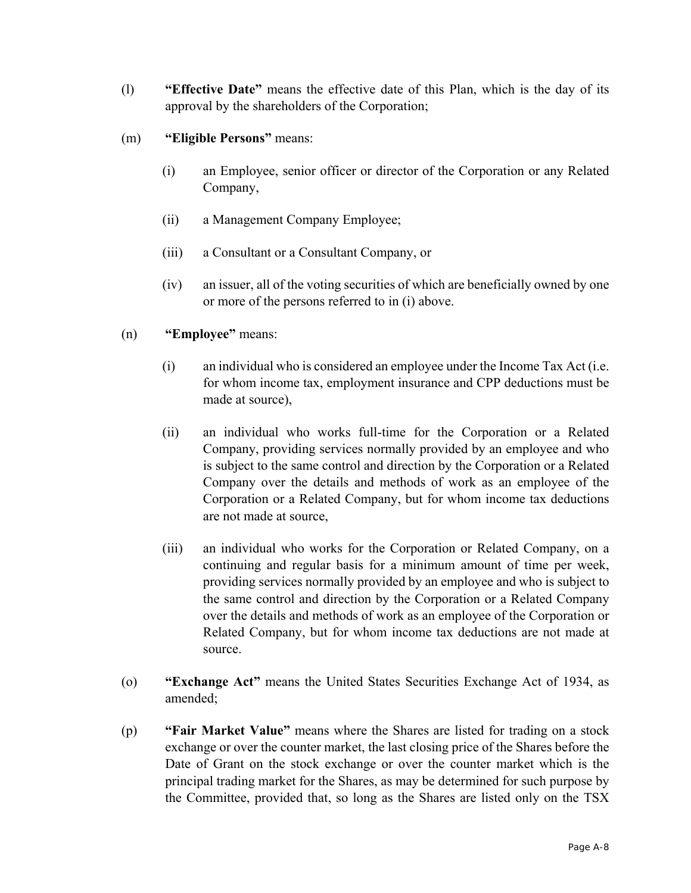(l) **"Effective Date"** means the effective date of this Plan, which is the day of its approval by the shareholders of the Corporation;

(m) **"Eligible Persons"** means:

(i) an Employee, senior officer or director of the Corporation or any Related Company,

(ii) a Management Company Employee;

(iii) a Consultant or a Consultant Company, or

(iv) an issuer, all of the voting securities of which are beneficially owned by one or more of the persons referred to in (i) above.

(n) **"Employee"** means:

(i) an individual who is considered an employee under the Income Tax Act (i.e. for whom income tax, employment insurance and CPP deductions must be made at source),

(ii) an individual who works full-time for the Corporation or a Related Company, providing services normally provided by an employee and who is subject to the same control and direction by the Corporation or a Related Company over the details and methods of work as an employee of the Corporation or a Related Company, but for whom income tax deductions are not made at source,

(iii) an individual who works for the Corporation or Related Company, on a continuing and regular basis for a minimum amount of time per week, providing services normally provided by an employee and who is subject to the same control and direction by the Corporation or a Related Company over the details and methods of work as an employee of the Corporation or Related Company, but for whom income tax deductions are not made at source.

(o) **"Exchange Act"** means the United States Securities Exchange Act of 1934, as amended;

(p) **"Fair Market Value"** means where the Shares are listed for trading on a stock exchange or over the counter market, the last closing price of the Shares before the Date of Grant on the stock exchange or over the counter market which is the principal trading market for the Shares, as may be determined for such purpose by the Committee, provided that, so long as the Shares are listed only on the TSX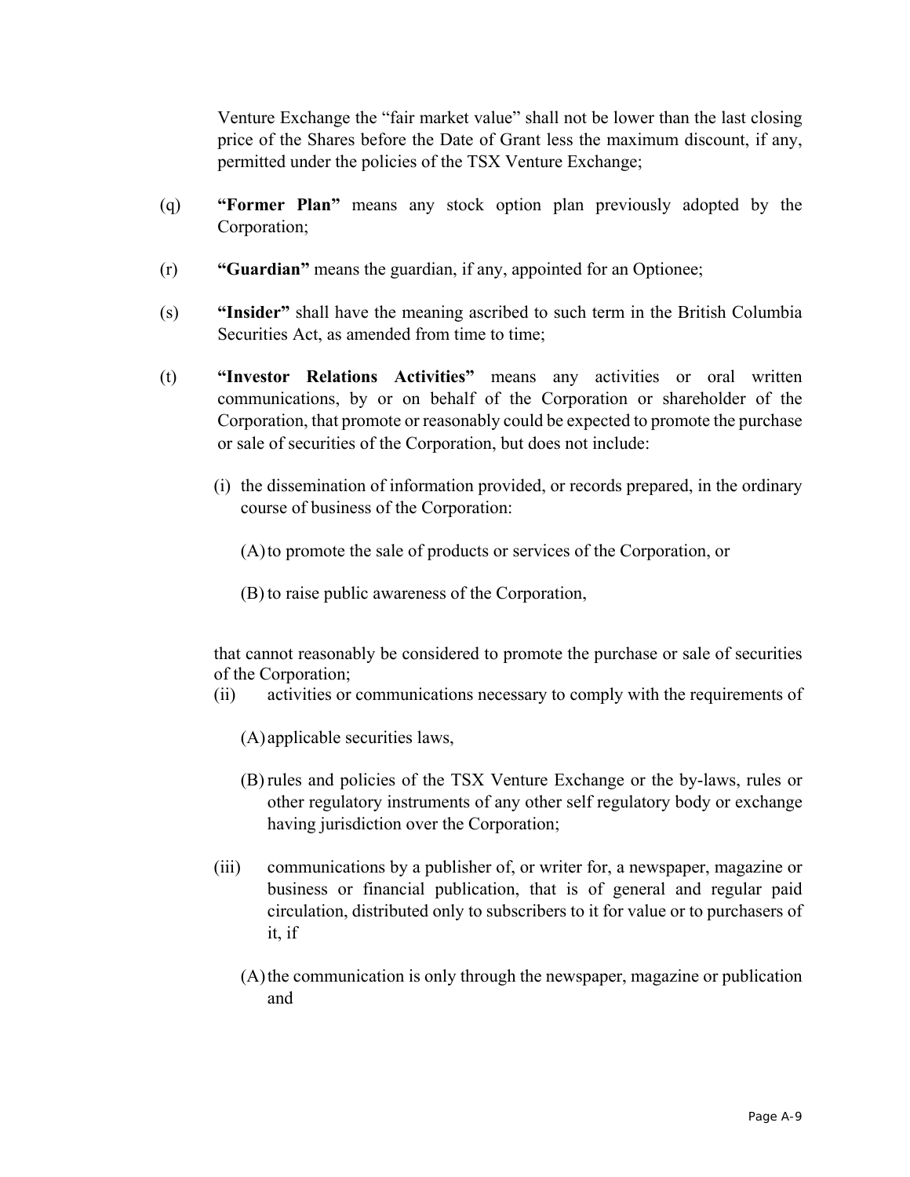Venture Exchange the "fair market value" shall not be lower than the last closing price of the Shares before the Date of Grant less the maximum discount, if any, permitted under the policies of the TSX Venture Exchange;

(q) **"Former Plan"** means any stock option plan previously adopted by the Corporation;

(r) **"Guardian"** means the guardian, if any, appointed for an Optionee;

(s) **"Insider"** shall have the meaning ascribed to such term in the British Columbia Securities Act, as amended from time to time;

(t) **"Investor Relations Activities"** means any activities or oral written communications, by or on behalf of the Corporation or shareholder of the Corporation, that promote or reasonably could be expected to promote the purchase or sale of securities of the Corporation, but does not include:

(i) the dissemination of information provided, or records prepared, in the ordinary course of business of the Corporation:

(A) to promote the sale of products or services of the Corporation, or

(B) to raise public awareness of the Corporation,

that cannot reasonably be considered to promote the purchase or sale of securities of the Corporation;

(ii) activities or communications necessary to comply with the requirements of

(A) applicable securities laws,

(B) rules and policies of the TSX Venture Exchange or the by-laws, rules or other regulatory instruments of any other self regulatory body or exchange having jurisdiction over the Corporation;

(iii) communications by a publisher of, or writer for, a newspaper, magazine or business or financial publication, that is of general and regular paid circulation, distributed only to subscribers to it for value or to purchasers of it, if

(A) the communication is only through the newspaper, magazine or publication and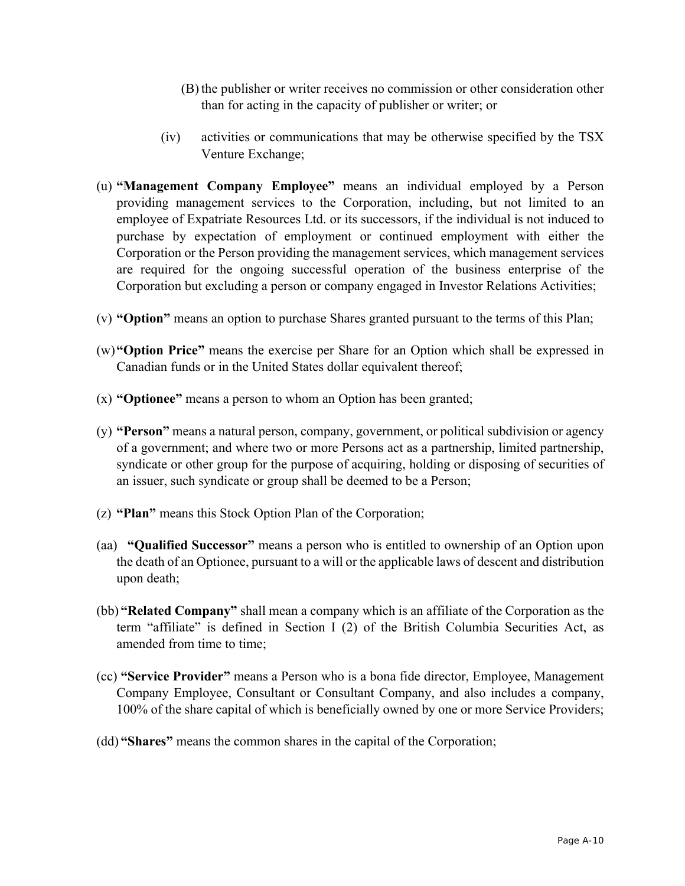(B) the publisher or writer receives no commission or other consideration other than for acting in the capacity of publisher or writer; or

(iv) activities or communications that may be otherwise specified by the TSX Venture Exchange;

(u) **"Management Company Employee"** means an individual employed by a Person providing management services to the Corporation, including, but not limited to an employee of Expatriate Resources Ltd. or its successors, if the individual is not induced to purchase by expectation of employment or continued employment with either the Corporation or the Person providing the management services, which management services are required for the ongoing successful operation of the business enterprise of the Corporation but excluding a person or company engaged in Investor Relations Activities;

(v) **"Option"** means an option to purchase Shares granted pursuant to the terms of this Plan;

(w) **"Option Price"** means the exercise per Share for an Option which shall be expressed in Canadian funds or in the United States dollar equivalent thereof;

(x) **"Optionee"** means a person to whom an Option has been granted;

(y) **"Person"** means a natural person, company, government, or political subdivision or agency of a government; and where two or more Persons act as a partnership, limited partnership, syndicate or other group for the purpose of acquiring, holding or disposing of securities of an issuer, such syndicate or group shall be deemed to be a Person;

(z) **"Plan"** means this Stock Option Plan of the Corporation;

(aa) **"Qualified Successor"** means a person who is entitled to ownership of an Option upon the death of an Optionee, pursuant to a will or the applicable laws of descent and distribution upon death;

(bb) **"Related Company"** shall mean a company which is an affiliate of the Corporation as the term "affiliate" is defined in Section I (2) of the British Columbia Securities Act, as amended from time to time;

(cc) **"Service Provider"** means a Person who is a bona fide director, Employee, Management Company Employee, Consultant or Consultant Company, and also includes a company, 100% of the share capital of which is beneficially owned by one or more Service Providers;

(dd) **"Shares"** means the common shares in the capital of the Corporation;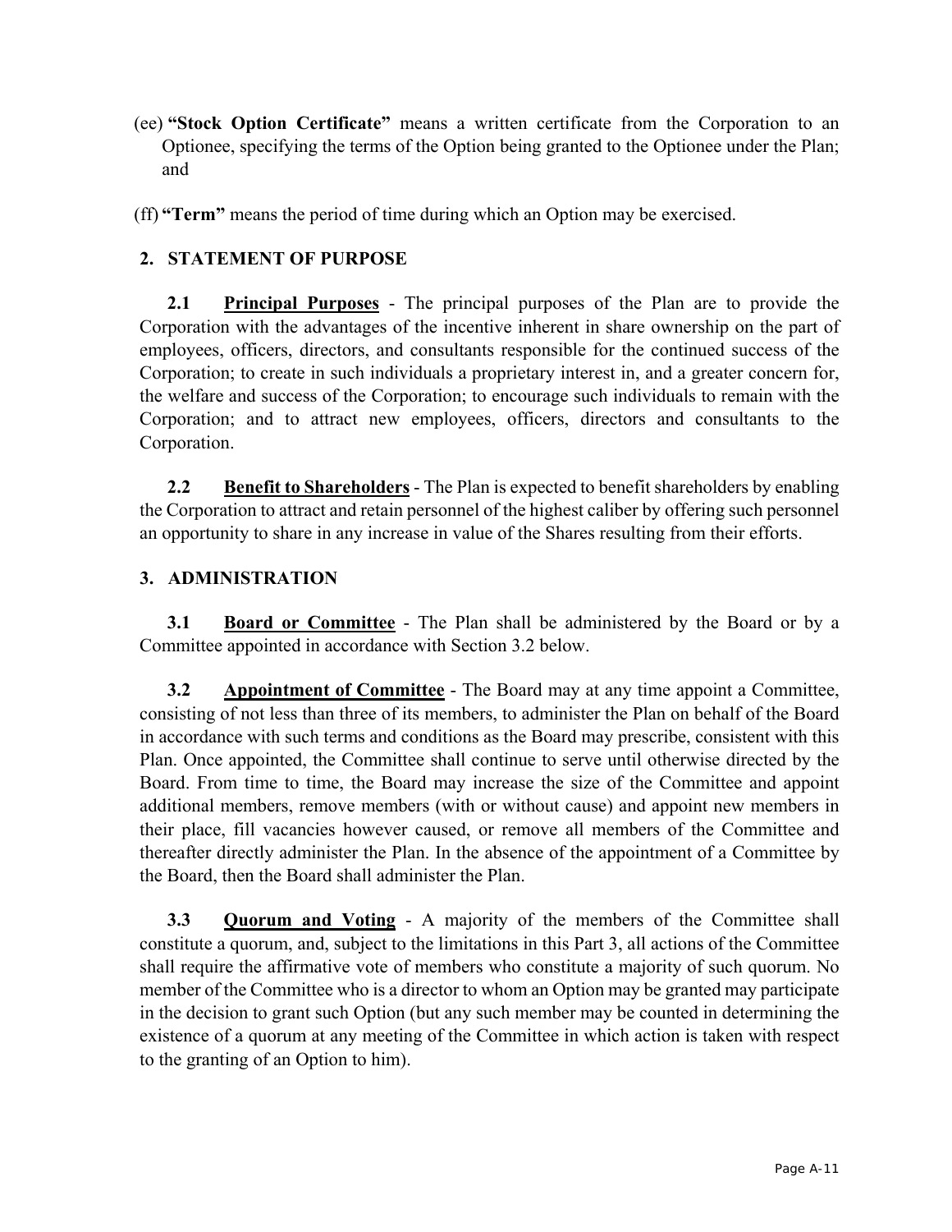(ee) **"Stock Option Certificate"** means a written certificate from the Corporation to an Optionee, specifying the terms of the Option being granted to the Optionee under the Plan; and

(ff) **"Term"** means the period of time during which an Option may be exercised.

## 2. STATEMENT OF PURPOSE

**2.1** **Principal Purposes** - The principal purposes of the Plan are to provide the Corporation with the advantages of the incentive inherent in share ownership on the part of employees, officers, directors, and consultants responsible for the continued success of the Corporation; to create in such individuals a proprietary interest in, and a greater concern for, the welfare and success of the Corporation; to encourage such individuals to remain with the Corporation; and to attract new employees, officers, directors and consultants to the Corporation.

**2.2** **Benefit to Shareholders** - The Plan is expected to benefit shareholders by enabling the Corporation to attract and retain personnel of the highest caliber by offering such personnel an opportunity to share in any increase in value of the Shares resulting from their efforts.

## 3. ADMINISTRATION

**3.1** **Board or Committee** - The Plan shall be administered by the Board or by a Committee appointed in accordance with Section 3.2 below.

**3.2** **Appointment of Committee** - The Board may at any time appoint a Committee, consisting of not less than three of its members, to administer the Plan on behalf of the Board in accordance with such terms and conditions as the Board may prescribe, consistent with this Plan. Once appointed, the Committee shall continue to serve until otherwise directed by the Board. From time to time, the Board may increase the size of the Committee and appoint additional members, remove members (with or without cause) and appoint new members in their place, fill vacancies however caused, or remove all members of the Committee and thereafter directly administer the Plan. In the absence of the appointment of a Committee by the Board, then the Board shall administer the Plan.

**3.3** **Quorum and Voting** - A majority of the members of the Committee shall constitute a quorum, and, subject to the limitations in this Part 3, all actions of the Committee shall require the affirmative vote of members who constitute a majority of such quorum. No member of the Committee who is a director to whom an Option may be granted may participate in the decision to grant such Option (but any such member may be counted in determining the existence of a quorum at any meeting of the Committee in which action is taken with respect to the granting of an Option to him).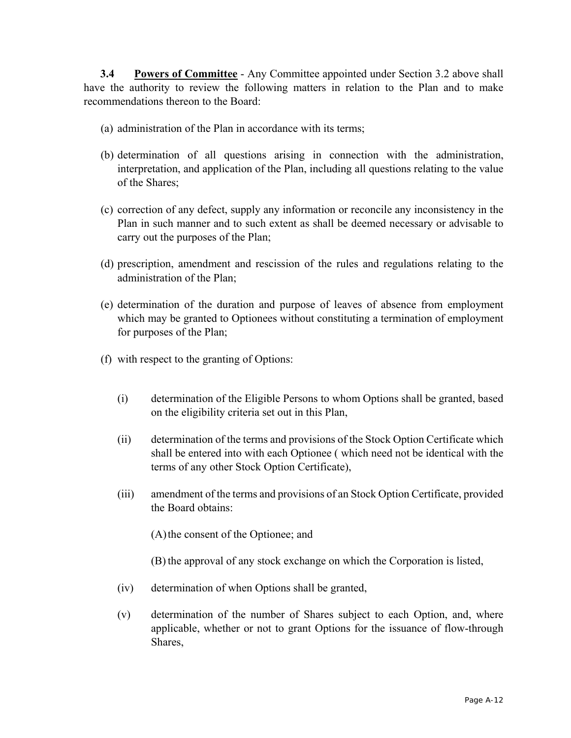**3.4 Powers of Committee** - Any Committee appointed under Section 3.2 above shall have the authority to review the following matters in relation to the Plan and to make recommendations thereon to the Board:

(a) administration of the Plan in accordance with its terms;

(b) determination of all questions arising in connection with the administration, interpretation, and application of the Plan, including all questions relating to the value of the Shares;

(c) correction of any defect, supply any information or reconcile any inconsistency in the Plan in such manner and to such extent as shall be deemed necessary or advisable to carry out the purposes of the Plan;

(d) prescription, amendment and rescission of the rules and regulations relating to the administration of the Plan;

(e) determination of the duration and purpose of leaves of absence from employment which may be granted to Optionees without constituting a termination of employment for purposes of the Plan;

(f) with respect to the granting of Options:

(i) determination of the Eligible Persons to whom Options shall be granted, based on the eligibility criteria set out in this Plan,

(ii) determination of the terms and provisions of the Stock Option Certificate which shall be entered into with each Optionee ( which need not be identical with the terms of any other Stock Option Certificate),

(iii) amendment of the terms and provisions of an Stock Option Certificate, provided the Board obtains:

(A) the consent of the Optionee; and

(B) the approval of any stock exchange on which the Corporation is listed,

(iv) determination of when Options shall be granted,

(v) determination of the number of Shares subject to each Option, and, where applicable, whether or not to grant Options for the issuance of flow-through Shares,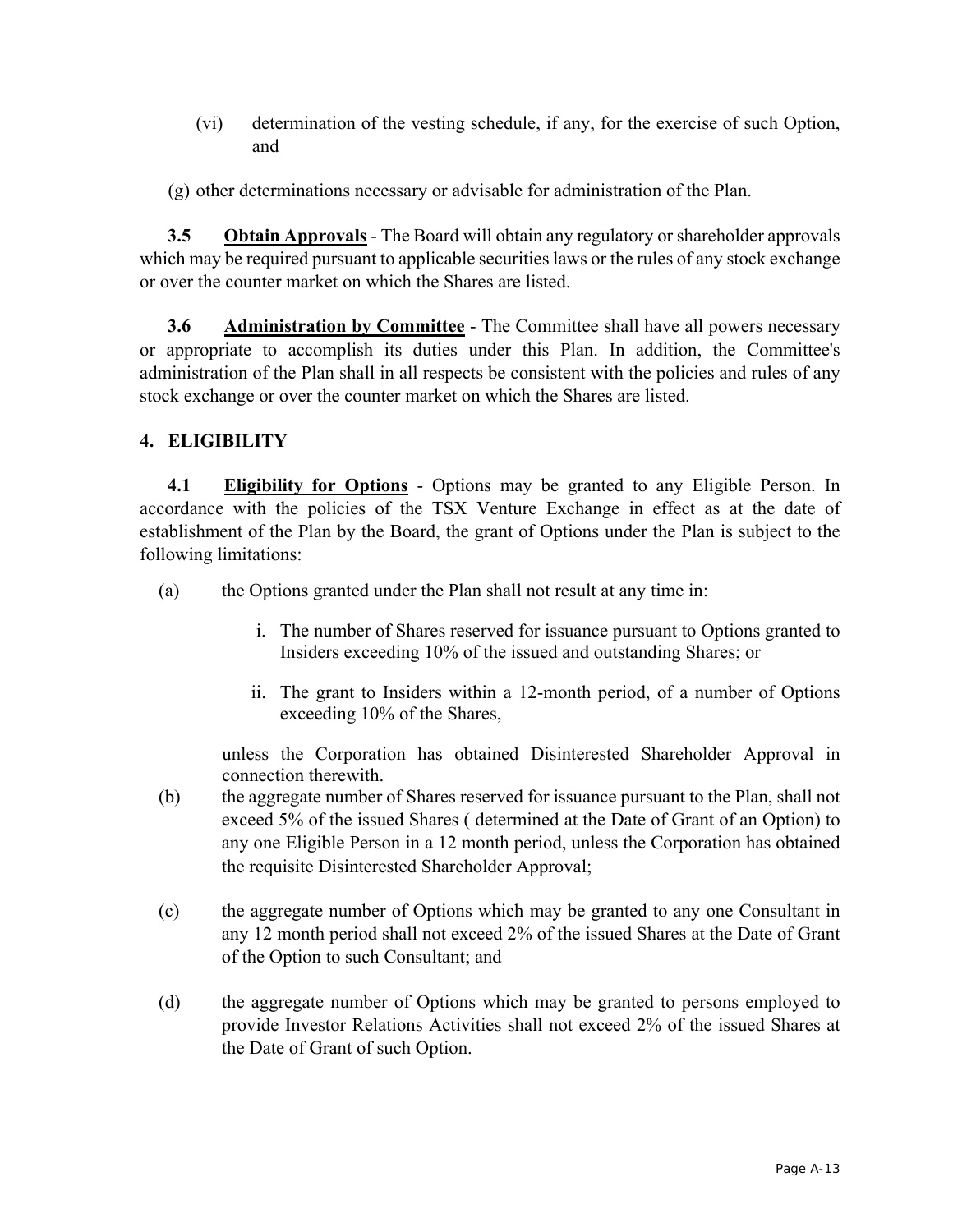(vi) determination of the vesting schedule, if any, for the exercise of such Option, and

(g) other determinations necessary or advisable for administration of the Plan.

**3.5 Obtain Approvals** - The Board will obtain any regulatory or shareholder approvals which may be required pursuant to applicable securities laws or the rules of any stock exchange or over the counter market on which the Shares are listed.

**3.6 Administration by Committee** - The Committee shall have all powers necessary or appropriate to accomplish its duties under this Plan. In addition, the Committee's administration of the Plan shall in all respects be consistent with the policies and rules of any stock exchange or over the counter market on which the Shares are listed.

## 4. ELIGIBILITY

**4.1 Eligibility for Options** - Options may be granted to any Eligible Person. In accordance with the policies of the TSX Venture Exchange in effect as at the date of establishment of the Plan by the Board, the grant of Options under the Plan is subject to the following limitations:

(a) the Options granted under the Plan shall not result at any time in:

   i. The number of Shares reserved for issuance pursuant to Options granted to Insiders exceeding 10% of the issued and outstanding Shares; or

   ii. The grant to Insiders within a 12-month period, of a number of Options exceeding 10% of the Shares,

   unless the Corporation has obtained Disinterested Shareholder Approval in connection therewith.

(b) the aggregate number of Shares reserved for issuance pursuant to the Plan, shall not exceed 5% of the issued Shares ( determined at the Date of Grant of an Option) to any one Eligible Person in a 12 month period, unless the Corporation has obtained the requisite Disinterested Shareholder Approval;

(c) the aggregate number of Options which may be granted to any one Consultant in any 12 month period shall not exceed 2% of the issued Shares at the Date of Grant of the Option to such Consultant; and

(d) the aggregate number of Options which may be granted to persons employed to provide Investor Relations Activities shall not exceed 2% of the issued Shares at the Date of Grant of such Option.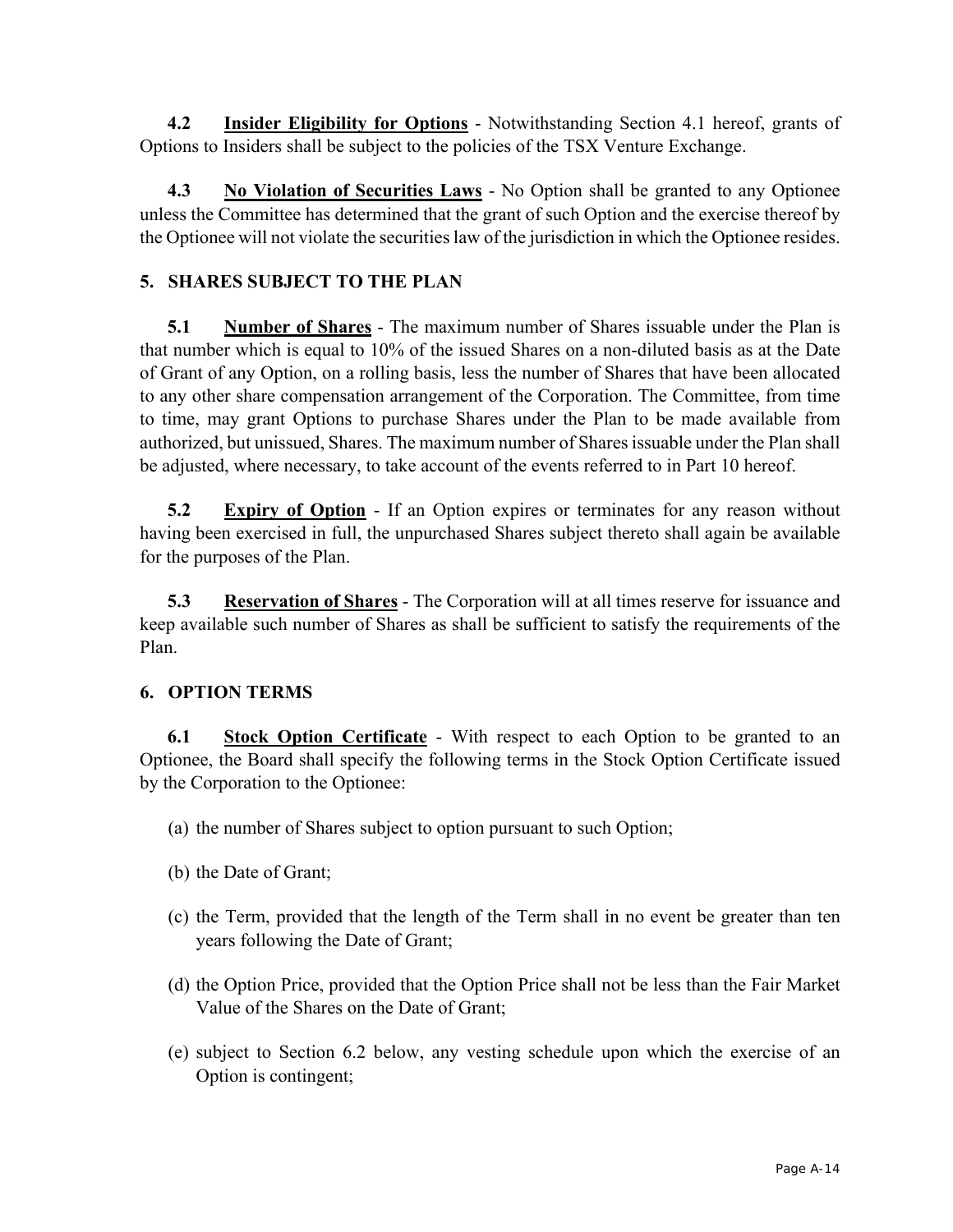**4.2** **Insider Eligibility for Options** - Notwithstanding Section 4.1 hereof, grants of Options to Insiders shall be subject to the policies of the TSX Venture Exchange.

**4.3** **No Violation of Securities Laws** - No Option shall be granted to any Optionee unless the Committee has determined that the grant of such Option and the exercise thereof by the Optionee will not violate the securities law of the jurisdiction in which the Optionee resides.

## 5. SHARES SUBJECT TO THE PLAN

**5.1** **Number of Shares** - The maximum number of Shares issuable under the Plan is that number which is equal to 10% of the issued Shares on a non-diluted basis as at the Date of Grant of any Option, on a rolling basis, less the number of Shares that have been allocated to any other share compensation arrangement of the Corporation. The Committee, from time to time, may grant Options to purchase Shares under the Plan to be made available from authorized, but unissued, Shares. The maximum number of Shares issuable under the Plan shall be adjusted, where necessary, to take account of the events referred to in Part 10 hereof.

**5.2** **Expiry of Option** - If an Option expires or terminates for any reason without having been exercised in full, the unpurchased Shares subject thereto shall again be available for the purposes of the Plan.

**5.3** **Reservation of Shares** - The Corporation will at all times reserve for issuance and keep available such number of Shares as shall be sufficient to satisfy the requirements of the Plan.

## 6. OPTION TERMS

**6.1** **Stock Option Certificate** - With respect to each Option to be granted to an Optionee, the Board shall specify the following terms in the Stock Option Certificate issued by the Corporation to the Optionee:

(a) the number of Shares subject to option pursuant to such Option;

(b) the Date of Grant;

(c) the Term, provided that the length of the Term shall in no event be greater than ten years following the Date of Grant;

(d) the Option Price, provided that the Option Price shall not be less than the Fair Market Value of the Shares on the Date of Grant;

(e) subject to Section 6.2 below, any vesting schedule upon which the exercise of an Option is contingent;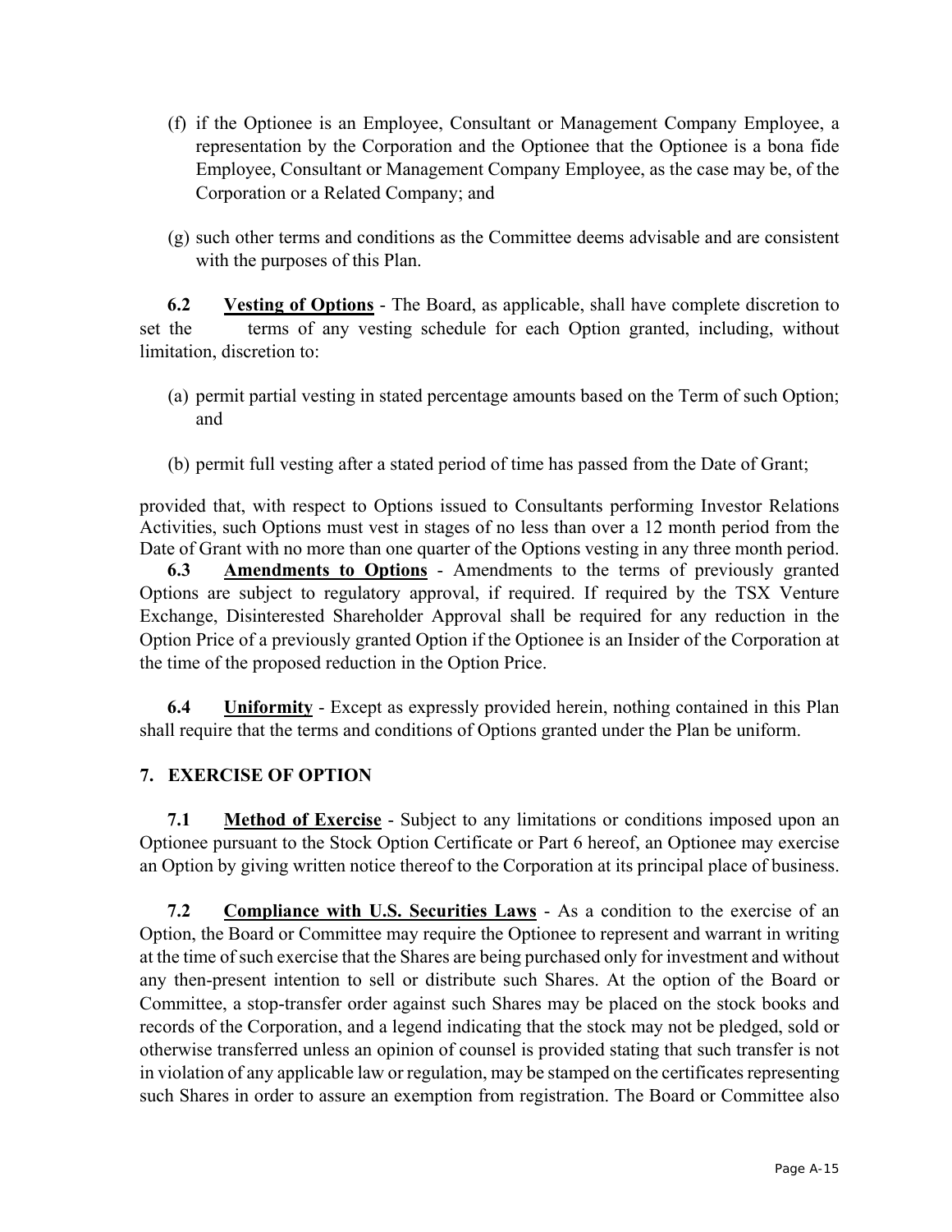(f) if the Optionee is an Employee, Consultant or Management Company Employee, a representation by the Corporation and the Optionee that the Optionee is a bona fide Employee, Consultant or Management Company Employee, as the case may be, of the Corporation or a Related Company; and

(g) such other terms and conditions as the Committee deems advisable and are consistent with the purposes of this Plan.

**6.2** **Vesting of Options** - The Board, as applicable, shall have complete discretion to set the terms of any vesting schedule for each Option granted, including, without limitation, discretion to:

(a) permit partial vesting in stated percentage amounts based on the Term of such Option; and

(b) permit full vesting after a stated period of time has passed from the Date of Grant;

provided that, with respect to Options issued to Consultants performing Investor Relations Activities, such Options must vest in stages of no less than over a 12 month period from the Date of Grant with no more than one quarter of the Options vesting in any three month period.

**6.3** **Amendments to Options** - Amendments to the terms of previously granted Options are subject to regulatory approval, if required. If required by the TSX Venture Exchange, Disinterested Shareholder Approval shall be required for any reduction in the Option Price of a previously granted Option if the Optionee is an Insider of the Corporation at the time of the proposed reduction in the Option Price.

**6.4** **Uniformity** - Except as expressly provided herein, nothing contained in this Plan shall require that the terms and conditions of Options granted under the Plan be uniform.

## 7. EXERCISE OF OPTION

**7.1** **Method of Exercise** - Subject to any limitations or conditions imposed upon an Optionee pursuant to the Stock Option Certificate or Part 6 hereof, an Optionee may exercise an Option by giving written notice thereof to the Corporation at its principal place of business.

**7.2** **Compliance with U.S. Securities Laws** - As a condition to the exercise of an Option, the Board or Committee may require the Optionee to represent and warrant in writing at the time of such exercise that the Shares are being purchased only for investment and without any then-present intention to sell or distribute such Shares. At the option of the Board or Committee, a stop-transfer order against such Shares may be placed on the stock books and records of the Corporation, and a legend indicating that the stock may not be pledged, sold or otherwise transferred unless an opinion of counsel is provided stating that such transfer is not in violation of any applicable law or regulation, may be stamped on the certificates representing such Shares in order to assure an exemption from registration. The Board or Committee also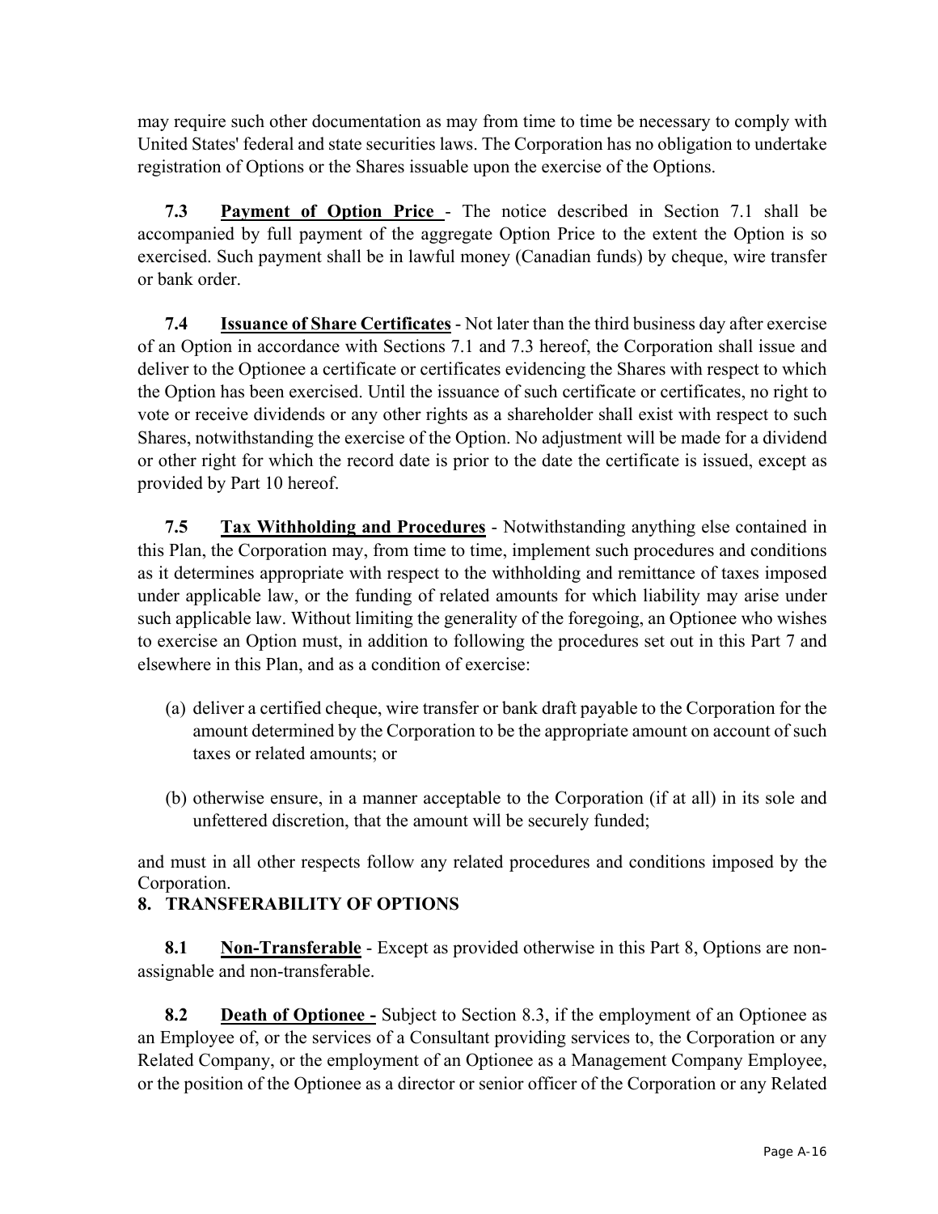may require such other documentation as may from time to time be necessary to comply with United States' federal and state securities laws. The Corporation has no obligation to undertake registration of Options or the Shares issuable upon the exercise of the Options.

**7.3 Payment of Option Price** - The notice described in Section 7.1 shall be accompanied by full payment of the aggregate Option Price to the extent the Option is so exercised. Such payment shall be in lawful money (Canadian funds) by cheque, wire transfer or bank order.

**7.4 Issuance of Share Certificates** - Not later than the third business day after exercise of an Option in accordance with Sections 7.1 and 7.3 hereof, the Corporation shall issue and deliver to the Optionee a certificate or certificates evidencing the Shares with respect to which the Option has been exercised. Until the issuance of such certificate or certificates, no right to vote or receive dividends or any other rights as a shareholder shall exist with respect to such Shares, notwithstanding the exercise of the Option. No adjustment will be made for a dividend or other right for which the record date is prior to the date the certificate is issued, except as provided by Part 10 hereof.

**7.5 Tax Withholding and Procedures** - Notwithstanding anything else contained in this Plan, the Corporation may, from time to time, implement such procedures and conditions as it determines appropriate with respect to the withholding and remittance of taxes imposed under applicable law, or the funding of related amounts for which liability may arise under such applicable law. Without limiting the generality of the foregoing, an Optionee who wishes to exercise an Option must, in addition to following the procedures set out in this Part 7 and elsewhere in this Plan, and as a condition of exercise:

(a) deliver a certified cheque, wire transfer or bank draft payable to the Corporation for the amount determined by the Corporation to be the appropriate amount on account of such taxes or related amounts; or

(b) otherwise ensure, in a manner acceptable to the Corporation (if at all) in its sole and unfettered discretion, that the amount will be securely funded;

and must in all other respects follow any related procedures and conditions imposed by the Corporation.

## 8. TRANSFERABILITY OF OPTIONS

**8.1 Non-Transferable** - Except as provided otherwise in this Part 8, Options are non-assignable and non-transferable.

**8.2 Death of Optionee -** Subject to Section 8.3, if the employment of an Optionee as an Employee of, or the services of a Consultant providing services to, the Corporation or any Related Company, or the employment of an Optionee as a Management Company Employee, or the position of the Optionee as a director or senior officer of the Corporation or any Related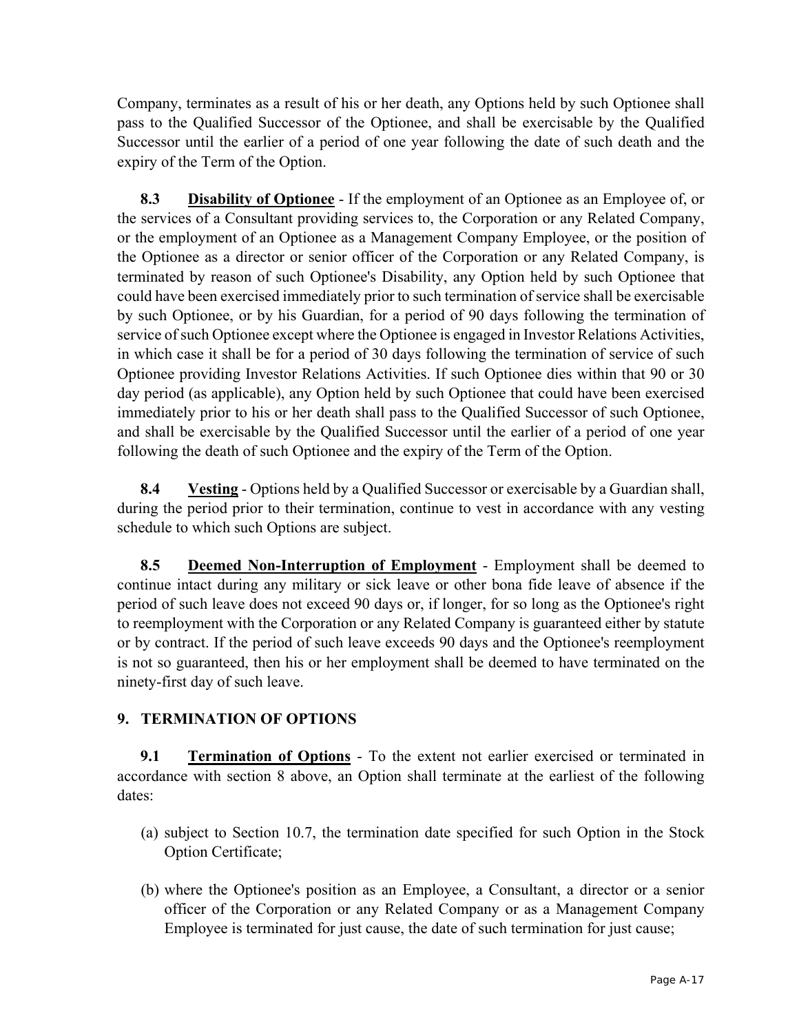Company, terminates as a result of his or her death, any Options held by such Optionee shall pass to the Qualified Successor of the Optionee, and shall be exercisable by the Qualified Successor until the earlier of a period of one year following the date of such death and the expiry of the Term of the Option.

**8.3** **Disability of Optionee** - If the employment of an Optionee as an Employee of, or the services of a Consultant providing services to, the Corporation or any Related Company, or the employment of an Optionee as a Management Company Employee, or the position of the Optionee as a director or senior officer of the Corporation or any Related Company, is terminated by reason of such Optionee's Disability, any Option held by such Optionee that could have been exercised immediately prior to such termination of service shall be exercisable by such Optionee, or by his Guardian, for a period of 90 days following the termination of service of such Optionee except where the Optionee is engaged in Investor Relations Activities, in which case it shall be for a period of 30 days following the termination of service of such Optionee providing Investor Relations Activities. If such Optionee dies within that 90 or 30 day period (as applicable), any Option held by such Optionee that could have been exercised immediately prior to his or her death shall pass to the Qualified Successor of such Optionee, and shall be exercisable by the Qualified Successor until the earlier of a period of one year following the death of such Optionee and the expiry of the Term of the Option.

**8.4** **Vesting** - Options held by a Qualified Successor or exercisable by a Guardian shall, during the period prior to their termination, continue to vest in accordance with any vesting schedule to which such Options are subject.

**8.5** **Deemed Non-Interruption of Employment** - Employment shall be deemed to continue intact during any military or sick leave or other bona fide leave of absence if the period of such leave does not exceed 90 days or, if longer, for so long as the Optionee's right to reemployment with the Corporation or any Related Company is guaranteed either by statute or by contract. If the period of such leave exceeds 90 days and the Optionee's reemployment is not so guaranteed, then his or her employment shall be deemed to have terminated on the ninety-first day of such leave.

## 9. TERMINATION OF OPTIONS

**9.1** **Termination of Options** - To the extent not earlier exercised or terminated in accordance with section 8 above, an Option shall terminate at the earliest of the following dates:

(a) subject to Section 10.7, the termination date specified for such Option in the Stock Option Certificate;

(b) where the Optionee's position as an Employee, a Consultant, a director or a senior officer of the Corporation or any Related Company or as a Management Company Employee is terminated for just cause, the date of such termination for just cause;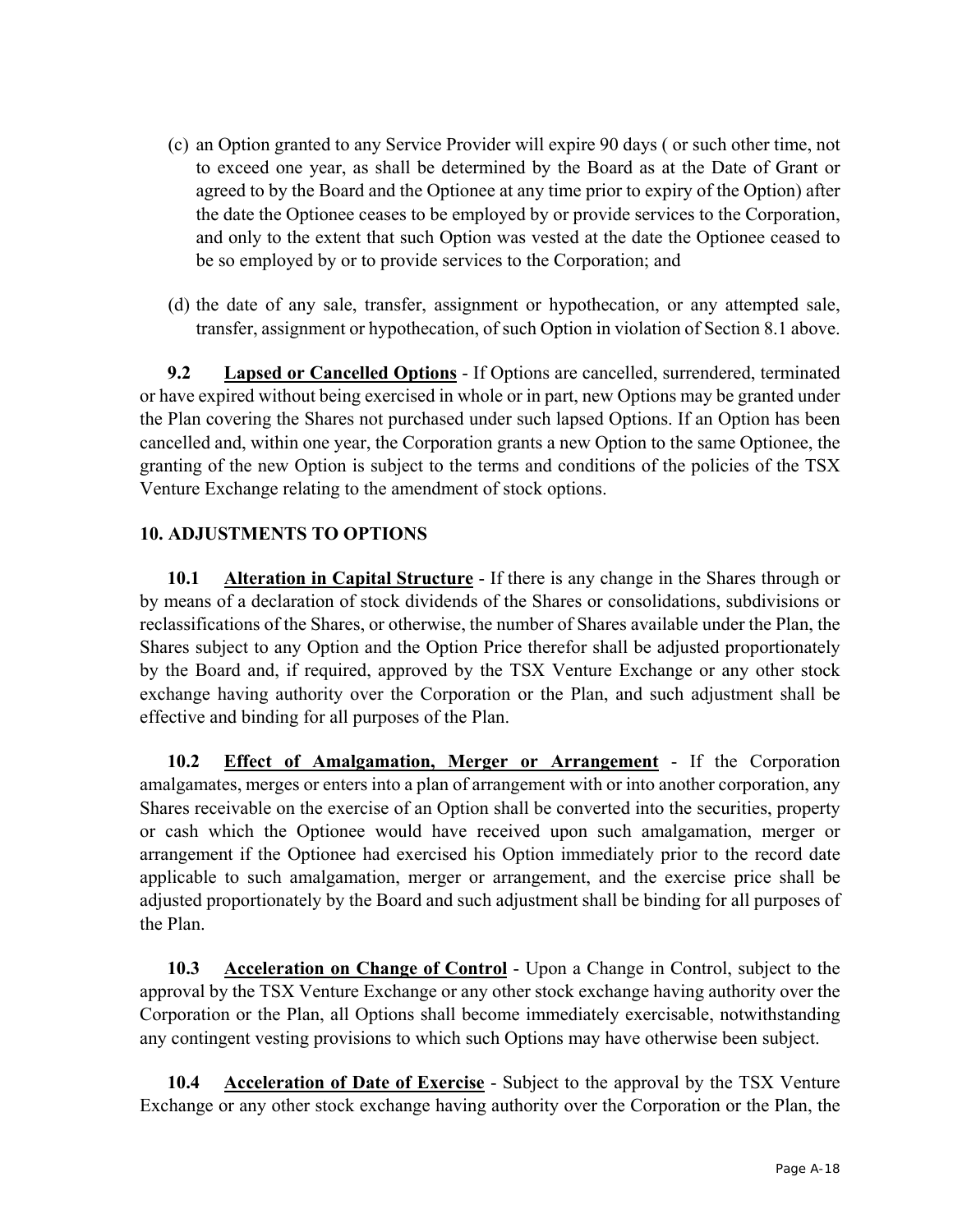(c) an Option granted to any Service Provider will expire 90 days ( or such other time, not to exceed one year, as shall be determined by the Board as at the Date of Grant or agreed to by the Board and the Optionee at any time prior to expiry of the Option) after the date the Optionee ceases to be employed by or provide services to the Corporation, and only to the extent that such Option was vested at the date the Optionee ceased to be so employed by or to provide services to the Corporation; and

(d) the date of any sale, transfer, assignment or hypothecation, or any attempted sale, transfer, assignment or hypothecation, of such Option in violation of Section 8.1 above.

**9.2** **Lapsed or Cancelled Options** - If Options are cancelled, surrendered, terminated or have expired without being exercised in whole or in part, new Options may be granted under the Plan covering the Shares not purchased under such lapsed Options. If an Option has been cancelled and, within one year, the Corporation grants a new Option to the same Optionee, the granting of the new Option is subject to the terms and conditions of the policies of the TSX Venture Exchange relating to the amendment of stock options.

## 10. ADJUSTMENTS TO OPTIONS

**10.1** **Alteration in Capital Structure** - If there is any change in the Shares through or by means of a declaration of stock dividends of the Shares or consolidations, subdivisions or reclassifications of the Shares, or otherwise, the number of Shares available under the Plan, the Shares subject to any Option and the Option Price therefor shall be adjusted proportionately by the Board and, if required, approved by the TSX Venture Exchange or any other stock exchange having authority over the Corporation or the Plan, and such adjustment shall be effective and binding for all purposes of the Plan.

**10.2** **Effect of Amalgamation, Merger or Arrangement** - If the Corporation amalgamates, merges or enters into a plan of arrangement with or into another corporation, any Shares receivable on the exercise of an Option shall be converted into the securities, property or cash which the Optionee would have received upon such amalgamation, merger or arrangement if the Optionee had exercised his Option immediately prior to the record date applicable to such amalgamation, merger or arrangement, and the exercise price shall be adjusted proportionately by the Board and such adjustment shall be binding for all purposes of the Plan.

**10.3** **Acceleration on Change of Control** - Upon a Change in Control, subject to the approval by the TSX Venture Exchange or any other stock exchange having authority over the Corporation or the Plan, all Options shall become immediately exercisable, notwithstanding any contingent vesting provisions to which such Options may have otherwise been subject.

**10.4** **Acceleration of Date of Exercise** - Subject to the approval by the TSX Venture Exchange or any other stock exchange having authority over the Corporation or the Plan, the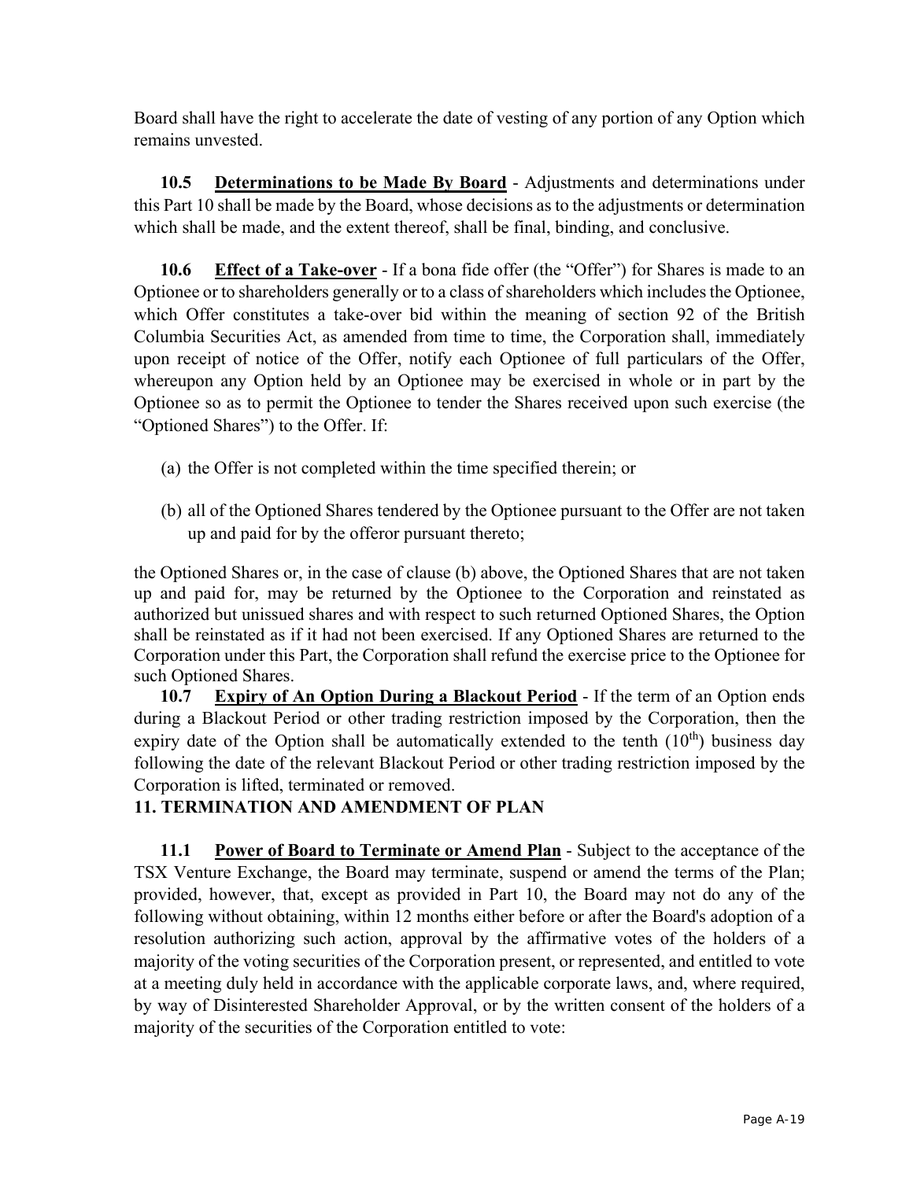Board shall have the right to accelerate the date of vesting of any portion of any Option which remains unvested.

**10.5** **Determinations to be Made By Board** - Adjustments and determinations under this Part 10 shall be made by the Board, whose decisions as to the adjustments or determination which shall be made, and the extent thereof, shall be final, binding, and conclusive.

**10.6** **Effect of a Take-over** - If a bona fide offer (the "Offer") for Shares is made to an Optionee or to shareholders generally or to a class of shareholders which includes the Optionee, which Offer constitutes a take-over bid within the meaning of section 92 of the British Columbia Securities Act, as amended from time to time, the Corporation shall, immediately upon receipt of notice of the Offer, notify each Optionee of full particulars of the Offer, whereupon any Option held by an Optionee may be exercised in whole or in part by the Optionee so as to permit the Optionee to tender the Shares received upon such exercise (the "Optioned Shares") to the Offer. If:

(a) the Offer is not completed within the time specified therein; or

(b) all of the Optioned Shares tendered by the Optionee pursuant to the Offer are not taken up and paid for by the offeror pursuant thereto;

the Optioned Shares or, in the case of clause (b) above, the Optioned Shares that are not taken up and paid for, may be returned by the Optionee to the Corporation and reinstated as authorized but unissued shares and with respect to such returned Optioned Shares, the Option shall be reinstated as if it had not been exercised. If any Optioned Shares are returned to the Corporation under this Part, the Corporation shall refund the exercise price to the Optionee for such Optioned Shares.

**10.7** **Expiry of An Option During a Blackout Period** - If the term of an Option ends during a Blackout Period or other trading restriction imposed by the Corporation, then the expiry date of the Option shall be automatically extended to the tenth (10th) business day following the date of the relevant Blackout Period or other trading restriction imposed by the Corporation is lifted, terminated or removed.

## 11. TERMINATION AND AMENDMENT OF PLAN

**11.1** **Power of Board to Terminate or Amend Plan** - Subject to the acceptance of the TSX Venture Exchange, the Board may terminate, suspend or amend the terms of the Plan; provided, however, that, except as provided in Part 10, the Board may not do any of the following without obtaining, within 12 months either before or after the Board's adoption of a resolution authorizing such action, approval by the affirmative votes of the holders of a majority of the voting securities of the Corporation present, or represented, and entitled to vote at a meeting duly held in accordance with the applicable corporate laws, and, where required, by way of Disinterested Shareholder Approval, or by the written consent of the holders of a majority of the securities of the Corporation entitled to vote: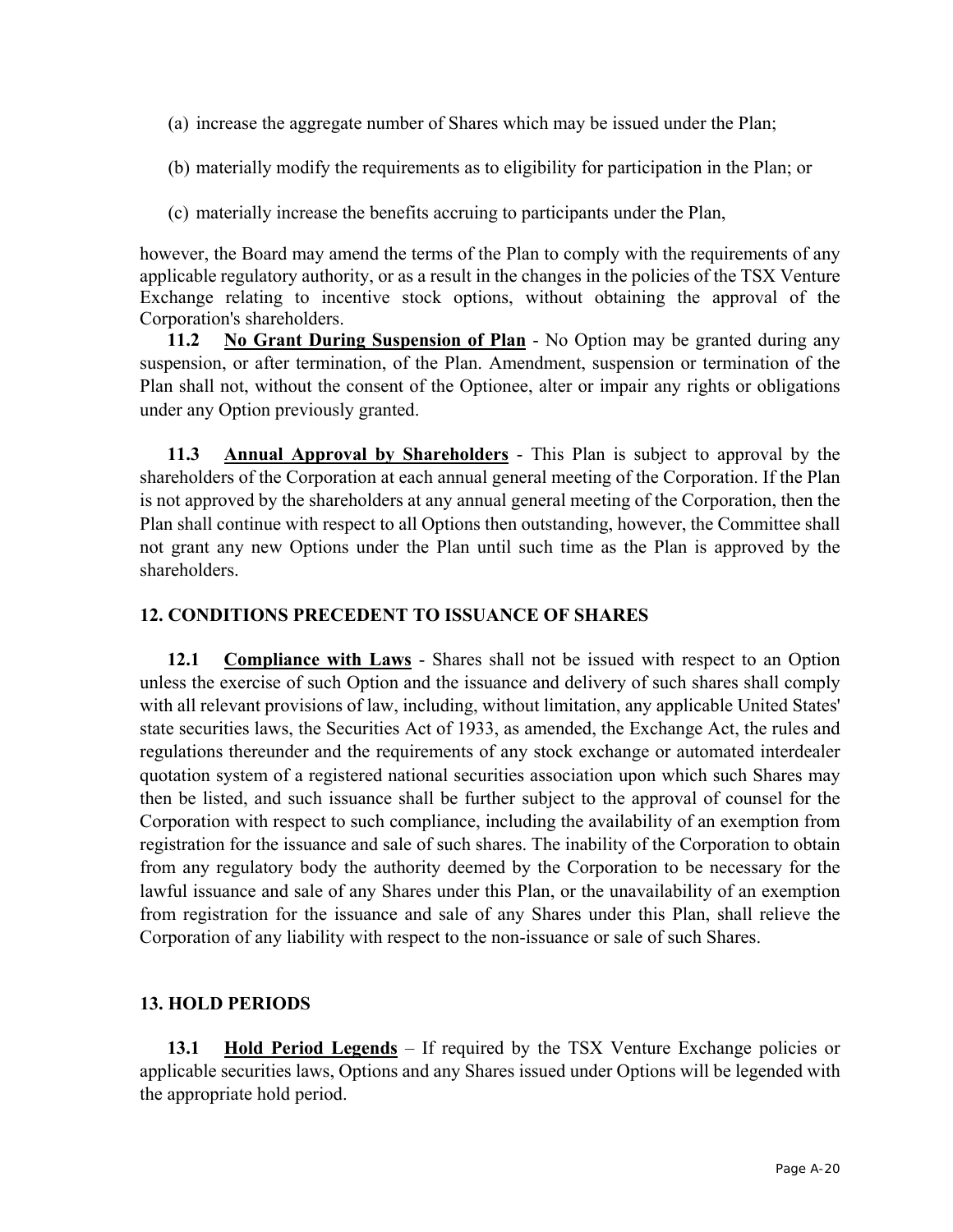(a) increase the aggregate number of Shares which may be issued under the Plan;

(b) materially modify the requirements as to eligibility for participation in the Plan; or

(c) materially increase the benefits accruing to participants under the Plan,

however, the Board may amend the terms of the Plan to comply with the requirements of any applicable regulatory authority, or as a result in the changes in the policies of the TSX Venture Exchange relating to incentive stock options, without obtaining the approval of the Corporation's shareholders.

**11.2 No Grant During Suspension of Plan** - No Option may be granted during any suspension, or after termination, of the Plan. Amendment, suspension or termination of the Plan shall not, without the consent of the Optionee, alter or impair any rights or obligations under any Option previously granted.

**11.3 Annual Approval by Shareholders** - This Plan is subject to approval by the shareholders of the Corporation at each annual general meeting of the Corporation. If the Plan is not approved by the shareholders at any annual general meeting of the Corporation, then the Plan shall continue with respect to all Options then outstanding, however, the Committee shall not grant any new Options under the Plan until such time as the Plan is approved by the shareholders.

## 12. CONDITIONS PRECEDENT TO ISSUANCE OF SHARES

**12.1 Compliance with Laws** - Shares shall not be issued with respect to an Option unless the exercise of such Option and the issuance and delivery of such shares shall comply with all relevant provisions of law, including, without limitation, any applicable United States' state securities laws, the Securities Act of 1933, as amended, the Exchange Act, the rules and regulations thereunder and the requirements of any stock exchange or automated interdealer quotation system of a registered national securities association upon which such Shares may then be listed, and such issuance shall be further subject to the approval of counsel for the Corporation with respect to such compliance, including the availability of an exemption from registration for the issuance and sale of such shares. The inability of the Corporation to obtain from any regulatory body the authority deemed by the Corporation to be necessary for the lawful issuance and sale of any Shares under this Plan, or the unavailability of an exemption from registration for the issuance and sale of any Shares under this Plan, shall relieve the Corporation of any liability with respect to the non-issuance or sale of such Shares.

## 13. HOLD PERIODS

**13.1 Hold Period Legends** – If required by the TSX Venture Exchange policies or applicable securities laws, Options and any Shares issued under Options will be legended with the appropriate hold period.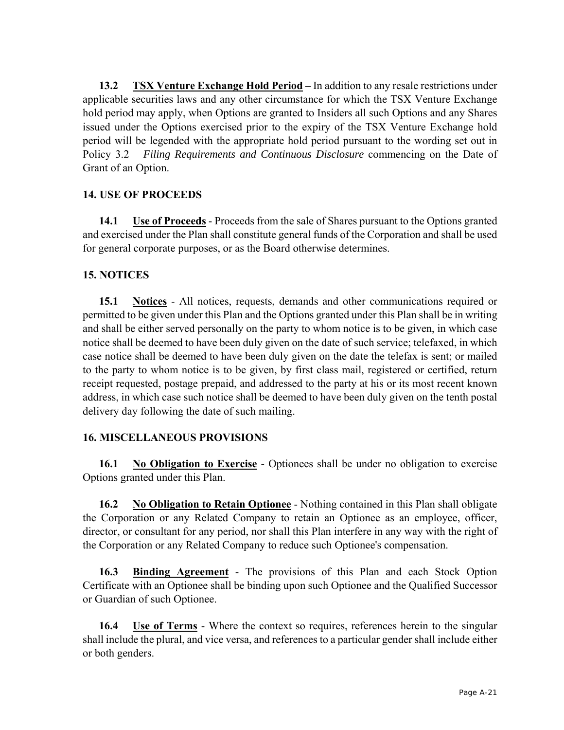**13.2 TSX Venture Exchange Hold Period –** In addition to any resale restrictions under applicable securities laws and any other circumstance for which the TSX Venture Exchange hold period may apply, when Options are granted to Insiders all such Options and any Shares issued under the Options exercised prior to the expiry of the TSX Venture Exchange hold period will be legended with the appropriate hold period pursuant to the wording set out in Policy 3.2 – *Filing Requirements and Continuous Disclosure* commencing on the Date of Grant of an Option.

## 14. USE OF PROCEEDS

**14.1 Use of Proceeds** - Proceeds from the sale of Shares pursuant to the Options granted and exercised under the Plan shall constitute general funds of the Corporation and shall be used for general corporate purposes, or as the Board otherwise determines.

## 15. NOTICES

**15.1 Notices** - All notices, requests, demands and other communications required or permitted to be given under this Plan and the Options granted under this Plan shall be in writing and shall be either served personally on the party to whom notice is to be given, in which case notice shall be deemed to have been duly given on the date of such service; telefaxed, in which case notice shall be deemed to have been duly given on the date the telefax is sent; or mailed to the party to whom notice is to be given, by first class mail, registered or certified, return receipt requested, postage prepaid, and addressed to the party at his or its most recent known address, in which case such notice shall be deemed to have been duly given on the tenth postal delivery day following the date of such mailing.

## 16. MISCELLANEOUS PROVISIONS

**16.1 No Obligation to Exercise** - Optionees shall be under no obligation to exercise Options granted under this Plan.

**16.2 No Obligation to Retain Optionee** - Nothing contained in this Plan shall obligate the Corporation or any Related Company to retain an Optionee as an employee, officer, director, or consultant for any period, nor shall this Plan interfere in any way with the right of the Corporation or any Related Company to reduce such Optionee's compensation.

**16.3 Binding Agreement** - The provisions of this Plan and each Stock Option Certificate with an Optionee shall be binding upon such Optionee and the Qualified Successor or Guardian of such Optionee.

**16.4 Use of Terms** - Where the context so requires, references herein to the singular shall include the plural, and vice versa, and references to a particular gender shall include either or both genders.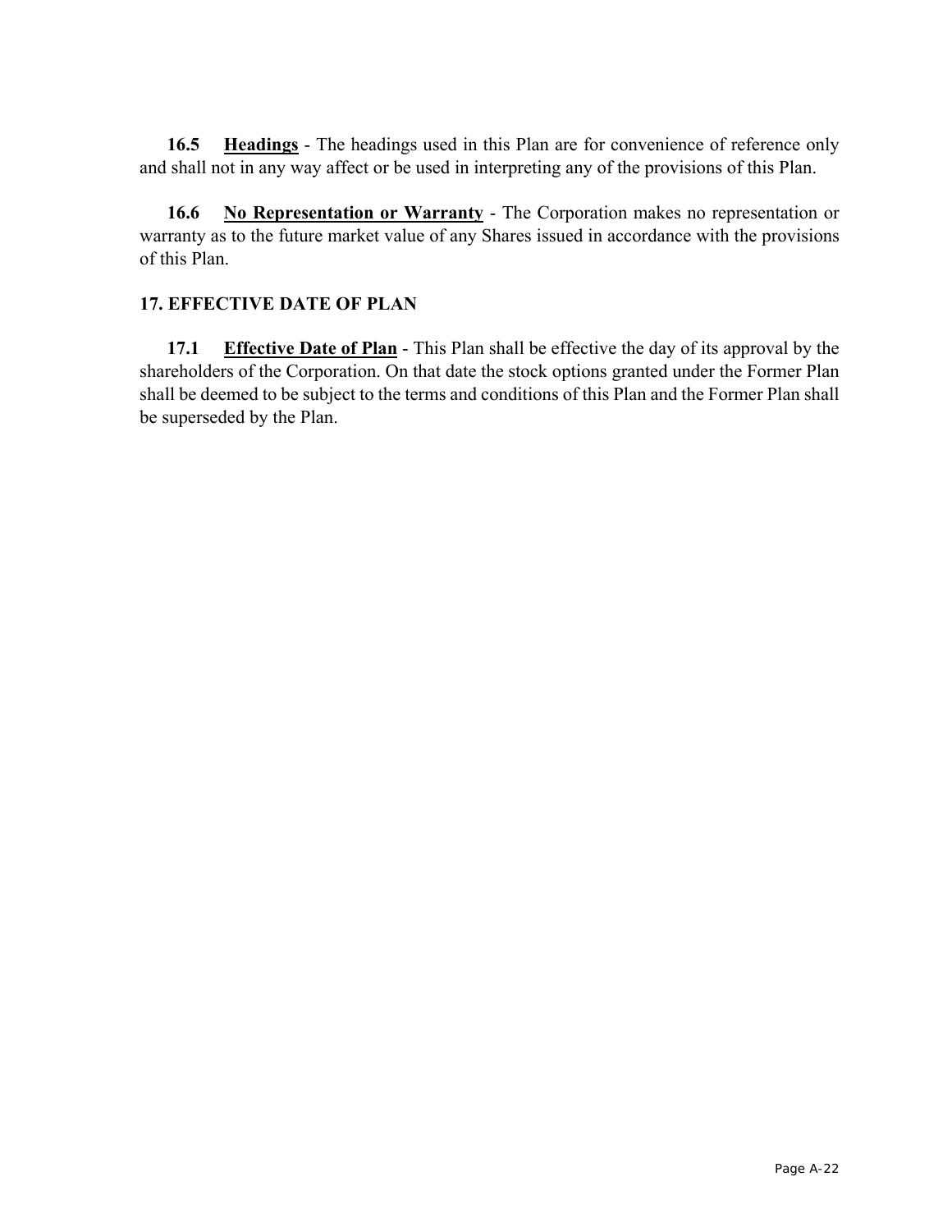**16.5 Headings** - The headings used in this Plan are for convenience of reference only and shall not in any way affect or be used in interpreting any of the provisions of this Plan.

**16.6 No Representation or Warranty** - The Corporation makes no representation or warranty as to the future market value of any Shares issued in accordance with the provisions of this Plan.

## 17. EFFECTIVE DATE OF PLAN

**17.1 Effective Date of Plan** - This Plan shall be effective the day of its approval by the shareholders of the Corporation. On that date the stock options granted under the Former Plan shall be deemed to be subject to the terms and conditions of this Plan and the Former Plan shall be superseded by the Plan.